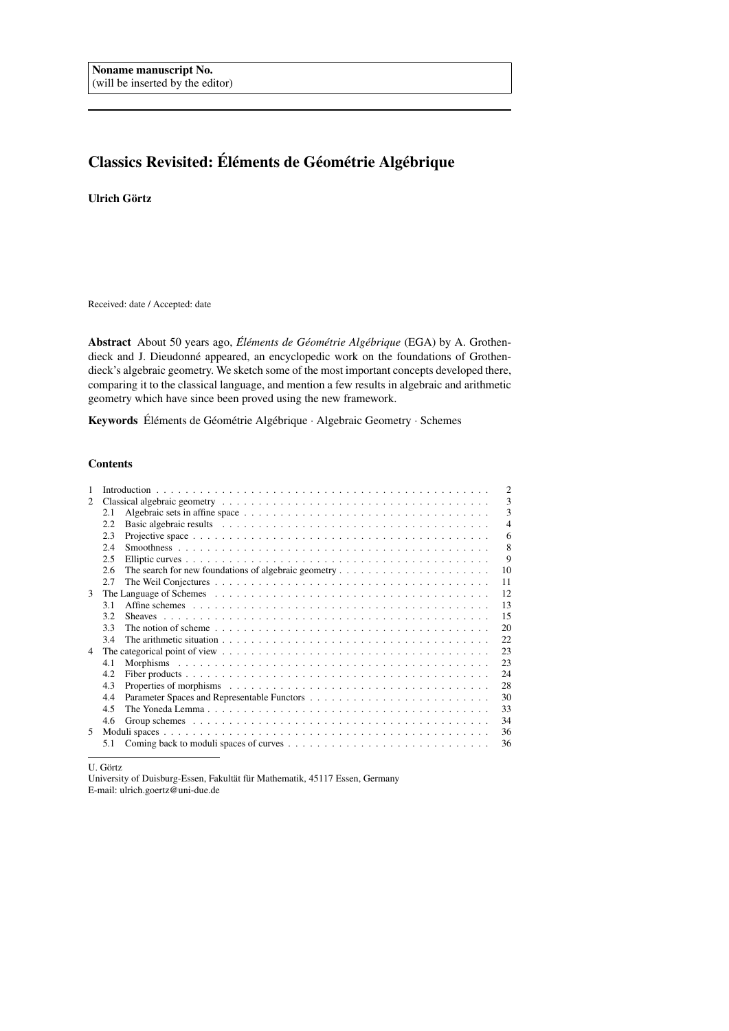**Noname manuscript No.**
(will be inserted by the editor)

# Classics Revisited: Éléments de Géométrie Algébrique

**Ulrich Görtz**

Received: date / Accepted: date

**Abstract** About 50 years ago, *Éléments de Géométrie Algébrique* (EGA) by A. Grothendieck and J. Dieudonné appeared, an encyclopedic work on the foundations of Grothendieck's algebraic geometry. We sketch some of the most important concepts developed there, comparing it to the classical language, and mention a few results in algebraic and arithmetic geometry which have since been proved using the new framework.

**Keywords** Éléments de Géométrie Algébrique · Algebraic Geometry · Schemes

## Contents

| | | |
|---|---|---|
| 1 | Introduction | 2 |
| 2 | Classical algebraic geometry | 3 |
| | 2.1 Algebraic sets in affine space | 3 |
| | 2.2 Basic algebraic results | 4 |
| | 2.3 Projective space | 6 |
| | 2.4 Smoothness | 8 |
| | 2.5 Elliptic curves | 9 |
| | 2.6 The search for new foundations of algebraic geometry | 10 |
| | 2.7 The Weil Conjectures | 11 |
| 3 | The Language of Schemes | 12 |
| | 3.1 Affine schemes | 13 |
| | 3.2 Sheaves | 15 |
| | 3.3 The notion of scheme | 20 |
| | 3.4 The arithmetic situation | 22 |
| 4 | The categorical point of view | 23 |
| | 4.1 Morphisms | 23 |
| | 4.2 Fiber products | 24 |
| | 4.3 Properties of morphisms | 28 |
| | 4.4 Parameter Spaces and Representable Functors | 30 |
| | 4.5 The Yoneda Lemma | 33 |
| | 4.6 Group schemes | 34 |
| 5 | Moduli spaces | 36 |
| | 5.1 Coming back to moduli spaces of curves | 36 |

U. Görtz
University of Duisburg-Essen, Fakultät für Mathematik, 45117 Essen, Germany
E-mail: ulrich.goertz@uni-due.de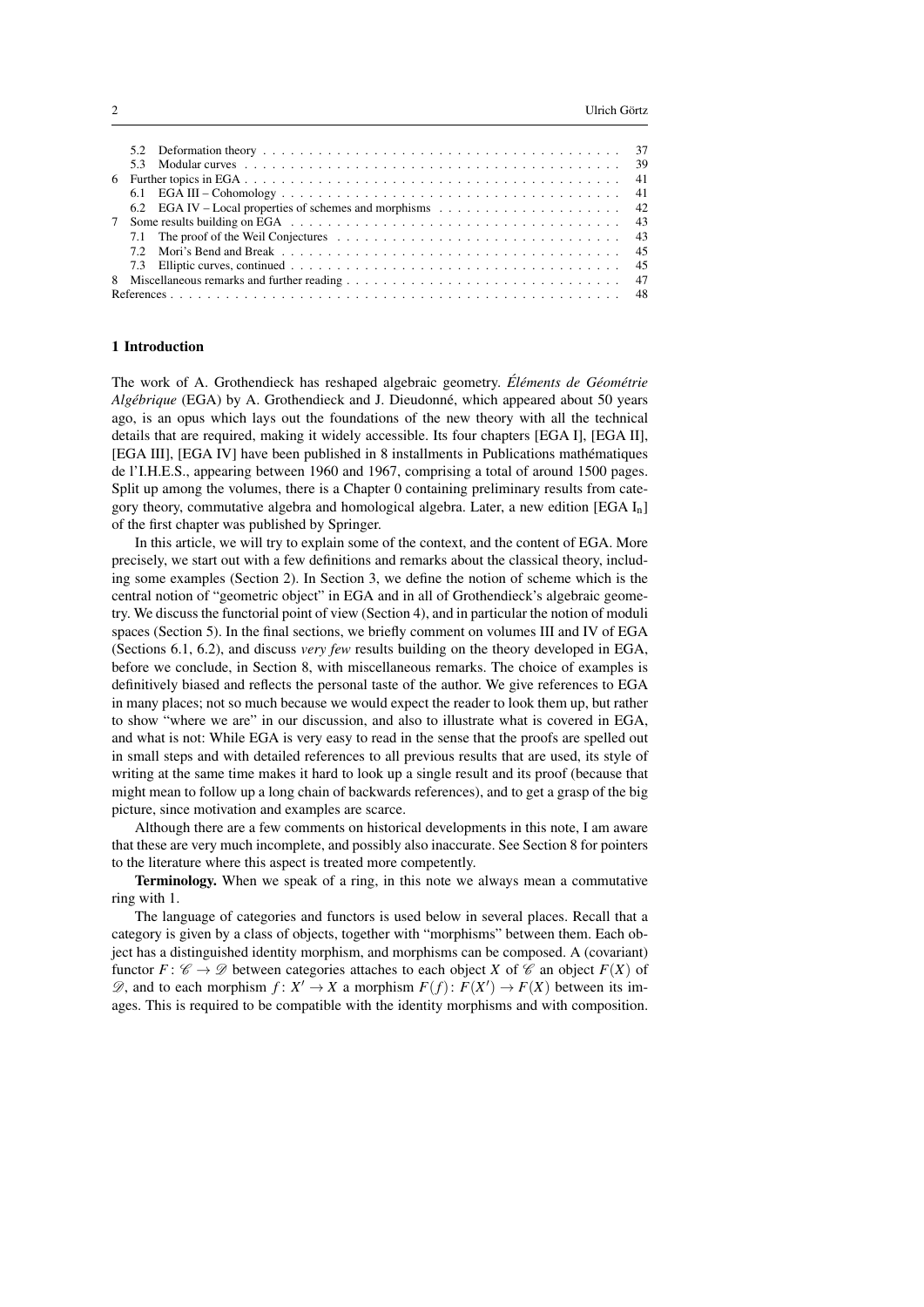| | | |
|---|---|---|
| 5.2 | Deformation theory | 37 |
| 5.3 | Modular curves | 39 |
| 6 | Further topics in EGA | 41 |
| 6.1 | EGA III – Cohomology | 41 |
| 6.2 | EGA IV – Local properties of schemes and morphisms | 42 |
| 7 | Some results building on EGA | 43 |
| 7.1 | The proof of the Weil Conjectures | 43 |
| 7.2 | Mori's Bend and Break | 45 |
| 7.3 | Elliptic curves, continued | 45 |
| 8 | Miscellaneous remarks and further reading | 47 |
| | References | 48 |

## 1 Introduction

The work of A. Grothendieck has reshaped algebraic geometry. *Éléments de Géométrie Algébrique* (EGA) by A. Grothendieck and J. Dieudonné, which appeared about 50 years ago, is an opus which lays out the foundations of the new theory with all the technical details that are required, making it widely accessible. Its four chapters [EGA I], [EGA II], [EGA III], [EGA IV] have been published in 8 installments in Publications mathématiques de l'I.H.E.S., appearing between 1960 and 1967, comprising a total of around 1500 pages. Split up among the volumes, there is a Chapter 0 containing preliminary results from category theory, commutative algebra and homological algebra. Later, a new edition [EGA $\mathrm{I_n}$] of the first chapter was published by Springer.

In this article, we will try to explain some of the context, and the content of EGA. More precisely, we start out with a few definitions and remarks about the classical theory, including some examples (Section 2). In Section 3, we define the notion of scheme which is the central notion of "geometric object" in EGA and in all of Grothendieck's algebraic geometry. We discuss the functorial point of view (Section 4), and in particular the notion of moduli spaces (Section 5). In the final sections, we briefly comment on volumes III and IV of EGA (Sections 6.1, 6.2), and discuss *very few* results building on the theory developed in EGA, before we conclude, in Section 8, with miscellaneous remarks. The choice of examples is definitively biased and reflects the personal taste of the author. We give references to EGA in many places; not so much because we would expect the reader to look them up, but rather to show "where we are" in our discussion, and also to illustrate what is covered in EGA, and what is not: While EGA is very easy to read in the sense that the proofs are spelled out in small steps and with detailed references to all previous results that are used, its style of writing at the same time makes it hard to look up a single result and its proof (because that might mean to follow up a long chain of backwards references), and to get a grasp of the big picture, since motivation and examples are scarce.

Although there are a few comments on historical developments in this note, I am aware that these are very much incomplete, and possibly also inaccurate. See Section 8 for pointers to the literature where this aspect is treated more competently.

**Terminology.** When we speak of a ring, in this note we always mean a commutative ring with 1.

The language of categories and functors is used below in several places. Recall that a category is given by a class of objects, together with "morphisms" between them. Each object has a distinguished identity morphism, and morphisms can be composed. A (covariant) functor $F\colon \mathscr{C} \to \mathscr{D}$ between categories attaches to each object $X$ of $\mathscr{C}$ an object $F(X)$ of $\mathscr{D}$, and to each morphism $f\colon X' \to X$ a morphism $F(f)\colon F(X') \to F(X)$ between its images. This is required to be compatible with the identity morphisms and with composition.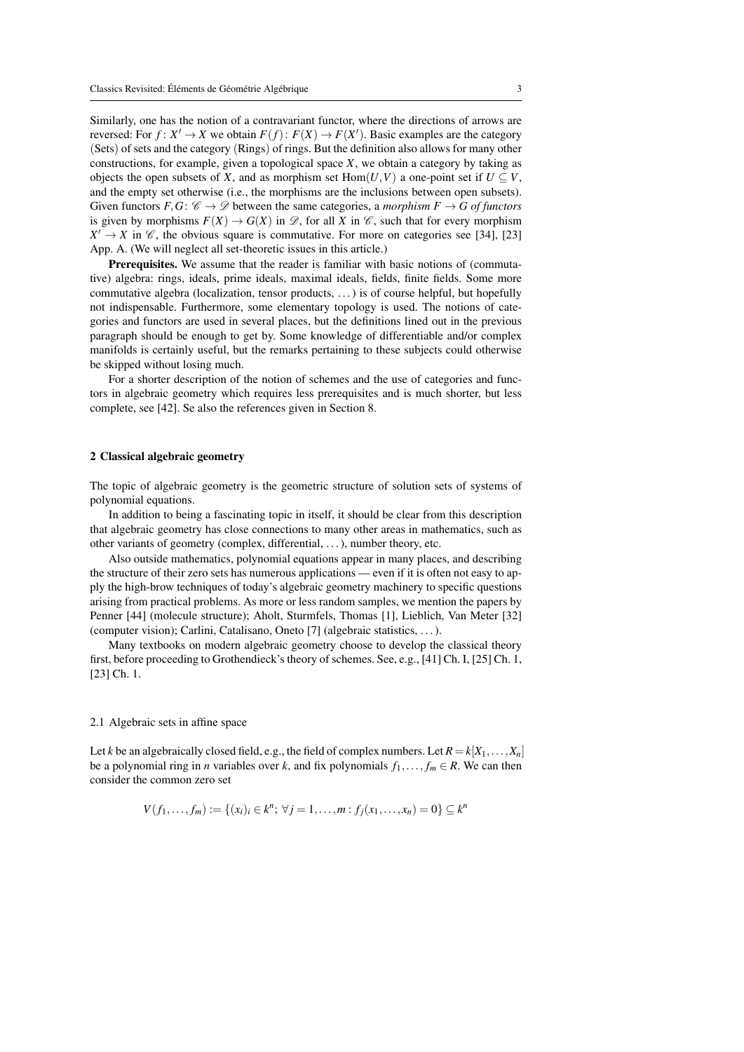Similarly, one has the notion of a contravariant functor, where the directions of arrows are reversed: For $f\colon X' \to X$ we obtain $F(f)\colon F(X) \to F(X')$. Basic examples are the category (Sets) of sets and the category (Rings) of rings. But the definition also allows for many other constructions, for example, given a topological space $X$, we obtain a category by taking as objects the open subsets of $X$, and as morphism set $\mathrm{Hom}(U,V)$ a one-point set if $U \subseteq V$, and the empty set otherwise (i.e., the morphisms are the inclusions between open subsets). Given functors $F, G\colon \mathscr{C} \to \mathscr{D}$ between the same categories, a *morphism $F \to G$ of functors* is given by morphisms $F(X) \to G(X)$ in $\mathscr{D}$, for all $X$ in $\mathscr{C}$, such that for every morphism $X' \to X$ in $\mathscr{C}$, the obvious square is commutative. For more on categories see [34], [23] App. A. (We will neglect all set-theoretic issues in this article.)

**Prerequisites.** We assume that the reader is familiar with basic notions of (commutative) algebra: rings, ideals, prime ideals, maximal ideals, fields, finite fields. Some more commutative algebra (localization, tensor products, ...) is of course helpful, but hopefully not indispensable. Furthermore, some elementary topology is used. The notions of categories and functors are used in several places, but the definitions lined out in the previous paragraph should be enough to get by. Some knowledge of differentiable and/or complex manifolds is certainly useful, but the remarks pertaining to these subjects could otherwise be skipped without losing much.

For a shorter description of the notion of schemes and the use of categories and functors in algebraic geometry which requires less prerequisites and is much shorter, but less complete, see [42]. Se also the references given in Section 8.

## 2 Classical algebraic geometry

The topic of algebraic geometry is the geometric structure of solution sets of systems of polynomial equations.

In addition to being a fascinating topic in itself, it should be clear from this description that algebraic geometry has close connections to many other areas in mathematics, such as other variants of geometry (complex, differential, ...), number theory, etc.

Also outside mathematics, polynomial equations appear in many places, and describing the structure of their zero sets has numerous applications — even if it is often not easy to apply the high-brow techniques of today's algebraic geometry machinery to specific questions arising from practical problems. As more or less random samples, we mention the papers by Penner [44] (molecule structure); Aholt, Sturmfels, Thomas [1], Lieblich, Van Meter [32] (computer vision); Carlini, Catalisano, Oneto [7] (algebraic statistics, ...).

Many textbooks on modern algebraic geometry choose to develop the classical theory first, before proceeding to Grothendieck's theory of schemes. See, e.g., [41] Ch. I, [25] Ch. 1, [23] Ch. 1.

### 2.1 Algebraic sets in affine space

Let $k$ be an algebraically closed field, e.g., the field of complex numbers. Let $R = k[X_1, \dots, X_n]$ be a polynomial ring in $n$ variables over $k$, and fix polynomials $f_1, \dots, f_m \in R$. We can then consider the common zero set

$$V(f_1, \dots, f_m) := \{(x_i)_i \in k^n;\ \forall j = 1, \dots, m : f_j(x_1, \dots, x_n) = 0\} \subseteq k^n$$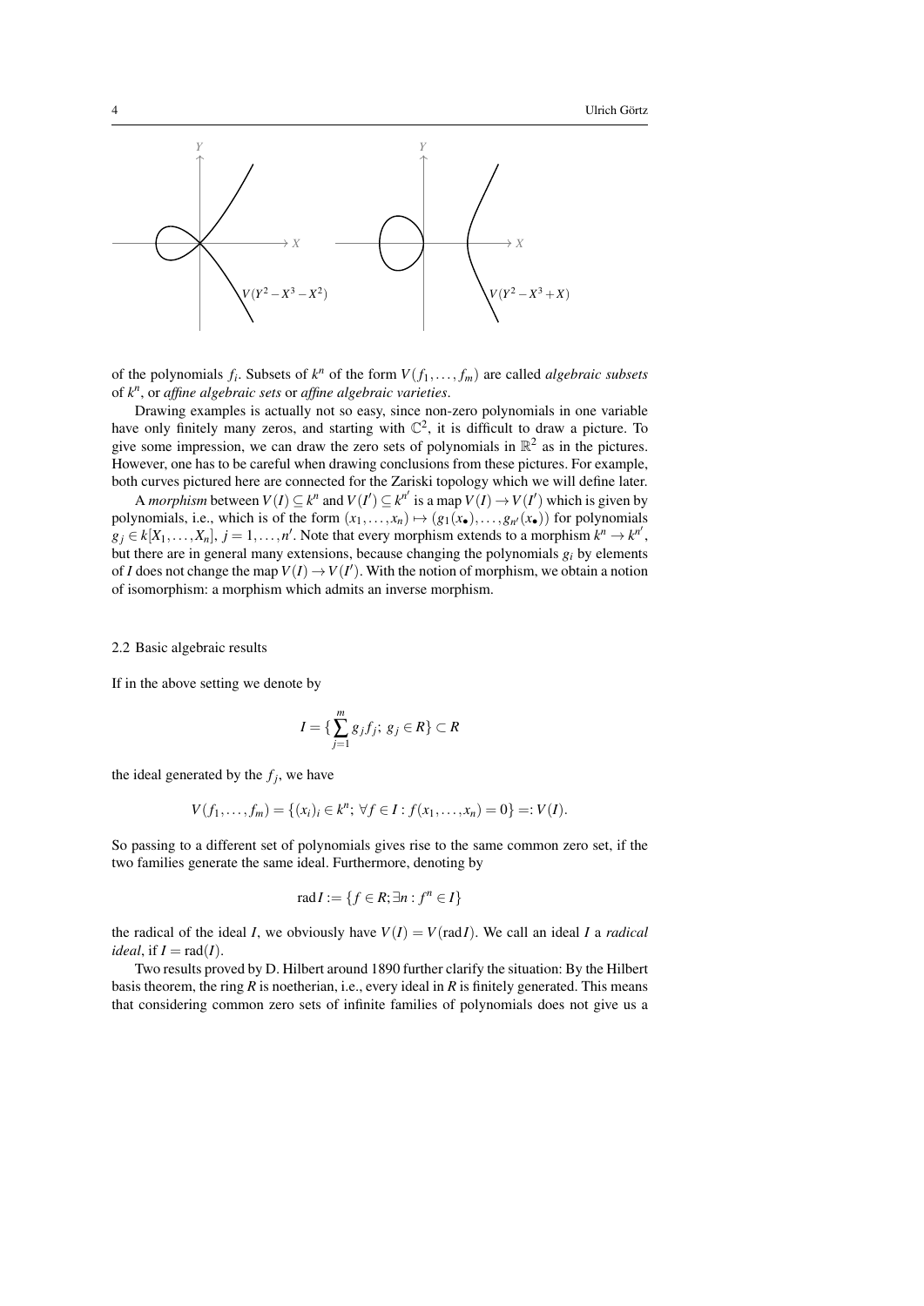of the polynomials $f_i$. Subsets of $k^n$ of the form $V(f_1,\dots,f_m)$ are called *algebraic subsets* of $k^n$, or *affine algebraic sets* or *affine algebraic varieties*.

Drawing examples is actually not so easy, since non-zero polynomials in one variable have only finitely many zeros, and starting with $\mathbb{C}^2$, it is difficult to draw a picture. To give some impression, we can draw the zero sets of polynomials in $\mathbb{R}^2$ as in the pictures. However, one has to be careful when drawing conclusions from these pictures. For example, both curves pictured here are connected for the Zariski topology which we will define later.

A *morphism* between $V(I) \subseteq k^n$ and $V(I') \subseteq k^{n'}$ is a map $V(I) \to V(I')$ which is given by polynomials, i.e., which is of the form $(x_1,\dots,x_n) \mapsto (g_1(x_\bullet),\dots,g_{n'}(x_\bullet))$ for polynomials $g_j \in k[X_1,\dots,X_n]$, $j = 1,\dots,n'$. Note that every morphism extends to a morphism $k^n \to k^{n'}$, but there are in general many extensions, because changing the polynomials $g_i$ by elements of $I$ does not change the map $V(I) \to V(I')$. With the notion of morphism, we obtain a notion of isomorphism: a morphism which admits an inverse morphism.

### 2.2 Basic algebraic results

If in the above setting we denote by

$$I = \{\sum_{j=1}^{m} g_j f_j;\ g_j \in R\} \subset R$$

the ideal generated by the $f_j$, we have

$$V(f_1,\dots,f_m) = \{(x_i)_i \in k^n;\ \forall f \in I : f(x_1,\dots,x_n) = 0\} =: V(I).$$

So passing to a different set of polynomials gives rise to the same common zero set, if the two families generate the same ideal. Furthermore, denoting by

$$\operatorname{rad} I := \{f \in R; \exists n : f^n \in I\}$$

the radical of the ideal $I$, we obviously have $V(I) = V(\operatorname{rad} I)$. We call an ideal $I$ a *radical ideal*, if $I = \operatorname{rad}(I)$.

Two results proved by D. Hilbert around 1890 further clarify the situation: By the Hilbert basis theorem, the ring $R$ is noetherian, i.e., every ideal in $R$ is finitely generated. This means that considering common zero sets of infinite families of polynomials does not give us a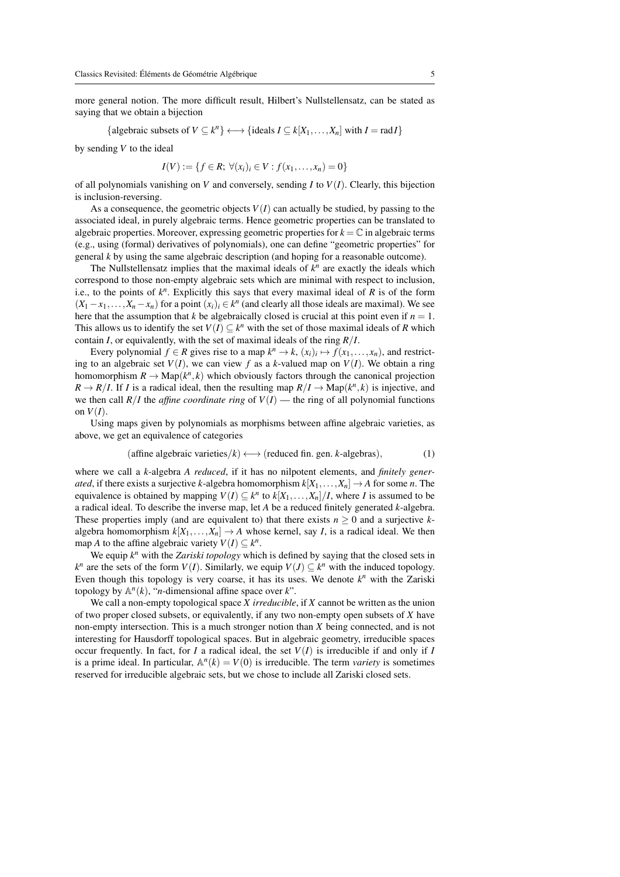more general notion. The more difficult result, Hilbert's Nullstellensatz, can be stated as saying that we obtain a bijection

$$\{\text{algebraic subsets of } V \subseteq k^n\} \longleftrightarrow \{\text{ideals } I \subseteq k[X_1, \dots, X_n] \text{ with } I = \operatorname{rad} I\}$$

by sending $V$ to the ideal

$$I(V) := \{f \in R;\ \forall (x_i)_i \in V : f(x_1, \dots, x_n) = 0\}$$

of all polynomials vanishing on $V$ and conversely, sending $I$ to $V(I)$. Clearly, this bijection is inclusion-reversing.

As a consequence, the geometric objects $V(I)$ can actually be studied, by passing to the associated ideal, in purely algebraic terms. Hence geometric properties can be translated to algebraic properties. Moreover, expressing geometric properties for $k = \mathbb{C}$ in algebraic terms (e.g., using (formal) derivatives of polynomials), one can define "geometric properties" for general $k$ by using the same algebraic description (and hoping for a reasonable outcome).

The Nullstellensatz implies that the maximal ideals of $k^n$ are exactly the ideals which correspond to those non-empty algebraic sets which are minimal with respect to inclusion, i.e., to the points of $k^n$. Explicitly this says that every maximal ideal of $R$ is of the form $(X_1 - x_1, \dots, X_n - x_n)$ for a point $(x_i)_i \in k^n$ (and clearly all those ideals are maximal). We see here that the assumption that $k$ be algebraically closed is crucial at this point even if $n = 1$. This allows us to identify the set $V(I) \subseteq k^n$ with the set of those maximal ideals of $R$ which contain $I$, or equivalently, with the set of maximal ideals of the ring $R/I$.

Every polynomial $f \in R$ gives rise to a map $k^n \to k$, $(x_i)_i \mapsto f(x_1, \dots, x_n)$, and restricting to an algebraic set $V(I)$, we can view $f$ as a $k$-valued map on $V(I)$. We obtain a ring homomorphism $R \to \operatorname{Map}(k^n, k)$ which obviously factors through the canonical projection $R \to R/I$. If $I$ is a radical ideal, then the resulting map $R/I \to \operatorname{Map}(k^n, k)$ is injective, and we then call $R/I$ the *affine coordinate ring* of $V(I)$ — the ring of all polynomial functions on $V(I)$.

Using maps given by polynomials as morphisms between affine algebraic varieties, as above, we get an equivalence of categories

$$(\text{affine algebraic varieties}/k) \longleftrightarrow (\text{reduced fin. gen. } k\text{-algebras}), \tag{1}$$

where we call a $k$-algebra $A$ *reduced*, if it has no nilpotent elements, and *finitely generated*, if there exists a surjective $k$-algebra homomorphism $k[X_1, \dots, X_n] \to A$ for some $n$. The equivalence is obtained by mapping $V(I) \subseteq k^n$ to $k[X_1, \dots, X_n]/I$, where $I$ is assumed to be a radical ideal. To describe the inverse map, let $A$ be a reduced finitely generated $k$-algebra. These properties imply (and are equivalent to) that there exists $n \geq 0$ and a surjective $k$-algebra homomorphism $k[X_1, \dots, X_n] \to A$ whose kernel, say $I$, is a radical ideal. We then map $A$ to the affine algebraic variety $V(I) \subseteq k^n$.

We equip $k^n$ with the *Zariski topology* which is defined by saying that the closed sets in $k^n$ are the sets of the form $V(I)$. Similarly, we equip $V(J) \subseteq k^n$ with the induced topology. Even though this topology is very coarse, it has its uses. We denote $k^n$ with the Zariski topology by $\mathbb{A}^n(k)$, "$n$-dimensional affine space over $k$".

We call a non-empty topological space $X$ *irreducible*, if $X$ cannot be written as the union of two proper closed subsets, or equivalently, if any two non-empty open subsets of $X$ have non-empty intersection. This is a much stronger notion than $X$ being connected, and is not interesting for Hausdorff topological spaces. But in algebraic geometry, irreducible spaces occur frequently. In fact, for $I$ a radical ideal, the set $V(I)$ is irreducible if and only if $I$ is a prime ideal. In particular, $\mathbb{A}^n(k) = V(0)$ is irreducible. The term *variety* is sometimes reserved for irreducible algebraic sets, but we chose to include all Zariski closed sets.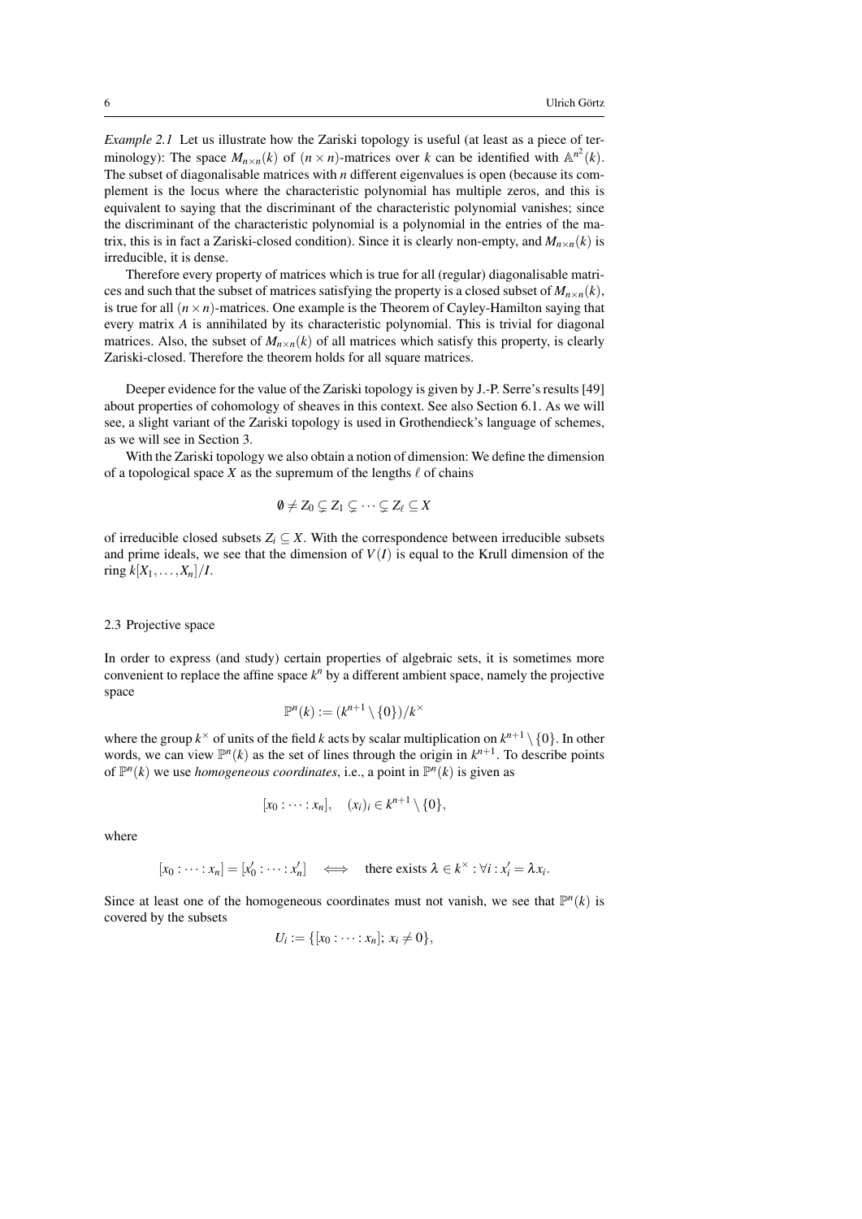*Example 2.1* Let us illustrate how the Zariski topology is useful (at least as a piece of terminology): The space $M_{n\times n}(k)$ of $(n \times n)$-matrices over $k$ can be identified with $\mathbb{A}^{n^2}(k)$. The subset of diagonalisable matrices with $n$ different eigenvalues is open (because its complement is the locus where the characteristic polynomial has multiple zeros, and this is equivalent to saying that the discriminant of the characteristic polynomial vanishes; since the discriminant of the characteristic polynomial is a polynomial in the entries of the matrix, this is in fact a Zariski-closed condition). Since it is clearly non-empty, and $M_{n\times n}(k)$ is irreducible, it is dense.

Therefore every property of matrices which is true for all (regular) diagonalisable matrices and such that the subset of matrices satisfying the property is a closed subset of $M_{n\times n}(k)$, is true for all $(n \times n)$-matrices. One example is the Theorem of Cayley-Hamilton saying that every matrix $A$ is annihilated by its characteristic polynomial. This is trivial for diagonal matrices. Also, the subset of $M_{n\times n}(k)$ of all matrices which satisfy this property, is clearly Zariski-closed. Therefore the theorem holds for all square matrices.

Deeper evidence for the value of the Zariski topology is given by J.-P. Serre's results [49] about properties of cohomology of sheaves in this context. See also Section 6.1. As we will see, a slight variant of the Zariski topology is used in Grothendieck's language of schemes, as we will see in Section 3.

With the Zariski topology we also obtain a notion of dimension: We define the dimension of a topological space $X$ as the supremum of the lengths $\ell$ of chains

$$\emptyset \neq Z_0 \subsetneq Z_1 \subsetneq \cdots \subsetneq Z_\ell \subseteq X$$

of irreducible closed subsets $Z_i \subseteq X$. With the correspondence between irreducible subsets and prime ideals, we see that the dimension of $V(I)$ is equal to the Krull dimension of the ring $k[X_1,\dots,X_n]/I$.

## 2.3 Projective space

In order to express (and study) certain properties of algebraic sets, it is sometimes more convenient to replace the affine space $k^n$ by a different ambient space, namely the projective space

$$\mathbb{P}^n(k) := (k^{n+1} \setminus \{0\})/k^\times$$

where the group $k^\times$ of units of the field $k$ acts by scalar multiplication on $k^{n+1} \setminus \{0\}$. In other words, we can view $\mathbb{P}^n(k)$ as the set of lines through the origin in $k^{n+1}$. To describe points of $\mathbb{P}^n(k)$ we use *homogeneous coordinates*, i.e., a point in $\mathbb{P}^n(k)$ is given as

$$[x_0 : \cdots : x_n], \quad (x_i)_i \in k^{n+1} \setminus \{0\},$$

where

$$[x_0 : \cdots : x_n] = [x_0' : \cdots : x_n'] \quad \Longleftrightarrow \quad \text{there exists } \lambda \in k^\times : \forall i : x_i' = \lambda x_i.$$

Since at least one of the homogeneous coordinates must not vanish, we see that $\mathbb{P}^n(k)$ is covered by the subsets

$$U_i := \{[x_0 : \cdots : x_n];\ x_i \neq 0\},$$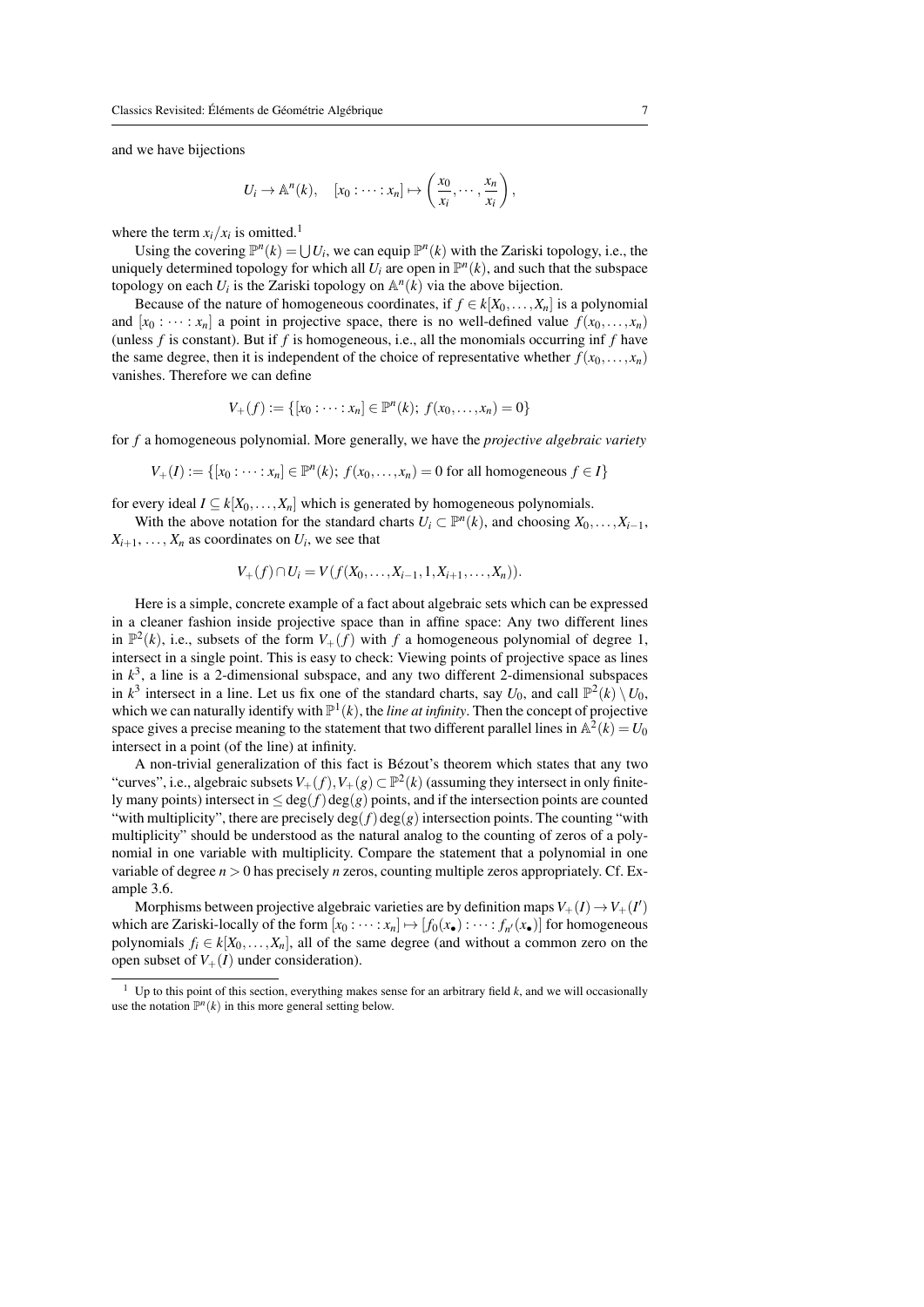and we have bijections

$$U_i \to \mathbb{A}^n(k), \quad [x_0 : \dots : x_n] \mapsto \left( \frac{x_0}{x_i}, \cdots, \frac{x_n}{x_i} \right),$$

where the term $x_i/x_i$ is omitted.[1]

Using the covering $\mathbb{P}^n(k) = \bigcup U_i$, we can equip $\mathbb{P}^n(k)$ with the Zariski topology, i.e., the uniquely determined topology for which all $U_i$ are open in $\mathbb{P}^n(k)$, and such that the subspace topology on each $U_i$ is the Zariski topology on $\mathbb{A}^n(k)$ via the above bijection.

Because of the nature of homogeneous coordinates, if $f \in k[X_0, \dots, X_n]$ is a polynomial and $[x_0 : \dots : x_n]$ a point in projective space, there is no well-defined value $f(x_0, \dots, x_n)$ (unless $f$ is constant). But if $f$ is homogeneous, i.e., all the monomials occurring inf $f$ have the same degree, then it is independent of the choice of representative whether $f(x_0, \dots, x_n)$ vanishes. Therefore we can define

$$V_+(f) := \{ [x_0 : \dots : x_n] \in \mathbb{P}^n(k);\ f(x_0, \dots, x_n) = 0 \}$$

for $f$ a homogeneous polynomial. More generally, we have the *projective algebraic variety*

$$V_+(I) := \{ [x_0 : \dots : x_n] \in \mathbb{P}^n(k);\ f(x_0, \dots, x_n) = 0 \text{ for all homogeneous } f \in I \}$$

for every ideal $I \subseteq k[X_0, \dots, X_n]$ which is generated by homogeneous polynomials.

With the above notation for the standard charts $U_i \subset \mathbb{P}^n(k)$, and choosing $X_0, \dots, X_{i-1}$, $X_{i+1}, \dots, X_n$ as coordinates on $U_i$, we see that

$$V_+(f) \cap U_i = V(f(X_0, \dots, X_{i-1}, 1, X_{i+1}, \dots, X_n)).$$

Here is a simple, concrete example of a fact about algebraic sets which can be expressed in a cleaner fashion inside projective space than in affine space: Any two different lines in $\mathbb{P}^2(k)$, i.e., subsets of the form $V_+(f)$ with $f$ a homogeneous polynomial of degree 1, intersect in a single point. This is easy to check: Viewing points of projective space as lines in $k^3$, a line is a 2-dimensional subspace, and any two different 2-dimensional subspaces in $k^3$ intersect in a line. Let us fix one of the standard charts, say $U_0$, and call $\mathbb{P}^2(k) \setminus U_0$, which we can naturally identify with $\mathbb{P}^1(k)$, the *line at infinity*. Then the concept of projective space gives a precise meaning to the statement that two different parallel lines in $\mathbb{A}^2(k) = U_0$ intersect in a point (of the line) at infinity.

A non-trivial generalization of this fact is Bézout's theorem which states that any two "curves", i.e., algebraic subsets $V_+(f), V_+(g) \subset \mathbb{P}^2(k)$ (assuming they intersect in only finitely many points) intersect in $\leq \deg(f)\deg(g)$ points, and if the intersection points are counted "with multiplicity", there are precisely $\deg(f)\deg(g)$ intersection points. The counting "with multiplicity" should be understood as the natural analog to the counting of zeros of a polynomial in one variable with multiplicity. Compare the statement that a polynomial in one variable of degree $n > 0$ has precisely $n$ zeros, counting multiple zeros appropriately. Cf. Example 3.6.

Morphisms between projective algebraic varieties are by definition maps $V_+(I) \to V_+(I')$ which are Zariski-locally of the form $[x_0 : \dots : x_n] \mapsto [f_0(x_\bullet) : \dots : f_{n'}(x_\bullet)]$ for homogeneous polynomials $f_i \in k[X_0, \dots, X_n]$, all of the same degree (and without a common zero on the open subset of $V_+(I)$ under consideration).

[1] Up to this point of this section, everything makes sense for an arbitrary field $k$, and we will occasionally use the notation $\mathbb{P}^n(k)$ in this more general setting below.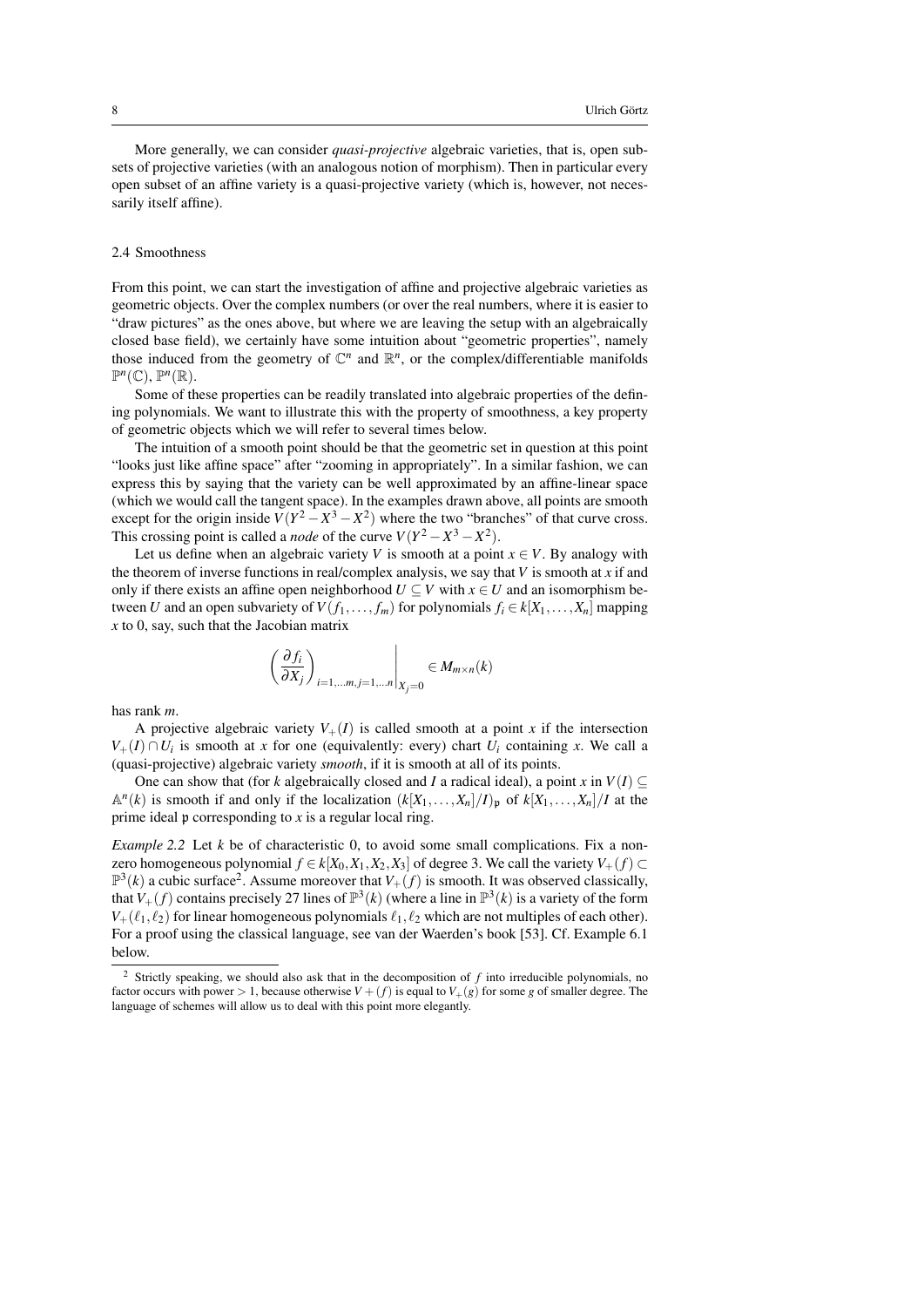More generally, we can consider *quasi-projective* algebraic varieties, that is, open subsets of projective varieties (with an analogous notion of morphism). Then in particular every open subset of an affine variety is a quasi-projective variety (which is, however, not necessarily itself affine).

### 2.4 Smoothness

From this point, we can start the investigation of affine and projective algebraic varieties as geometric objects. Over the complex numbers (or over the real numbers, where it is easier to "draw pictures" as the ones above, but where we are leaving the setup with an algebraically closed base field), we certainly have some intuition about "geometric properties", namely those induced from the geometry of $\mathbb{C}^n$ and $\mathbb{R}^n$, or the complex/differentiable manifolds $\mathbb{P}^n(\mathbb{C})$, $\mathbb{P}^n(\mathbb{R})$.

Some of these properties can be readily translated into algebraic properties of the defining polynomials. We want to illustrate this with the property of smoothness, a key property of geometric objects which we will refer to several times below.

The intuition of a smooth point should be that the geometric set in question at this point "looks just like affine space" after "zooming in appropriately". In a similar fashion, we can express this by saying that the variety can be well approximated by an affine-linear space (which we would call the tangent space). In the examples drawn above, all points are smooth except for the origin inside $V(Y^2 - X^3 - X^2)$ where the two "branches" of that curve cross. This crossing point is called a *node* of the curve $V(Y^2 - X^3 - X^2)$.

Let us define when an algebraic variety $V$ is smooth at a point $x \in V$. By analogy with the theorem of inverse functions in real/complex analysis, we say that $V$ is smooth at $x$ if and only if there exists an affine open neighborhood $U \subseteq V$ with $x \in U$ and an isomorphism between $U$ and an open subvariety of $V(f_1, \dots, f_m)$ for polynomials $f_i \in k[X_1, \dots, X_n]$ mapping $x$ to 0, say, such that the Jacobian matrix

$$\left( \frac{\partial f_i}{\partial X_j} \right)_{i=1,\dots m, j=1,\dots n} \Bigg|_{X_j = 0} \in M_{m \times n}(k)$$

has rank $m$.

A projective algebraic variety $V_+(I)$ is called smooth at a point $x$ if the intersection $V_+(I) \cap U_i$ is smooth at $x$ for one (equivalently: every) chart $U_i$ containing $x$. We call a (quasi-projective) algebraic variety *smooth*, if it is smooth at all of its points.

One can show that (for $k$ algebraically closed and $I$ a radical ideal), a point $x$ in $V(I) \subseteq \mathbb{A}^n(k)$ is smooth if and only if the localization $(k[X_1, \dots, X_n]/I)_{\mathfrak{p}}$ of $k[X_1, \dots, X_n]/I$ at the prime ideal $\mathfrak{p}$ corresponding to $x$ is a regular local ring.

*Example 2.2* Let $k$ be of characteristic 0, to avoid some small complications. Fix a nonzero homogeneous polynomial $f \in k[X_0, X_1, X_2, X_3]$ of degree 3. We call the variety $V_+(f) \subset \mathbb{P}^3(k)$ a cubic surface[2]. Assume moreover that $V_+(f)$ is smooth. It was observed classically, that $V_+(f)$ contains precisely 27 lines of $\mathbb{P}^3(k)$ (where a line in $\mathbb{P}^3(k)$ is a variety of the form $V_+(\ell_1, \ell_2)$ for linear homogeneous polynomials $\ell_1, \ell_2$ which are not multiples of each other). For a proof using the classical language, see van der Waerden's book [53]. Cf. Example 6.1 below.

[2] Strictly speaking, we should also ask that in the decomposition of $f$ into irreducible polynomials, no factor occurs with power $> 1$, because otherwise $V + (f)$ is equal to $V_+(g)$ for some $g$ of smaller degree. The language of schemes will allow us to deal with this point more elegantly.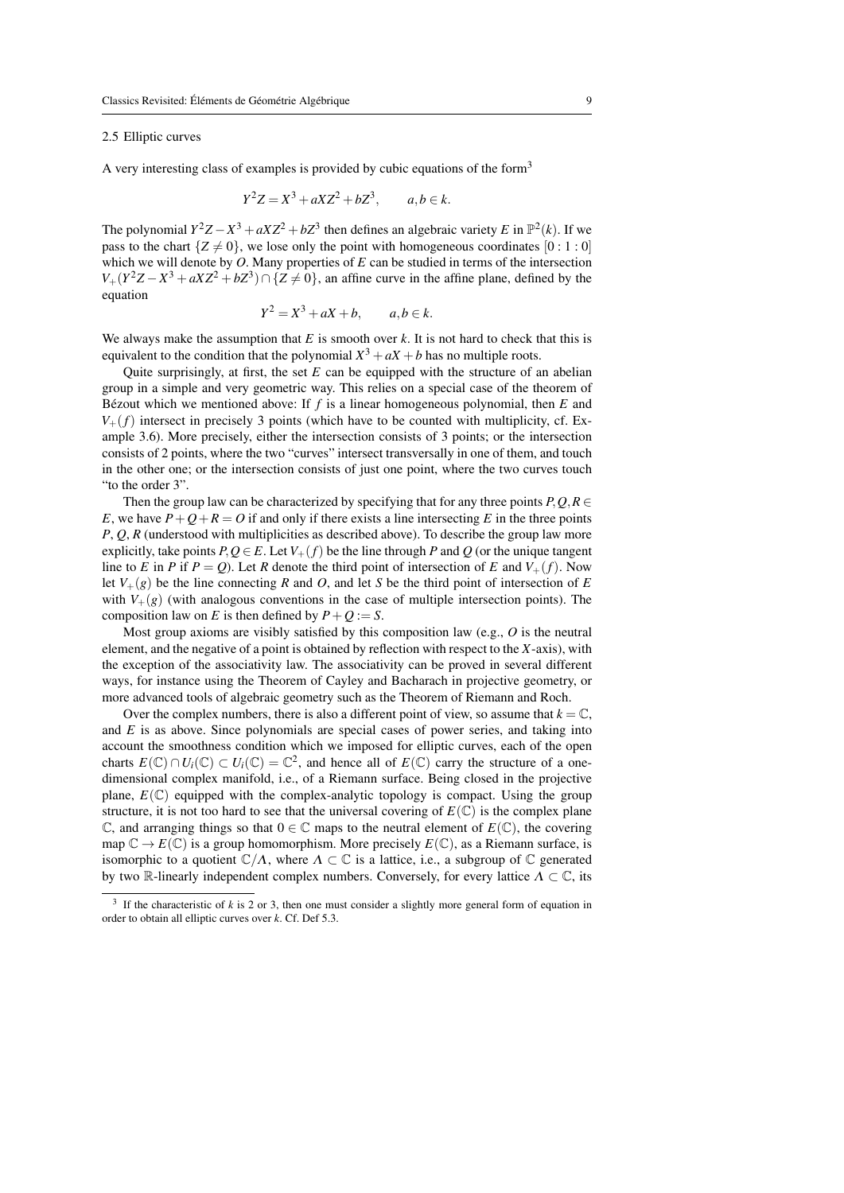### 2.5 Elliptic curves

A very interesting class of examples is provided by cubic equations of the form[3]

$$Y^2Z = X^3 + aXZ^2 + bZ^3, \qquad a, b \in k.$$

The polynomial $Y^2Z - X^3 + aXZ^2 + bZ^3$ then defines an algebraic variety $E$ in $\mathbb{P}^2(k)$. If we pass to the chart $\{Z \neq 0\}$, we lose only the point with homogeneous coordinates $[0:1:0]$ which we will denote by $O$. Many properties of $E$ can be studied in terms of the intersection $V_+(Y^2Z - X^3 + aXZ^2 + bZ^3) \cap \{Z \neq 0\}$, an affine curve in the affine plane, defined by the equation

$$Y^2 = X^3 + aX + b, \qquad a, b \in k.$$

We always make the assumption that $E$ is smooth over $k$. It is not hard to check that this is equivalent to the condition that the polynomial $X^3 + aX + b$ has no multiple roots.

Quite surprisingly, at first, the set $E$ can be equipped with the structure of an abelian group in a simple and very geometric way. This relies on a special case of the theorem of Bézout which we mentioned above: If $f$ is a linear homogeneous polynomial, then $E$ and $V_+(f)$ intersect in precisely 3 points (which have to be counted with multiplicity, cf. Example 3.6). More precisely, either the intersection consists of 3 points; or the intersection consists of 2 points, where the two "curves" intersect transversally in one of them, and touch in the other one; or the intersection consists of just one point, where the two curves touch "to the order 3".

Then the group law can be characterized by specifying that for any three points $P, Q, R \in E$, we have $P + Q + R = O$ if and only if there exists a line intersecting $E$ in the three points $P$, $Q$, $R$ (understood with multiplicities as described above). To describe the group law more explicitly, take points $P, Q \in E$. Let $V_+(f)$ be the line through $P$ and $Q$ (or the unique tangent line to $E$ in $P$ if $P = Q$). Let $R$ denote the third point of intersection of $E$ and $V_+(f)$. Now let $V_+(g)$ be the line connecting $R$ and $O$, and let $S$ be the third point of intersection of $E$ with $V_+(g)$ (with analogous conventions in the case of multiple intersection points). The composition law on $E$ is then defined by $P + Q := S$.

Most group axioms are visibly satisfied by this composition law (e.g., $O$ is the neutral element, and the negative of a point is obtained by reflection with respect to the $X$-axis), with the exception of the associativity law. The associativity can be proved in several different ways, for instance using the Theorem of Cayley and Bacharach in projective geometry, or more advanced tools of algebraic geometry such as the Theorem of Riemann and Roch.

Over the complex numbers, there is also a different point of view, so assume that $k = \mathbb{C}$, and $E$ is as above. Since polynomials are special cases of power series, and taking into account the smoothness condition which we imposed for elliptic curves, each of the open charts $E(\mathbb{C}) \cap U_i(\mathbb{C}) \subset U_i(\mathbb{C}) = \mathbb{C}^2$, and hence all of $E(\mathbb{C})$ carry the structure of a one-dimensional complex manifold, i.e., of a Riemann surface. Being closed in the projective plane, $E(\mathbb{C})$ equipped with the complex-analytic topology is compact. Using the group structure, it is not too hard to see that the universal covering of $E(\mathbb{C})$ is the complex plane $\mathbb{C}$, and arranging things so that $0 \in \mathbb{C}$ maps to the neutral element of $E(\mathbb{C})$, the covering map $\mathbb{C} \to E(\mathbb{C})$ is a group homomorphism. More precisely $E(\mathbb{C})$, as a Riemann surface, is isomorphic to a quotient $\mathbb{C}/\Lambda$, where $\Lambda \subset \mathbb{C}$ is a lattice, i.e., a subgroup of $\mathbb{C}$ generated by two $\mathbb{R}$-linearly independent complex numbers. Conversely, for every lattice $\Lambda \subset \mathbb{C}$, its

[3] If the characteristic of $k$ is 2 or 3, then one must consider a slightly more general form of equation in order to obtain all elliptic curves over $k$. Cf. Def 5.3.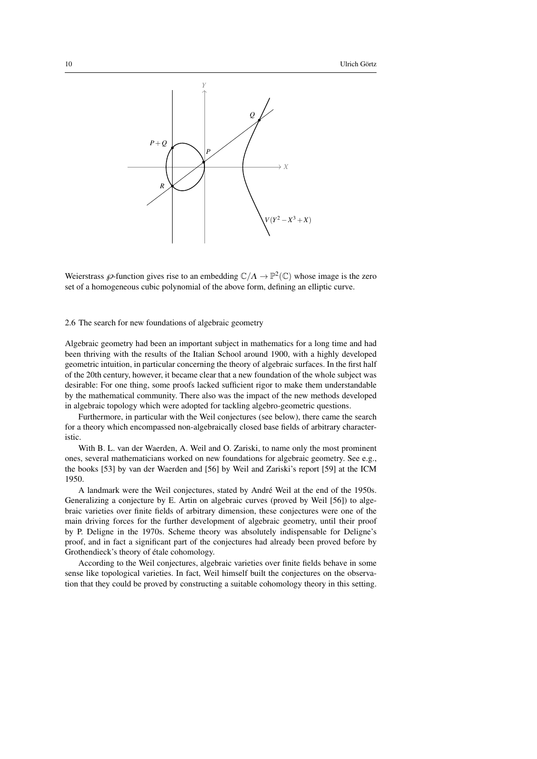Weierstrass $\wp$-function gives rise to an embedding $\mathbb{C}/\Lambda \to \mathbb{P}^2(\mathbb{C})$ whose image is the zero set of a homogeneous cubic polynomial of the above form, defining an elliptic curve.

## 2.6 The search for new foundations of algebraic geometry

Algebraic geometry had been an important subject in mathematics for a long time and had been thriving with the results of the Italian School around 1900, with a highly developed geometric intuition, in particular concerning the theory of algebraic surfaces. In the first half of the 20th century, however, it became clear that a new foundation of the whole subject was desirable: For one thing, some proofs lacked sufficient rigor to make them understandable by the mathematical community. There also was the impact of the new methods developed in algebraic topology which were adopted for tackling algebro-geometric questions.

Furthermore, in particular with the Weil conjectures (see below), there came the search for a theory which encompassed non-algebraically closed base fields of arbitrary characteristic.

With B. L. van der Waerden, A. Weil and O. Zariski, to name only the most prominent ones, several mathematicians worked on new foundations for algebraic geometry. See e.g., the books [53] by van der Waerden and [56] by Weil and Zariski's report [59] at the ICM 1950.

A landmark were the Weil conjectures, stated by André Weil at the end of the 1950s. Generalizing a conjecture by E. Artin on algebraic curves (proved by Weil [56]) to algebraic varieties over finite fields of arbitrary dimension, these conjectures were one of the main driving forces for the further development of algebraic geometry, until their proof by P. Deligne in the 1970s. Scheme theory was absolutely indispensable for Deligne's proof, and in fact a significant part of the conjectures had already been proved before by Grothendieck's theory of étale cohomology.

According to the Weil conjectures, algebraic varieties over finite fields behave in some sense like topological varieties. In fact, Weil himself built the conjectures on the observation that they could be proved by constructing a suitable cohomology theory in this setting.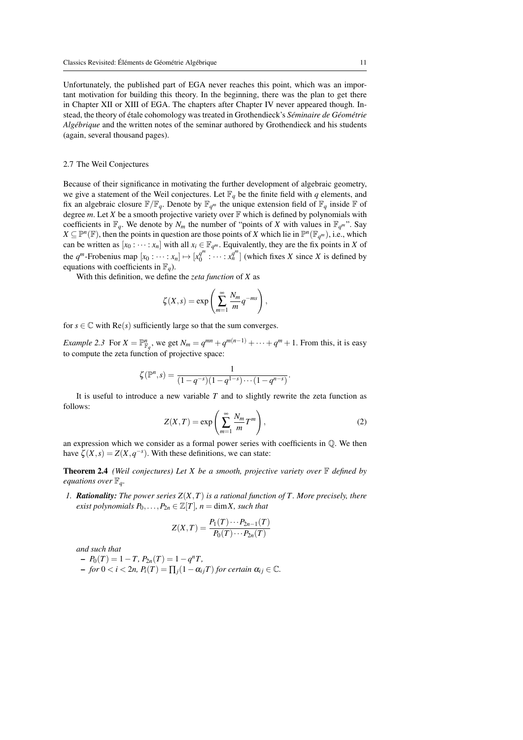Unfortunately, the published part of EGA never reaches this point, which was an important motivation for building this theory. In the beginning, there was the plan to get there in Chapter XII or XIII of EGA. The chapters after Chapter IV never appeared though. Instead, the theory of étale cohomology was treated in Grothendieck's *Séminaire de Géométrie Algébrique* and the written notes of the seminar authored by Grothendieck and his students (again, several thousand pages).

### 2.7 The Weil Conjectures

Because of their significance in motivating the further development of algebraic geometry, we give a statement of the Weil conjectures. Let $\mathbb{F}_q$ be the finite field with $q$ elements, and fix an algebraic closure $\mathbb{F}/\mathbb{F}_q$. Denote by $\mathbb{F}_{q^m}$ the unique extension field of $\mathbb{F}_q$ inside $\mathbb{F}$ of degree $m$. Let $X$ be a smooth projective variety over $\mathbb{F}$ which is defined by polynomials with coefficients in $\mathbb{F}_q$. We denote by $N_m$ the number of "points of $X$ with values in $\mathbb{F}_{q^m}$". Say $X \subseteq \mathbb{P}^n(\mathbb{F})$, then the points in question are those points of $X$ which lie in $\mathbb{P}^n(\mathbb{F}_{q^m})$, i.e., which can be written as $[x_0 : \cdots : x_n]$ with all $x_i \in \mathbb{F}_{q^m}$. Equivalently, they are the fix points in $X$ of the $q^m$-Frobenius map $[x_0 : \cdots : x_n] \mapsto [x_0^{q^m} : \cdots : x_n^{q^m}]$ (which fixes $X$ since $X$ is defined by equations with coefficients in $\mathbb{F}_q$).

With this definition, we define the *zeta function* of $X$ as

$$\zeta(X,s) = \exp\left(\sum_{m=1}^{\infty} \frac{N_m}{m} q^{-ms}\right),$$

for $s \in \mathbb{C}$ with $\mathrm{Re}(s)$ sufficiently large so that the sum converges.

*Example 2.3* For $X = \mathbb{P}^n_{\mathbb{F}_q}$, we get $N_m = q^{mn} + q^{m(n-1)} + \cdots + q^m + 1$. From this, it is easy to compute the zeta function of projective space:

$$\zeta(\mathbb{P}^n, s) = \frac{1}{(1-q^{-s})(1-q^{1-s})\cdots(1-q^{n-s})}.$$

It is useful to introduce a new variable $T$ and to slightly rewrite the zeta function as follows:

$$Z(X,T) = \exp\left(\sum_{m=1}^{\infty} \frac{N_m}{m} T^m\right), \tag{2}$$

an expression which we consider as a formal power series with coefficients in $\mathbb{Q}$. We then have $\zeta(X,s) = Z(X,q^{-s})$. With these definitions, we can state:

**Theorem 2.4** *(Weil conjectures) Let $X$ be a smooth, projective variety over $\mathbb{F}$ defined by equations over $\mathbb{F}_q$.*

1. ***Rationality:*** *The power series $Z(X,T)$ is a rational function of $T$. More precisely, there exist polynomials $P_0, \dots, P_{2n} \in \mathbb{Z}[T]$, $n = \dim X$, such that*

$$Z(X,T) = \frac{P_1(T)\cdots P_{2n-1}(T)}{P_0(T)\cdots P_{2n}(T)}$$

*and such that*

- $P_0(T) = 1 - T$, $P_{2n}(T) = 1 - q^n T$,
- *for $0 < i < 2n$, $P_i(T) = \prod_j (1 - \alpha_{ij} T)$ for certain $\alpha_{ij} \in \mathbb{C}$.*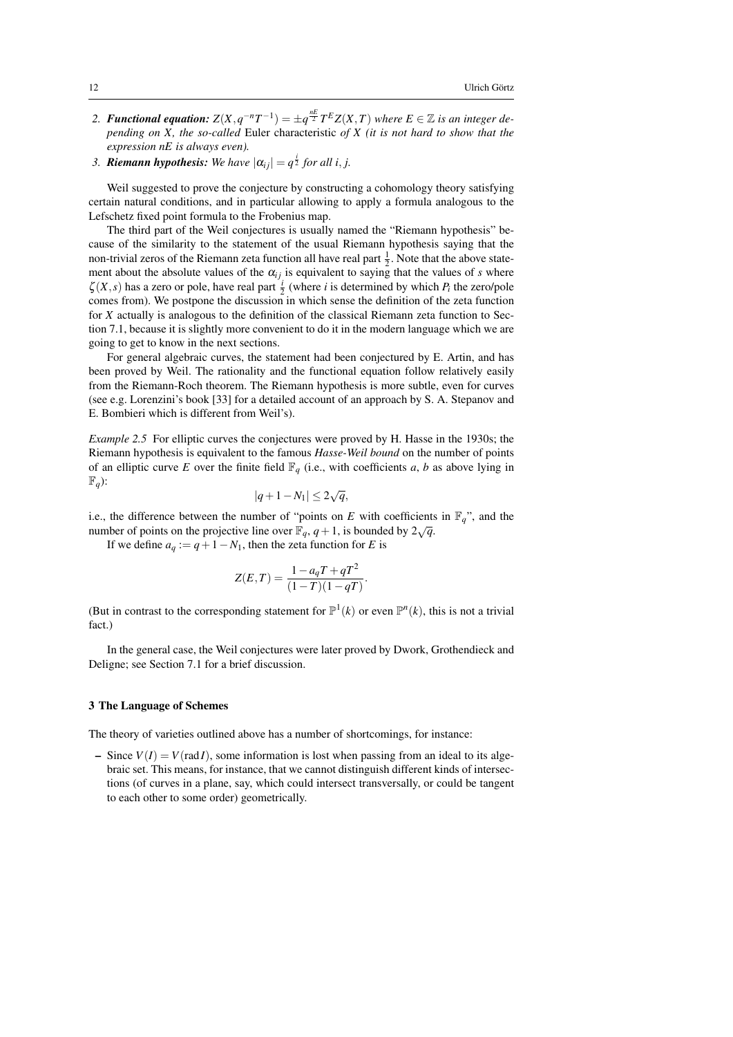2. ***Functional equation:*** *$Z(X, q^{-n}T^{-1}) = \pm q^{\frac{nE}{2}} T^E Z(X,T)$ where $E \in \mathbb{Z}$ is an integer depending on $X$, the so-called* Euler characteristic *of $X$ (it is not hard to show that the expression $nE$ is always even).*
3. ***Riemann hypothesis:*** *We have $|\alpha_{ij}| = q^{\frac{i}{2}}$ for all $i, j$.*

Weil suggested to prove the conjecture by constructing a cohomology theory satisfying certain natural conditions, and in particular allowing to apply a formula analogous to the Lefschetz fixed point formula to the Frobenius map.

The third part of the Weil conjectures is usually named the "Riemann hypothesis" because of the similarity to the statement of the usual Riemann hypothesis saying that the non-trivial zeros of the Riemann zeta function all have real part $\frac{1}{2}$. Note that the above statement about the absolute values of the $\alpha_{ij}$ is equivalent to saying that the values of $s$ where $\zeta(X,s)$ has a zero or pole, have real part $\frac{i}{2}$ (where $i$ is determined by which $P_i$ the zero/pole comes from). We postpone the discussion in which sense the definition of the zeta function for $X$ actually is analogous to the definition of the classical Riemann zeta function to Section 7.1, because it is slightly more convenient to do it in the modern language which we are going to get to know in the next sections.

For general algebraic curves, the statement had been conjectured by E. Artin, and has been proved by Weil. The rationality and the functional equation follow relatively easily from the Riemann-Roch theorem. The Riemann hypothesis is more subtle, even for curves (see e.g. Lorenzini's book [33] for a detailed account of an approach by S. A. Stepanov and E. Bombieri which is different from Weil's).

*Example 2.5* For elliptic curves the conjectures were proved by H. Hasse in the 1930s; the Riemann hypothesis is equivalent to the famous *Hasse-Weil bound* on the number of points of an elliptic curve $E$ over the finite field $\mathbb{F}_q$ (i.e., with coefficients $a$, $b$ as above lying in $\mathbb{F}_q$):

$$|q + 1 - N_1| \leq 2\sqrt{q},$$

i.e., the difference between the number of "points on $E$ with coefficients in $\mathbb{F}_q$", and the number of points on the projective line over $\mathbb{F}_q$, $q+1$, is bounded by $2\sqrt{q}$.

If we define $a_q := q + 1 - N_1$, then the zeta function for $E$ is

$$Z(E,T) = \frac{1 - a_q T + qT^2}{(1-T)(1-qT)}.$$

(But in contrast to the corresponding statement for $\mathbb{P}^1(k)$ or even $\mathbb{P}^n(k)$, this is not a trivial fact.)

In the general case, the Weil conjectures were later proved by Dwork, Grothendieck and Deligne; see Section 7.1 for a brief discussion.

## 3 The Language of Schemes

The theory of varieties outlined above has a number of shortcomings, for instance:

– Since $V(I) = V(\operatorname{rad} I)$, some information is lost when passing from an ideal to its algebraic set. This means, for instance, that we cannot distinguish different kinds of intersections (of curves in a plane, say, which could intersect transversally, or could be tangent to each other to some order) geometrically.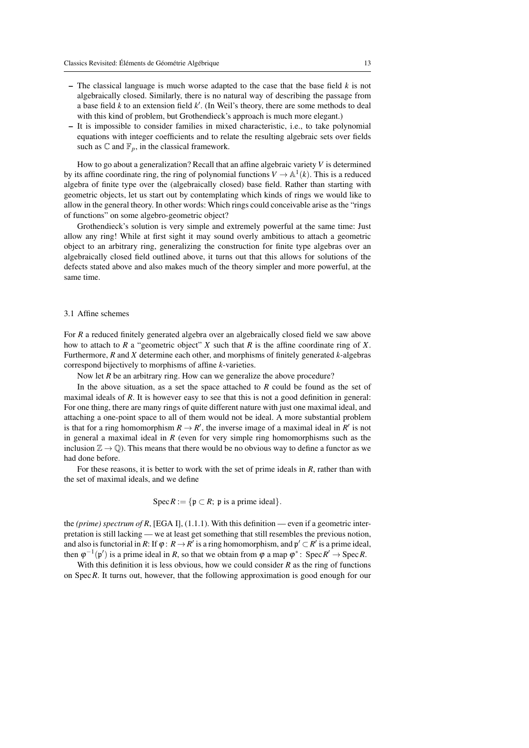- The classical language is much worse adapted to the case that the base field $k$ is not algebraically closed. Similarly, there is no natural way of describing the passage from a base field $k$ to an extension field $k'$. (In Weil's theory, there are some methods to deal with this kind of problem, but Grothendieck's approach is much more elegant.)
- It is impossible to consider families in mixed characteristic, i.e., to take polynomial equations with integer coefficients and to relate the resulting algebraic sets over fields such as $\mathbb{C}$ and $\mathbb{F}_p$, in the classical framework.

How to go about a generalization? Recall that an affine algebraic variety $V$ is determined by its affine coordinate ring, the ring of polynomial functions $V \to \mathbb{A}^1(k)$. This is a reduced algebra of finite type over the (algebraically closed) base field. Rather than starting with geometric objects, let us start out by contemplating which kinds of rings we would like to allow in the general theory. In other words: Which rings could conceivable arise as the "rings of functions" on some algebro-geometric object?

Grothendieck's solution is very simple and extremely powerful at the same time: Just allow any ring! While at first sight it may sound overly ambitious to attach a geometric object to an arbitrary ring, generalizing the construction for finite type algebras over an algebraically closed field outlined above, it turns out that this allows for solutions of the defects stated above and also makes much of the theory simpler and more powerful, at the same time.

### 3.1 Affine schemes

For $R$ a reduced finitely generated algebra over an algebraically closed field we saw above how to attach to $R$ a "geometric object" $X$ such that $R$ is the affine coordinate ring of $X$. Furthermore, $R$ and $X$ determine each other, and morphisms of finitely generated $k$-algebras correspond bijectively to morphisms of affine $k$-varieties.

Now let $R$ be an arbitrary ring. How can we generalize the above procedure?

In the above situation, as a set the space attached to $R$ could be found as the set of maximal ideals of $R$. It is however easy to see that this is not a good definition in general: For one thing, there are many rings of quite different nature with just one maximal ideal, and attaching a one-point space to all of them would not be ideal. A more substantial problem is that for a ring homomorphism $R \to R'$, the inverse image of a maximal ideal in $R'$ is not in general a maximal ideal in $R$ (even for very simple ring homomorphisms such as the inclusion $\mathbb{Z} \to \mathbb{Q}$). This means that there would be no obvious way to define a functor as we had done before.

For these reasons, it is better to work with the set of prime ideals in $R$, rather than with the set of maximal ideals, and we define

$$\operatorname{Spec} R := \{\mathfrak{p} \subset R;\ \mathfrak{p} \text{ is a prime ideal}\}.$$

the *(prime) spectrum of* $R$, [EGA I], (1.1.1). With this definition — even if a geometric interpretation is still lacking — we at least get something that still resembles the previous notion, and also is functorial in $R$: If $\varphi\colon R \to R'$ is a ring homomorphism, and $\mathfrak{p}' \subset R'$ is a prime ideal, then $\varphi^{-1}(\mathfrak{p}')$ is a prime ideal in $R$, so that we obtain from $\varphi$ a map $\varphi^*\colon \operatorname{Spec} R' \to \operatorname{Spec} R$.

With this definition it is less obvious, how we could consider $R$ as the ring of functions on $\operatorname{Spec} R$. It turns out, however, that the following approximation is good enough for our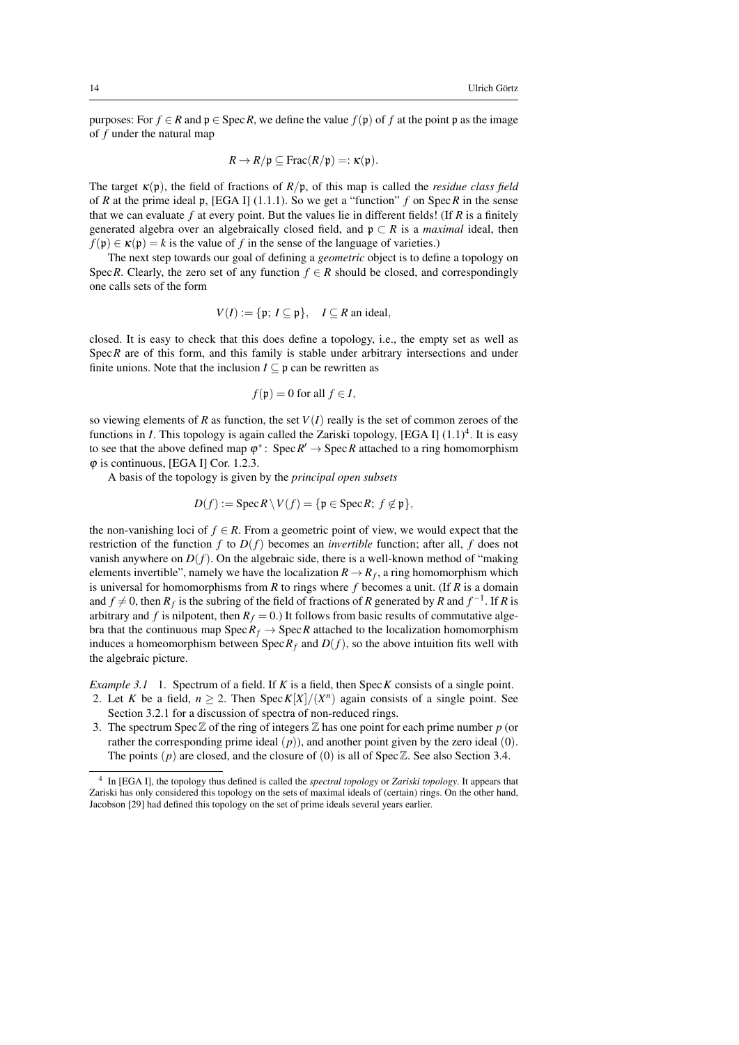purposes: For $f \in R$ and $\mathfrak{p} \in \operatorname{Spec} R$, we define the value $f(\mathfrak{p})$ of $f$ at the point $\mathfrak{p}$ as the image of $f$ under the natural map

$$R \to R/\mathfrak{p} \subseteq \operatorname{Frac}(R/\mathfrak{p}) =: \kappa(\mathfrak{p}).$$

The target $\kappa(\mathfrak{p})$, the field of fractions of $R/\mathfrak{p}$, of this map is called the *residue class field* of $R$ at the prime ideal $\mathfrak{p}$, [EGA I] (1.1.1). So we get a "function" $f$ on $\operatorname{Spec} R$ in the sense that we can evaluate $f$ at every point. But the values lie in different fields! (If $R$ is a finitely generated algebra over an algebraically closed field, and $\mathfrak{p} \subset R$ is a *maximal* ideal, then $f(\mathfrak{p}) \in \kappa(\mathfrak{p}) = k$ is the value of $f$ in the sense of the language of varieties.)

The next step towards our goal of defining a *geometric* object is to define a topology on $\operatorname{Spec} R$. Clearly, the zero set of any function $f \in R$ should be closed, and correspondingly one calls sets of the form

$$V(I) := \{\mathfrak{p};\ I \subseteq \mathfrak{p}\}, \quad I \subseteq R \text{ an ideal},$$

closed. It is easy to check that this does define a topology, i.e., the empty set as well as $\operatorname{Spec} R$ are of this form, and this family is stable under arbitrary intersections and under finite unions. Note that the inclusion $I \subseteq \mathfrak{p}$ can be rewritten as

$$f(\mathfrak{p}) = 0 \text{ for all } f \in I,$$

so viewing elements of $R$ as function, the set $V(I)$ really is the set of common zeroes of the functions in $I$. This topology is again called the Zariski topology, [EGA I] (1.1)[4]. It is easy to see that the above defined map $\varphi^*\colon \operatorname{Spec} R' \to \operatorname{Spec} R$ attached to a ring homomorphism $\varphi$ is continuous, [EGA I] Cor. 1.2.3.

A basis of the topology is given by the *principal open subsets*

$$D(f) := \operatorname{Spec} R \setminus V(f) = \{\mathfrak{p} \in \operatorname{Spec} R;\ f \notin \mathfrak{p}\},$$

the non-vanishing loci of $f \in R$. From a geometric point of view, we would expect that the restriction of the function $f$ to $D(f)$ becomes an *invertible* function; after all, $f$ does not vanish anywhere on $D(f)$. On the algebraic side, there is a well-known method of "making elements invertible", namely we have the localization $R \to R_f$, a ring homomorphism which is universal for homomorphisms from $R$ to rings where $f$ becomes a unit. (If $R$ is a domain and $f \neq 0$, then $R_f$ is the subring of the field of fractions of $R$ generated by $R$ and $f^{-1}$. If $R$ is arbitrary and $f$ is nilpotent, then $R_f = 0$.) It follows from basic results of commutative algebra that the continuous map $\operatorname{Spec} R_f \to \operatorname{Spec} R$ attached to the localization homomorphism induces a homeomorphism between $\operatorname{Spec} R_f$ and $D(f)$, so the above intuition fits well with the algebraic picture.

*Example 3.1*

1. Spectrum of a field. If $K$ is a field, then $\operatorname{Spec} K$ consists of a single point.
2. Let $K$ be a field, $n \geq 2$. Then $\operatorname{Spec} K[X]/(X^n)$ again consists of a single point. See Section 3.2.1 for a discussion of spectra of non-reduced rings.
3. The spectrum $\operatorname{Spec} \mathbb{Z}$ of the ring of integers $\mathbb{Z}$ has one point for each prime number $p$ (or rather the corresponding prime ideal $(p)$), and another point given by the zero ideal $(0)$. The points $(p)$ are closed, and the closure of $(0)$ is all of $\operatorname{Spec} \mathbb{Z}$. See also Section 3.4.

---

[4] In [EGA I], the topology thus defined is called the *spectral topology* or *Zariski topology*. It appears that Zariski has only considered this topology on the sets of maximal ideals of (certain) rings. On the other hand, Jacobson [29] had defined this topology on the set of prime ideals several years earlier.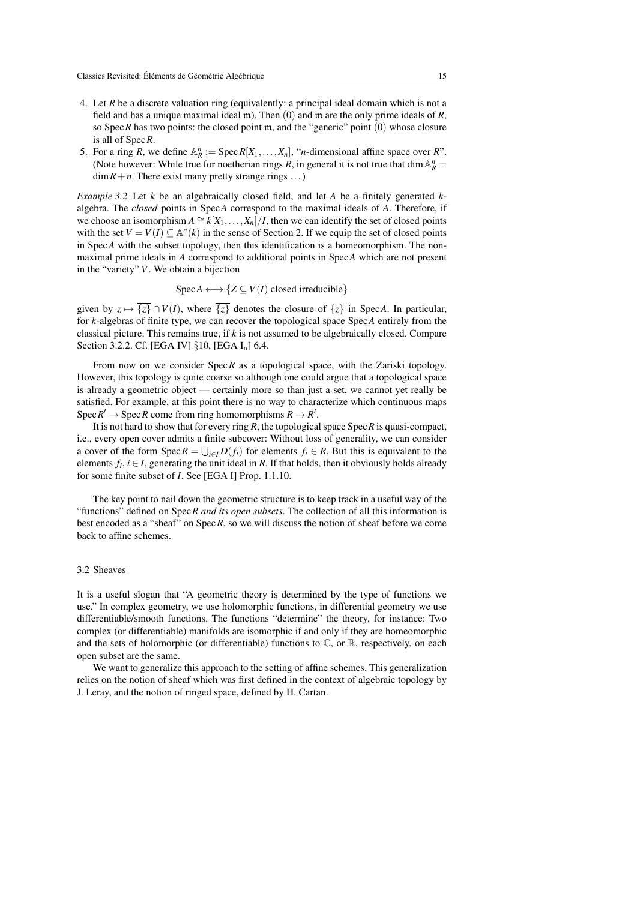4. Let $R$ be a discrete valuation ring (equivalently: a principal ideal domain which is not a field and has a unique maximal ideal $\mathfrak{m}$). Then $(0)$ and $\mathfrak{m}$ are the only prime ideals of $R$, so $\operatorname{Spec} R$ has two points: the closed point $\mathfrak{m}$, and the "generic" point $(0)$ whose closure is all of $\operatorname{Spec} R$.
5. For a ring $R$, we define $\mathbb{A}^n_R := \operatorname{Spec} R[X_1, \dots, X_n]$, "$n$-dimensional affine space over $R$". (Note however: While true for noetherian rings $R$, in general it is not true that $\dim \mathbb{A}^n_R = \dim R + n$. There exist many pretty strange rings ...)

*Example 3.2* Let $k$ be an algebraically closed field, and let $A$ be a finitely generated $k$-algebra. The *closed* points in $\operatorname{Spec} A$ correspond to the maximal ideals of $A$. Therefore, if we choose an isomorphism $A \cong k[X_1, \dots, X_n]/I$, then we can identify the set of closed points with the set $V = V(I) \subseteq \mathbb{A}^n(k)$ in the sense of Section 2. If we equip the set of closed points in $\operatorname{Spec} A$ with the subset topology, then this identification is a homeomorphism. The non-maximal prime ideals in $A$ correspond to additional points in $\operatorname{Spec} A$ which are not present in the "variety" $V$. We obtain a bijection

$$\operatorname{Spec} A \longleftrightarrow \{Z \subseteq V(I) \text{ closed irreducible}\}$$

given by $z \mapsto \overline{\{z\}} \cap V(I)$, where $\overline{\{z\}}$ denotes the closure of $\{z\}$ in $\operatorname{Spec} A$. In particular, for $k$-algebras of finite type, we can recover the topological space $\operatorname{Spec} A$ entirely from the classical picture. This remains true, if $k$ is not assumed to be algebraically closed. Compare Section 3.2.2. Cf. [EGA IV] §10, [EGA $\mathrm{I_n}$] 6.4.

From now on we consider $\operatorname{Spec} R$ as a topological space, with the Zariski topology. However, this topology is quite coarse so although one could argue that a topological space is already a geometric object — certainly more so than just a set, we cannot yet really be satisfied. For example, at this point there is no way to characterize which continuous maps $\operatorname{Spec} R' \to \operatorname{Spec} R$ come from ring homomorphisms $R \to R'$.

It is not hard to show that for every ring $R$, the topological space $\operatorname{Spec} R$ is quasi-compact, i.e., every open cover admits a finite subcover: Without loss of generality, we can consider a cover of the form $\operatorname{Spec} R = \bigcup_{i \in I} D(f_i)$ for elements $f_i \in R$. But this is equivalent to the elements $f_i$, $i \in I$, generating the unit ideal in $R$. If that holds, then it obviously holds already for some finite subset of $I$. See [EGA I] Prop. 1.1.10.

The key point to nail down the geometric structure is to keep track in a useful way of the "functions" defined on $\operatorname{Spec} R$ *and its open subsets*. The collection of all this information is best encoded as a "sheaf" on $\operatorname{Spec} R$, so we will discuss the notion of sheaf before we come back to affine schemes.

## 3.2 Sheaves

It is a useful slogan that "A geometric theory is determined by the type of functions we use." In complex geometry, we use holomorphic functions, in differential geometry we use differentiable/smooth functions. The functions "determine" the theory, for instance: Two complex (or differentiable) manifolds are isomorphic if and only if they are homeomorphic and the sets of holomorphic (or differentiable) functions to $\mathbb{C}$, or $\mathbb{R}$, respectively, on each open subset are the same.

We want to generalize this approach to the setting of affine schemes. This generalization relies on the notion of sheaf which was first defined in the context of algebraic topology by J. Leray, and the notion of ringed space, defined by H. Cartan.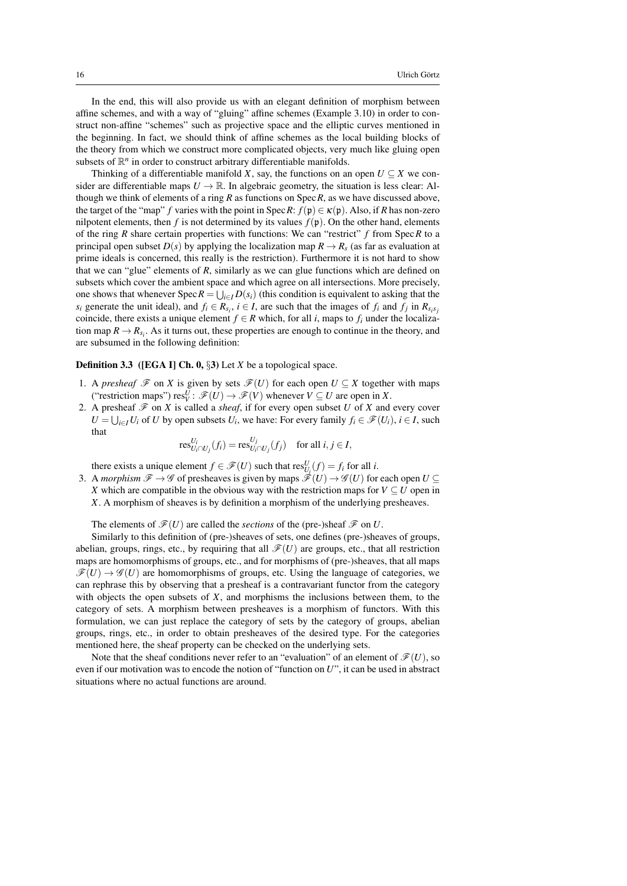In the end, this will also provide us with an elegant definition of morphism between affine schemes, and with a way of "gluing" affine schemes (Example 3.10) in order to construct non-affine "schemes" such as projective space and the elliptic curves mentioned in the beginning. In fact, we should think of affine schemes as the local building blocks of the theory from which we construct more complicated objects, very much like gluing open subsets of $\mathbb{R}^n$ in order to construct arbitrary differentiable manifolds.

Thinking of a differentiable manifold $X$, say, the functions on an open $U \subseteq X$ we consider are differentiable maps $U \to \mathbb{R}$. In algebraic geometry, the situation is less clear: Although we think of elements of a ring $R$ as functions on $\operatorname{Spec} R$, as we have discussed above, the target of the "map" $f$ varies with the point in $\operatorname{Spec} R$: $f(\mathfrak{p}) \in \kappa(\mathfrak{p})$. Also, if $R$ has non-zero nilpotent elements, then $f$ is not determined by its values $f(\mathfrak{p})$. On the other hand, elements of the ring $R$ share certain properties with functions: We can "restrict" $f$ from $\operatorname{Spec} R$ to a principal open subset $D(s)$ by applying the localization map $R \to R_s$ (as far as evaluation at prime ideals is concerned, this really is the restriction). Furthermore it is not hard to show that we can "glue" elements of $R$, similarly as we can glue functions which are defined on subsets which cover the ambient space and which agree on all intersections. More precisely, one shows that whenever $\operatorname{Spec} R = \bigcup_{i \in I} D(s_i)$ (this condition is equivalent to asking that the $s_i$ generate the unit ideal), and $f_i \in R_{s_i}$, $i \in I$, are such that the images of $f_i$ and $f_j$ in $R_{s_i s_j}$ coincide, there exists a unique element $f \in R$ which, for all $i$, maps to $f_i$ under the localization map $R \to R_{s_i}$. As it turns out, these properties are enough to continue in the theory, and are subsumed in the following definition:

**Definition 3.3 ([EGA I] Ch. 0, §3)** Let $X$ be a topological space.

1. A *presheaf* $\mathscr{F}$ on $X$ is given by sets $\mathscr{F}(U)$ for each open $U \subseteq X$ together with maps ("restriction maps") $\operatorname{res}^U_V \colon \mathscr{F}(U) \to \mathscr{F}(V)$ whenever $V \subseteq U$ are open in $X$.
2. A presheaf $\mathscr{F}$ on $X$ is called a *sheaf*, if for every open subset $U$ of $X$ and every cover $U = \bigcup_{i \in I} U_i$ of $U$ by open subsets $U_i$, we have: For every family $f_i \in \mathscr{F}(U_i)$, $i \in I$, such that
$$\operatorname{res}^{U_i}_{U_i \cap U_j}(f_i) = \operatorname{res}^{U_j}_{U_i \cap U_j}(f_j) \quad \text{for all } i, j \in I,$$
there exists a unique element $f \in \mathscr{F}(U)$ such that $\operatorname{res}^U_{U_i}(f) = f_i$ for all $i$.
3. A *morphism* $\mathscr{F} \to \mathscr{G}$ of presheaves is given by maps $\mathscr{F}(U) \to \mathscr{G}(U)$ for each open $U \subseteq X$ which are compatible in the obvious way with the restriction maps for $V \subseteq U$ open in $X$. A morphism of sheaves is by definition a morphism of the underlying presheaves.

The elements of $\mathscr{F}(U)$ are called the *sections* of the (pre-)sheaf $\mathscr{F}$ on $U$.

Similarly to this definition of (pre-)sheaves of sets, one defines (pre-)sheaves of groups, abelian groups, rings, etc., by requiring that all $\mathscr{F}(U)$ are groups, etc., that all restriction maps are homomorphisms of groups, etc., and for morphisms of (pre-)sheaves, that all maps $\mathscr{F}(U) \to \mathscr{G}(U)$ are homomorphisms of groups, etc. Using the language of categories, we can rephrase this by observing that a presheaf is a contravariant functor from the category with objects the open subsets of $X$, and morphisms the inclusions between them, to the category of sets. A morphism between presheaves is a morphism of functors. With this formulation, we can just replace the category of sets by the category of groups, abelian groups, rings, etc., in order to obtain presheaves of the desired type. For the categories mentioned here, the sheaf property can be checked on the underlying sets.

Note that the sheaf conditions never refer to an "evaluation" of an element of $\mathscr{F}(U)$, so even if our motivation was to encode the notion of "function on $U$", it can be used in abstract situations where no actual functions are around.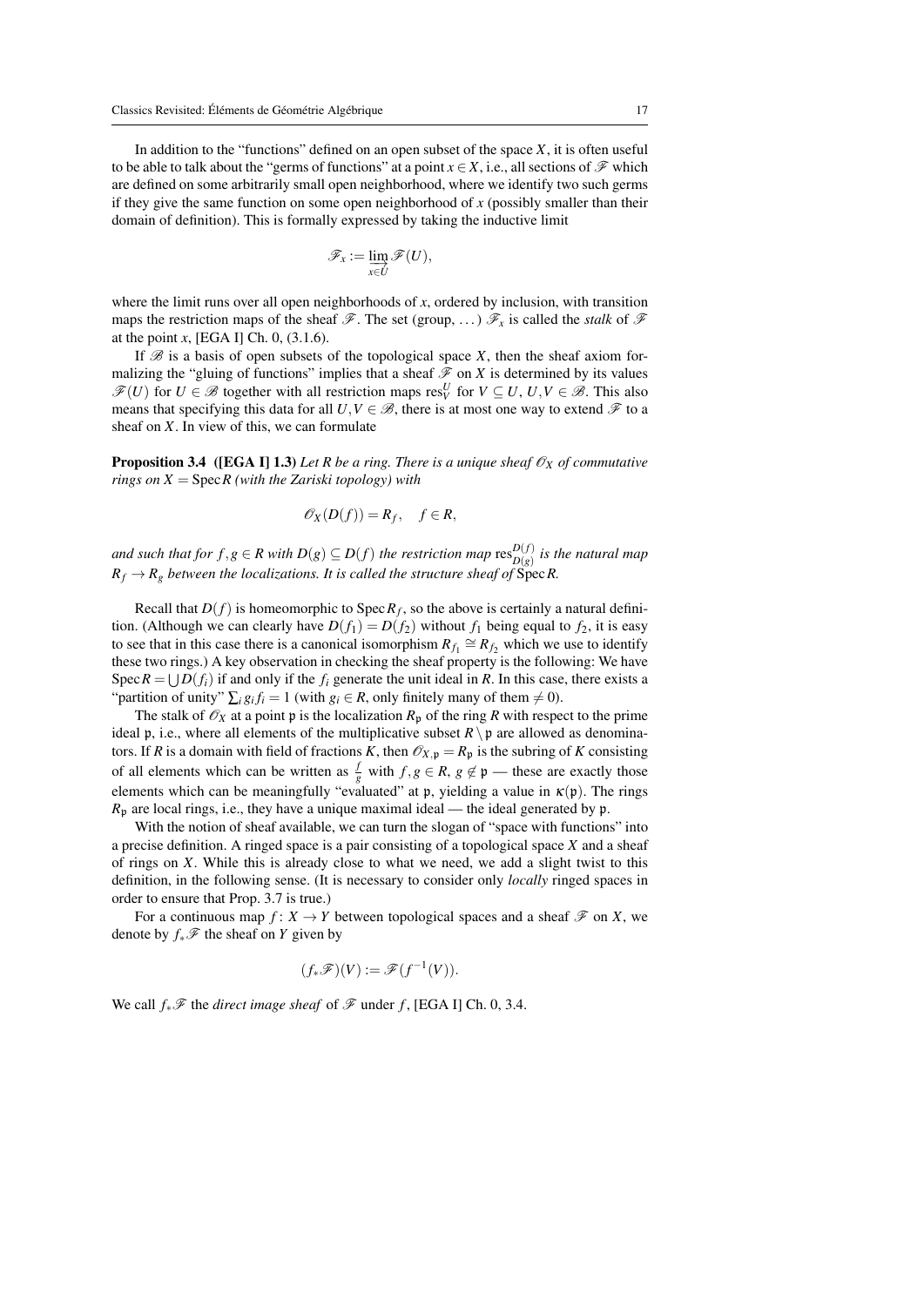In addition to the "functions" defined on an open subset of the space $X$, it is often useful to be able to talk about the "germs of functions" at a point $x \in X$, i.e., all sections of $\mathscr{F}$ which are defined on some arbitrarily small open neighborhood, where we identify two such germs if they give the same function on some open neighborhood of $x$ (possibly smaller than their domain of definition). This is formally expressed by taking the inductive limit

$$\mathscr{F}_x := \varinjlim_{x \in U} \mathscr{F}(U),$$

where the limit runs over all open neighborhoods of $x$, ordered by inclusion, with transition maps the restriction maps of the sheaf $\mathscr{F}$. The set (group, ...) $\mathscr{F}_x$ is called the *stalk* of $\mathscr{F}$ at the point $x$, [EGA I] Ch. 0, (3.1.6).

If $\mathscr{B}$ is a basis of open subsets of the topological space $X$, then the sheaf axiom formalizing the "gluing of functions" implies that a sheaf $\mathscr{F}$ on $X$ is determined by its values $\mathscr{F}(U)$ for $U \in \mathscr{B}$ together with all restriction maps $\mathrm{res}^U_V$ for $V \subseteq U$, $U, V \in \mathscr{B}$. This also means that specifying this data for all $U, V \in \mathscr{B}$, there is at most one way to extend $\mathscr{F}$ to a sheaf on $X$. In view of this, we can formulate

**Proposition 3.4 ([EGA I] 1.3)** *Let $R$ be a ring. There is a unique sheaf $\mathscr{O}_X$ of commutative rings on $X = \operatorname{Spec} R$ (with the Zariski topology) with*

$$\mathscr{O}_X(D(f)) = R_f, \quad f \in R,$$

*and such that for $f, g \in R$ with $D(g) \subseteq D(f)$ the restriction map $\mathrm{res}^{D(f)}_{D(g)}$ is the natural map $R_f \to R_g$ between the localizations. It is called the structure sheaf of $\operatorname{Spec} R$.*

Recall that $D(f)$ is homeomorphic to $\operatorname{Spec} R_f$, so the above is certainly a natural definition. (Although we can clearly have $D(f_1) = D(f_2)$ without $f_1$ being equal to $f_2$, it is easy to see that in this case there is a canonical isomorphism $R_{f_1} \cong R_{f_2}$ which we use to identify these two rings.) A key observation in checking the sheaf property is the following: We have $\operatorname{Spec} R = \bigcup D(f_i)$ if and only if the $f_i$ generate the unit ideal in $R$. In this case, there exists a "partition of unity" $\sum_i g_i f_i = 1$ (with $g_i \in R$, only finitely many of them $\neq 0$).

The stalk of $\mathscr{O}_X$ at a point $\mathfrak{p}$ is the localization $R_\mathfrak{p}$ of the ring $R$ with respect to the prime ideal $\mathfrak{p}$, i.e., where all elements of the multiplicative subset $R \setminus \mathfrak{p}$ are allowed as denominators. If $R$ is a domain with field of fractions $K$, then $\mathscr{O}_{X,\mathfrak{p}} = R_\mathfrak{p}$ is the subring of $K$ consisting of all elements which can be written as $\frac{f}{g}$ with $f, g \in R$, $g \notin \mathfrak{p}$ — these are exactly those elements which can be meaningfully "evaluated" at $\mathfrak{p}$, yielding a value in $\kappa(\mathfrak{p})$. The rings $R_\mathfrak{p}$ are local rings, i.e., they have a unique maximal ideal — the ideal generated by $\mathfrak{p}$.

With the notion of sheaf available, we can turn the slogan of "space with functions" into a precise definition. A ringed space is a pair consisting of a topological space $X$ and a sheaf of rings on $X$. While this is already close to what we need, we add a slight twist to this definition, in the following sense. (It is necessary to consider only *locally* ringed spaces in order to ensure that Prop. 3.7 is true.)

For a continuous map $f : X \to Y$ between topological spaces and a sheaf $\mathscr{F}$ on $X$, we denote by $f_*\mathscr{F}$ the sheaf on $Y$ given by

$$(f_*\mathscr{F})(V) := \mathscr{F}(f^{-1}(V)).$$

We call $f_*\mathscr{F}$ the *direct image sheaf* of $\mathscr{F}$ under $f$, [EGA I] Ch. 0, 3.4.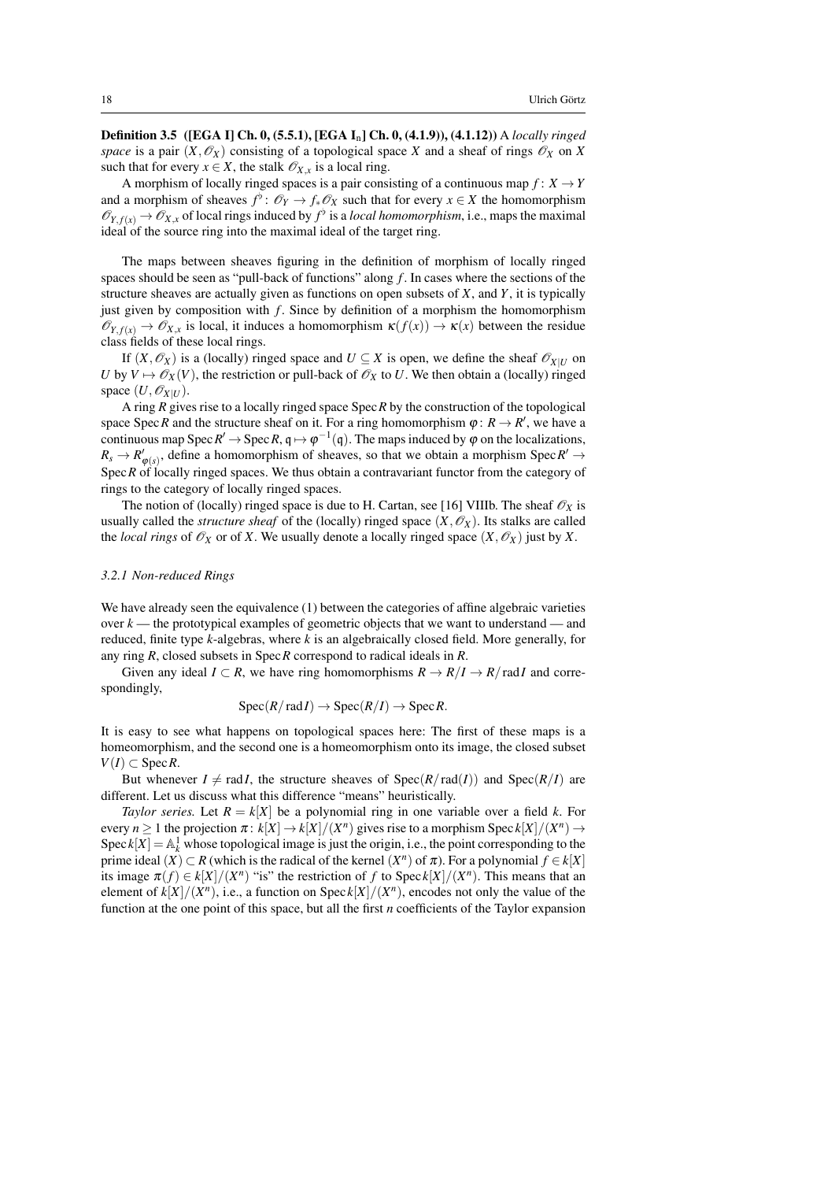**Definition 3.5 ([EGA I] Ch. 0, (5.5.1), [EGA $\mathrm{I_n}$] Ch. 0, (4.1.9)), (4.1.12))** A *locally ringed space* is a pair $(X, \mathscr{O}_X)$ consisting of a topological space $X$ and a sheaf of rings $\mathscr{O}_X$ on $X$ such that for every $x \in X$, the stalk $\mathscr{O}_{X,x}$ is a local ring.

A morphism of locally ringed spaces is a pair consisting of a continuous map $f: X \to Y$ and a morphism of sheaves $f^\flat: \mathscr{O}_Y \to f_*\mathscr{O}_X$ such that for every $x \in X$ the homomorphism $\mathscr{O}_{Y,f(x)} \to \mathscr{O}_{X,x}$ of local rings induced by $f^\flat$ is a *local homomorphism*, i.e., maps the maximal ideal of the source ring into the maximal ideal of the target ring.

The maps between sheaves figuring in the definition of morphism of locally ringed spaces should be seen as "pull-back of functions" along $f$. In cases where the sections of the structure sheaves are actually given as functions on open subsets of $X$, and $Y$, it is typically just given by composition with $f$. Since by definition of a morphism the homomorphism $\mathscr{O}_{Y,f(x)} \to \mathscr{O}_{X,x}$ is local, it induces a homomorphism $\kappa(f(x)) \to \kappa(x)$ between the residue class fields of these local rings.

If $(X, \mathscr{O}_X)$ is a (locally) ringed space and $U \subseteq X$ is open, we define the sheaf $\mathscr{O}_{X|U}$ on $U$ by $V \mapsto \mathscr{O}_X(V)$, the restriction or pull-back of $\mathscr{O}_X$ to $U$. We then obtain a (locally) ringed space $(U, \mathscr{O}_{X|U})$.

A ring $R$ gives rise to a locally ringed space $\operatorname{Spec} R$ by the construction of the topological space $\operatorname{Spec} R$ and the structure sheaf on it. For a ring homomorphism $\varphi: R \to R'$, we have a continuous map $\operatorname{Spec} R' \to \operatorname{Spec} R$, $\mathfrak{q} \mapsto \varphi^{-1}(\mathfrak{q})$. The maps induced by $\varphi$ on the localizations, $R_s \to R'_{\varphi(s)}$, define a homomorphism of sheaves, so that we obtain a morphism $\operatorname{Spec} R' \to \operatorname{Spec} R$ of locally ringed spaces. We thus obtain a contravariant functor from the category of rings to the category of locally ringed spaces.

The notion of (locally) ringed space is due to H. Cartan, see [16] VIIIb. The sheaf $\mathscr{O}_X$ is usually called the *structure sheaf* of the (locally) ringed space $(X, \mathscr{O}_X)$. Its stalks are called the *local rings* of $\mathscr{O}_X$ or of $X$. We usually denote a locally ringed space $(X, \mathscr{O}_X)$ just by $X$.

### *3.2.1 Non-reduced Rings*

We have already seen the equivalence (1) between the categories of affine algebraic varieties over $k$ — the prototypical examples of geometric objects that we want to understand — and reduced, finite type $k$-algebras, where $k$ is an algebraically closed field. More generally, for any ring $R$, closed subsets in $\operatorname{Spec} R$ correspond to radical ideals in $R$.

Given any ideal $I \subset R$, we have ring homomorphisms $R \to R/I \to R/\operatorname{rad} I$ and correspondingly,

$$\operatorname{Spec}(R/\operatorname{rad} I) \to \operatorname{Spec}(R/I) \to \operatorname{Spec} R.$$

It is easy to see what happens on topological spaces here: The first of these maps is a homeomorphism, and the second one is a homeomorphism onto its image, the closed subset $V(I) \subset \operatorname{Spec} R$.

But whenever $I \neq \operatorname{rad} I$, the structure sheaves of $\operatorname{Spec}(R/\operatorname{rad}(I))$ and $\operatorname{Spec}(R/I)$ are different. Let us discuss what this difference "means" heuristically.

*Taylor series.* Let $R = k[X]$ be a polynomial ring in one variable over a field $k$. For every $n \geq 1$ the projection $\pi: k[X] \to k[X]/(X^n)$ gives rise to a morphism $\operatorname{Spec} k[X]/(X^n) \to \operatorname{Spec} k[X] = \mathbb{A}^1_k$ whose topological image is just the origin, i.e., the point corresponding to the prime ideal $(X) \subset R$ (which is the radical of the kernel $(X^n)$ of $\pi$). For a polynomial $f \in k[X]$ its image $\pi(f) \in k[X]/(X^n)$ "is" the restriction of $f$ to $\operatorname{Spec} k[X]/(X^n)$. This means that an element of $k[X]/(X^n)$, i.e., a function on $\operatorname{Spec} k[X]/(X^n)$, encodes not only the value of the function at the one point of this space, but all the first $n$ coefficients of the Taylor expansion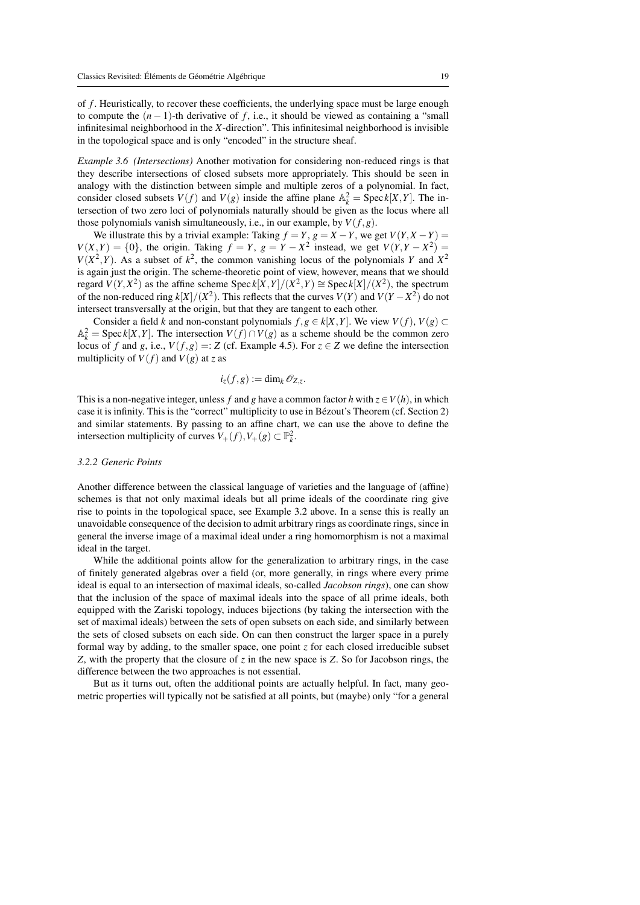of $f$. Heuristically, to recover these coefficients, the underlying space must be large enough to compute the $(n-1)$-th derivative of $f$, i.e., it should be viewed as containing a "small infinitesimal neighborhood in the $X$-direction". This infinitesimal neighborhood is invisible in the topological space and is only "encoded" in the structure sheaf.

*Example 3.6 (Intersections)* Another motivation for considering non-reduced rings is that they describe intersections of closed subsets more appropriately. This should be seen in analogy with the distinction between simple and multiple zeros of a polynomial. In fact, consider closed subsets $V(f)$ and $V(g)$ inside the affine plane $\mathbb{A}_k^2 = \operatorname{Spec} k[X,Y]$. The intersection of two zero loci of polynomials naturally should be given as the locus where all those polynomials vanish simultaneously, i.e., in our example, by $V(f,g)$.

We illustrate this by a trivial example: Taking $f = Y$, $g = X - Y$, we get $V(Y, X-Y) = V(X,Y) = \{0\}$, the origin. Taking $f = Y$, $g = Y - X^2$ instead, we get $V(Y, Y - X^2) = V(X^2, Y)$. As a subset of $k^2$, the common vanishing locus of the polynomials $Y$ and $X^2$ is again just the origin. The scheme-theoretic point of view, however, means that we should regard $V(Y, X^2)$ as the affine scheme $\operatorname{Spec} k[X,Y]/(X^2,Y) \cong \operatorname{Spec} k[X]/(X^2)$, the spectrum of the non-reduced ring $k[X]/(X^2)$. This reflects that the curves $V(Y)$ and $V(Y - X^2)$ do not intersect transversally at the origin, but that they are tangent to each other.

Consider a field $k$ and non-constant polynomials $f, g \in k[X,Y]$. We view $V(f)$, $V(g) \subset \mathbb{A}_k^2 = \operatorname{Spec} k[X,Y]$. The intersection $V(f) \cap V(g)$ as a scheme should be the common zero locus of $f$ and $g$, i.e., $V(f,g) =: Z$ (cf. Example 4.5). For $z \in Z$ we define the intersection multiplicity of $V(f)$ and $V(g)$ at $z$ as

$$i_z(f,g) := \dim_k \mathscr{O}_{Z,z}.$$

This is a non-negative integer, unless $f$ and $g$ have a common factor $h$ with $z \in V(h)$, in which case it is infinity. This is the "correct" multiplicity to use in Bézout's Theorem (cf. Section 2) and similar statements. By passing to an affine chart, we can use the above to define the intersection multiplicity of curves $V_+(f), V_+(g) \subset \mathbb{P}_k^2$.

#### *3.2.2 Generic Points*

Another difference between the classical language of varieties and the language of (affine) schemes is that not only maximal ideals but all prime ideals of the coordinate ring give rise to points in the topological space, see Example 3.2 above. In a sense this is really an unavoidable consequence of the decision to admit arbitrary rings as coordinate rings, since in general the inverse image of a maximal ideal under a ring homomorphism is not a maximal ideal in the target.

While the additional points allow for the generalization to arbitrary rings, in the case of finitely generated algebras over a field (or, more generally, in rings where every prime ideal is equal to an intersection of maximal ideals, so-called *Jacobson rings*), one can show that the inclusion of the space of maximal ideals into the space of all prime ideals, both equipped with the Zariski topology, induces bijections (by taking the intersection with the set of maximal ideals) between the sets of open subsets on each side, and similarly between the sets of closed subsets on each side. On can then construct the larger space in a purely formal way by adding, to the smaller space, one point $z$ for each closed irreducible subset $Z$, with the property that the closure of $z$ in the new space is $Z$. So for Jacobson rings, the difference between the two approaches is not essential.

But as it turns out, often the additional points are actually helpful. In fact, many geometric properties will typically not be satisfied at all points, but (maybe) only "for a general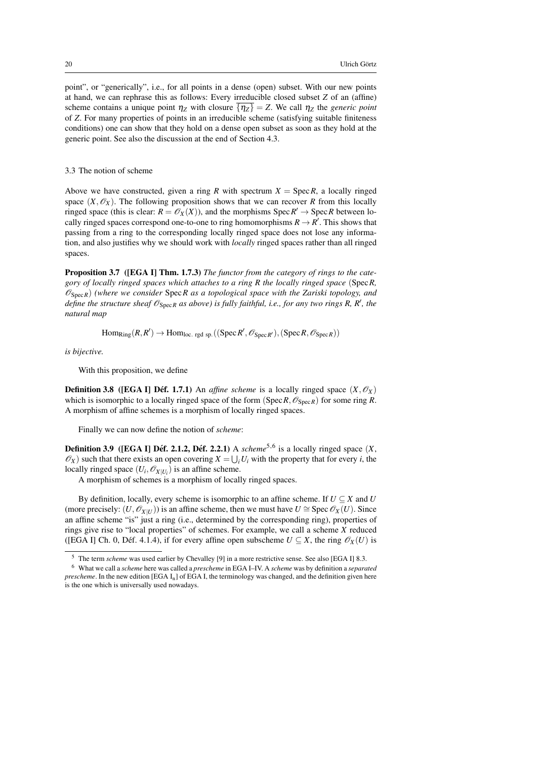point", or "generically", i.e., for all points in a dense (open) subset. With our new points at hand, we can rephrase this as follows: Every irreducible closed subset $Z$ of an (affine) scheme contains a unique point $\eta_Z$ with closure $\overline{\{\eta_Z\}} = Z$. We call $\eta_Z$ the *generic point* of $Z$. For many properties of points in an irreducible scheme (satisfying suitable finiteness conditions) one can show that they hold on a dense open subset as soon as they hold at the generic point. See also the discussion at the end of Section 4.3.

### 3.3 The notion of scheme

Above we have constructed, given a ring $R$ with spectrum $X = \operatorname{Spec} R$, a locally ringed space $(X, \mathscr{O}_X)$. The following proposition shows that we can recover $R$ from this locally ringed space (this is clear: $R = \mathscr{O}_X(X)$), and the morphisms $\operatorname{Spec} R' \to \operatorname{Spec} R$ between locally ringed spaces correspond one-to-one to ring homomorphisms $R \to R'$. This shows that passing from a ring to the corresponding locally ringed space does not lose any information, and also justifies why we should work with *locally* ringed spaces rather than all ringed spaces.

**Proposition 3.7 ([EGA I] Thm. 1.7.3)** *The functor from the category of rings to the category of locally ringed spaces which attaches to a ring $R$ the locally ringed space $(\operatorname{Spec} R, \mathscr{O}_{\operatorname{Spec} R})$ (where we consider $\operatorname{Spec} R$ as a topological space with the Zariski topology, and define the structure sheaf $\mathscr{O}_{\operatorname{Spec} R}$ as above) is fully faithful, i.e., for any two rings $R$, $R'$, the natural map*

$$\operatorname{Hom}_{\mathrm{Ring}}(R, R') \to \operatorname{Hom}_{\text{loc. rgd sp.}}((\operatorname{Spec} R', \mathscr{O}_{\operatorname{Spec} R'}), (\operatorname{Spec} R, \mathscr{O}_{\operatorname{Spec} R}))$$

*is bijective.*

With this proposition, we define

**Definition 3.8 ([EGA I] Déf. 1.7.1)** An *affine scheme* is a locally ringed space $(X, \mathscr{O}_X)$ which is isomorphic to a locally ringed space of the form $(\operatorname{Spec} R, \mathscr{O}_{\operatorname{Spec} R})$ for some ring $R$. A morphism of affine schemes is a morphism of locally ringed spaces.

Finally we can now define the notion of *scheme*:

**Definition 3.9 ([EGA I] Déf. 2.1.2, Déf. 2.2.1)** A *scheme*[5,6] is a locally ringed space $(X, \mathscr{O}_X)$ such that there exists an open covering $X = \bigcup_i U_i$ with the property that for every $i$, the locally ringed space $(U_i, \mathscr{O}_{X|U_i})$ is an affine scheme.

A morphism of schemes is a morphism of locally ringed spaces.

By definition, locally, every scheme is isomorphic to an affine scheme. If $U \subseteq X$ and $U$ (more precisely: $(U, \mathscr{O}_{X|U})$) is an affine scheme, then we must have $U \cong \operatorname{Spec} \mathscr{O}_X(U)$. Since an affine scheme "is" just a ring (i.e., determined by the corresponding ring), properties of rings give rise to "local properties" of schemes. For example, we call a scheme $X$ reduced ([EGA I] Ch. 0, Déf. 4.1.4), if for every affine open subscheme $U \subseteq X$, the ring $\mathscr{O}_X(U)$ is

[5] The term *scheme* was used earlier by Chevalley [9] in a more restrictive sense. See also [EGA I] 8.3.

[6] What we call a *scheme* here was called a *prescheme* in EGA I–IV. A *scheme* was by definition a *separated prescheme*. In the new edition [EGA $\mathrm{I_n}$] of EGA I, the terminology was changed, and the definition given here is the one which is universally used nowadays.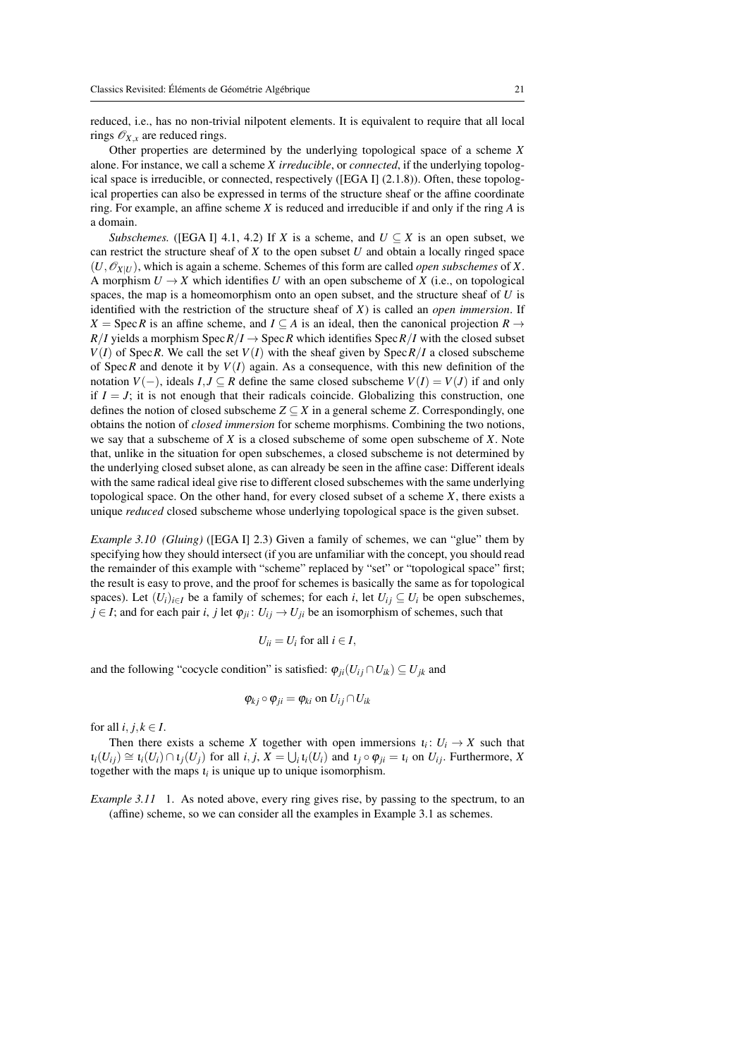reduced, i.e., has no non-trivial nilpotent elements. It is equivalent to require that all local rings $\mathscr{O}_{X,x}$ are reduced rings.

Other properties are determined by the underlying topological space of a scheme $X$ alone. For instance, we call a scheme $X$ *irreducible*, or *connected*, if the underlying topological space is irreducible, or connected, respectively ([EGA I] (2.1.8)). Often, these topological properties can also be expressed in terms of the structure sheaf or the affine coordinate ring. For example, an affine scheme $X$ is reduced and irreducible if and only if the ring $A$ is a domain.

*Subschemes.* ([EGA I] 4.1, 4.2) If $X$ is a scheme, and $U \subseteq X$ is an open subset, we can restrict the structure sheaf of $X$ to the open subset $U$ and obtain a locally ringed space $(U, \mathscr{O}_{X|U})$, which is again a scheme. Schemes of this form are called *open subschemes* of $X$. A morphism $U \to X$ which identifies $U$ with an open subscheme of $X$ (i.e., on topological spaces, the map is a homeomorphism onto an open subset, and the structure sheaf of $U$ is identified with the restriction of the structure sheaf of $X$) is called an *open immersion*. If $X = \operatorname{Spec} R$ is an affine scheme, and $I \subseteq A$ is an ideal, then the canonical projection $R \to R/I$ yields a morphism $\operatorname{Spec} R/I \to \operatorname{Spec} R$ which identifies $\operatorname{Spec} R/I$ with the closed subset $V(I)$ of $\operatorname{Spec} R$. We call the set $V(I)$ with the sheaf given by $\operatorname{Spec} R/I$ a closed subscheme of $\operatorname{Spec} R$ and denote it by $V(I)$ again. As a consequence, with this new definition of the notation $V(-)$, ideals $I, J \subseteq R$ define the same closed subscheme $V(I) = V(J)$ if and only if $I = J$; it is not enough that their radicals coincide. Globalizing this construction, one defines the notion of closed subscheme $Z \subseteq X$ in a general scheme $Z$. Correspondingly, one obtains the notion of *closed immersion* for scheme morphisms. Combining the two notions, we say that a subscheme of $X$ is a closed subscheme of some open subscheme of $X$. Note that, unlike in the situation for open subschemes, a closed subscheme is not determined by the underlying closed subset alone, as can already be seen in the affine case: Different ideals with the same radical ideal give rise to different closed subschemes with the same underlying topological space. On the other hand, for every closed subset of a scheme $X$, there exists a unique *reduced* closed subscheme whose underlying topological space is the given subset.

*Example 3.10 (Gluing)* ([EGA I] 2.3) Given a family of schemes, we can "glue" them by specifying how they should intersect (if you are unfamiliar with the concept, you should read the remainder of this example with "scheme" replaced by "set" or "topological space" first; the result is easy to prove, and the proof for schemes is basically the same as for topological spaces). Let $(U_i)_{i \in I}$ be a family of schemes; for each $i$, let $U_{ij} \subseteq U_i$ be open subschemes, $j \in I$; and for each pair $i$, $j$ let $\varphi_{ji} \colon U_{ij} \to U_{ji}$ be an isomorphism of schemes, such that

$$U_{ii} = U_i \text{ for all } i \in I,$$

and the following "cocycle condition" is satisfied: $\varphi_{ji}(U_{ij} \cap U_{ik}) \subseteq U_{jk}$ and

$$\varphi_{kj} \circ \varphi_{ji} = \varphi_{ki} \text{ on } U_{ij} \cap U_{ik}$$

for all $i, j, k \in I$.

Then there exists a scheme $X$ together with open immersions $\iota_i \colon U_i \to X$ such that $\iota_i(U_{ij}) \cong \iota_i(U_i) \cap \iota_j(U_j)$ for all $i$, $j$, $X = \bigcup_i \iota_i(U_i)$ and $\iota_j \circ \varphi_{ji} = \iota_i$ on $U_{ij}$. Furthermore, $X$ together with the maps $\iota_i$ is unique up to unique isomorphism.

*Example 3.11* 1. As noted above, every ring gives rise, by passing to the spectrum, to an (affine) scheme, so we can consider all the examples in Example 3.1 as schemes.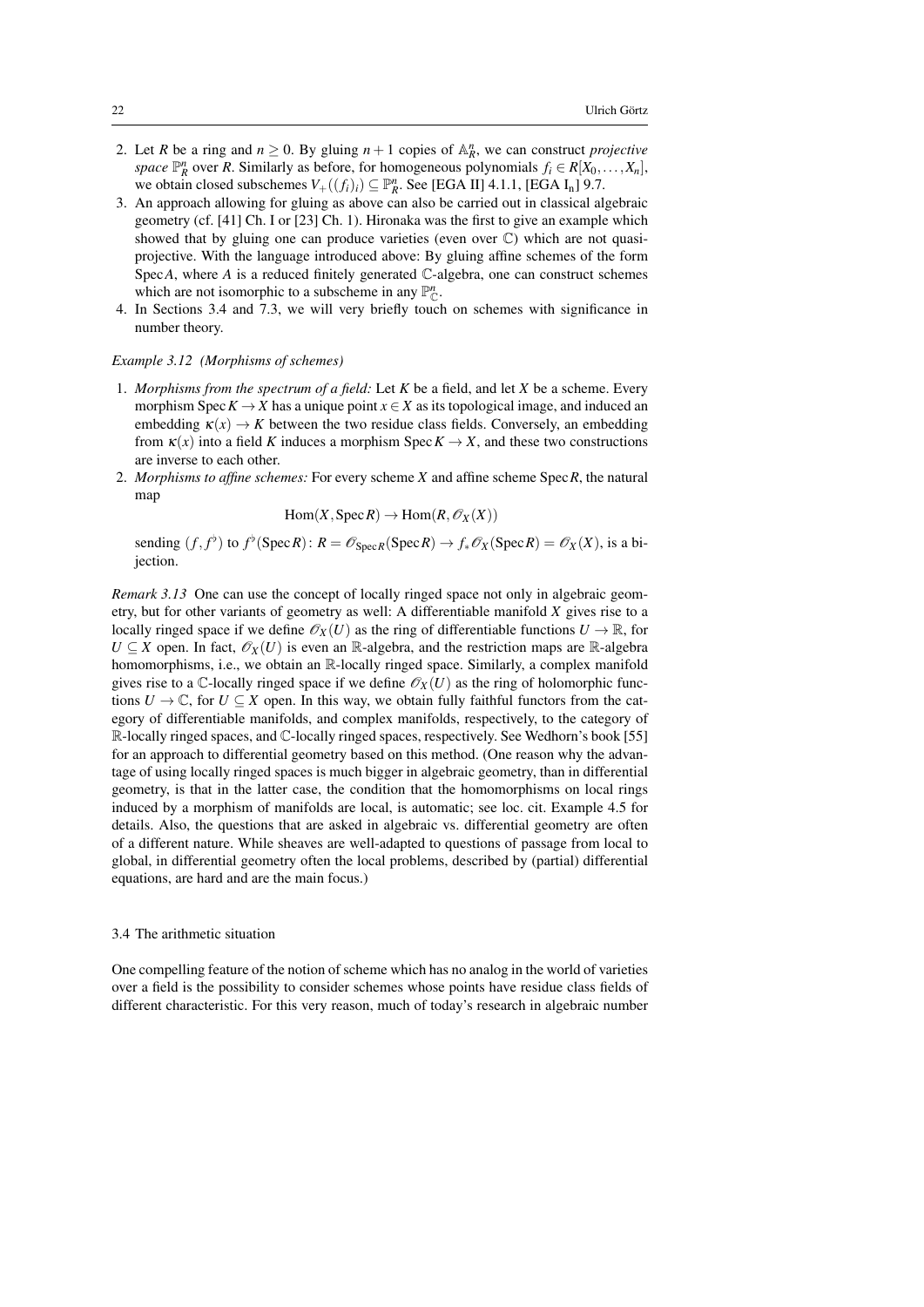2. Let $R$ be a ring and $n \geq 0$. By gluing $n+1$ copies of $\mathbb{A}^n_R$, we can construct *projective space* $\mathbb{P}^n_R$ over $R$. Similarly as before, for homogeneous polynomials $f_i \in R[X_0, \dots, X_n]$, we obtain closed subschemes $V_+((f_i)_i) \subseteq \mathbb{P}^n_R$. See [EGA II] 4.1.1, [EGA $\mathrm{I_n}$] 9.7.
3. An approach allowing for gluing as above can also be carried out in classical algebraic geometry (cf. [41] Ch. I or [23] Ch. 1). Hironaka was the first to give an example which showed that by gluing one can produce varieties (even over $\mathbb{C}$) which are not quasi-projective. With the language introduced above: By gluing affine schemes of the form $\operatorname{Spec} A$, where $A$ is a reduced finitely generated $\mathbb{C}$-algebra, one can construct schemes which are not isomorphic to a subscheme in any $\mathbb{P}^n_{\mathbb{C}}$.
4. In Sections 3.4 and 7.3, we will very briefly touch on schemes with significance in number theory.

*Example 3.12 (Morphisms of schemes)*

1. *Morphisms from the spectrum of a field:* Let $K$ be a field, and let $X$ be a scheme. Every morphism $\operatorname{Spec} K \to X$ has a unique point $x \in X$ as its topological image, and induced an embedding $\kappa(x) \to K$ between the two residue class fields. Conversely, an embedding from $\kappa(x)$ into a field $K$ induces a morphism $\operatorname{Spec} K \to X$, and these two constructions are inverse to each other.
2. *Morphisms to affine schemes:* For every scheme $X$ and affine scheme $\operatorname{Spec} R$, the natural map

$$\operatorname{Hom}(X, \operatorname{Spec} R) \to \operatorname{Hom}(R, \mathscr{O}_X(X))$$

sending $(f, f^\flat)$ to $f^\flat(\operatorname{Spec} R)\colon R = \mathscr{O}_{\operatorname{Spec} R}(\operatorname{Spec} R) \to f_* \mathscr{O}_X(\operatorname{Spec} R) = \mathscr{O}_X(X)$, is a bijection.

*Remark 3.13* One can use the concept of locally ringed space not only in algebraic geometry, but for other variants of geometry as well: A differentiable manifold $X$ gives rise to a locally ringed space if we define $\mathscr{O}_X(U)$ as the ring of differentiable functions $U \to \mathbb{R}$, for $U \subseteq X$ open. In fact, $\mathscr{O}_X(U)$ is even an $\mathbb{R}$-algebra, and the restriction maps are $\mathbb{R}$-algebra homomorphisms, i.e., we obtain an $\mathbb{R}$-locally ringed space. Similarly, a complex manifold gives rise to a $\mathbb{C}$-locally ringed space if we define $\mathscr{O}_X(U)$ as the ring of holomorphic functions $U \to \mathbb{C}$, for $U \subseteq X$ open. In this way, we obtain fully faithful functors from the category of differentiable manifolds, and complex manifolds, respectively, to the category of $\mathbb{R}$-locally ringed spaces, and $\mathbb{C}$-locally ringed spaces, respectively. See Wedhorn's book [55] for an approach to differential geometry based on this method. (One reason why the advantage of using locally ringed spaces is much bigger in algebraic geometry, than in differential geometry, is that in the latter case, the condition that the homomorphisms on local rings induced by a morphism of manifolds are local, is automatic; see loc. cit. Example 4.5 for details. Also, the questions that are asked in algebraic vs. differential geometry are often of a different nature. While sheaves are well-adapted to questions of passage from local to global, in differential geometry often the local problems, described by (partial) differential equations, are hard and are the main focus.)

### 3.4 The arithmetic situation

One compelling feature of the notion of scheme which has no analog in the world of varieties over a field is the possibility to consider schemes whose points have residue class fields of different characteristic. For this very reason, much of today's research in algebraic number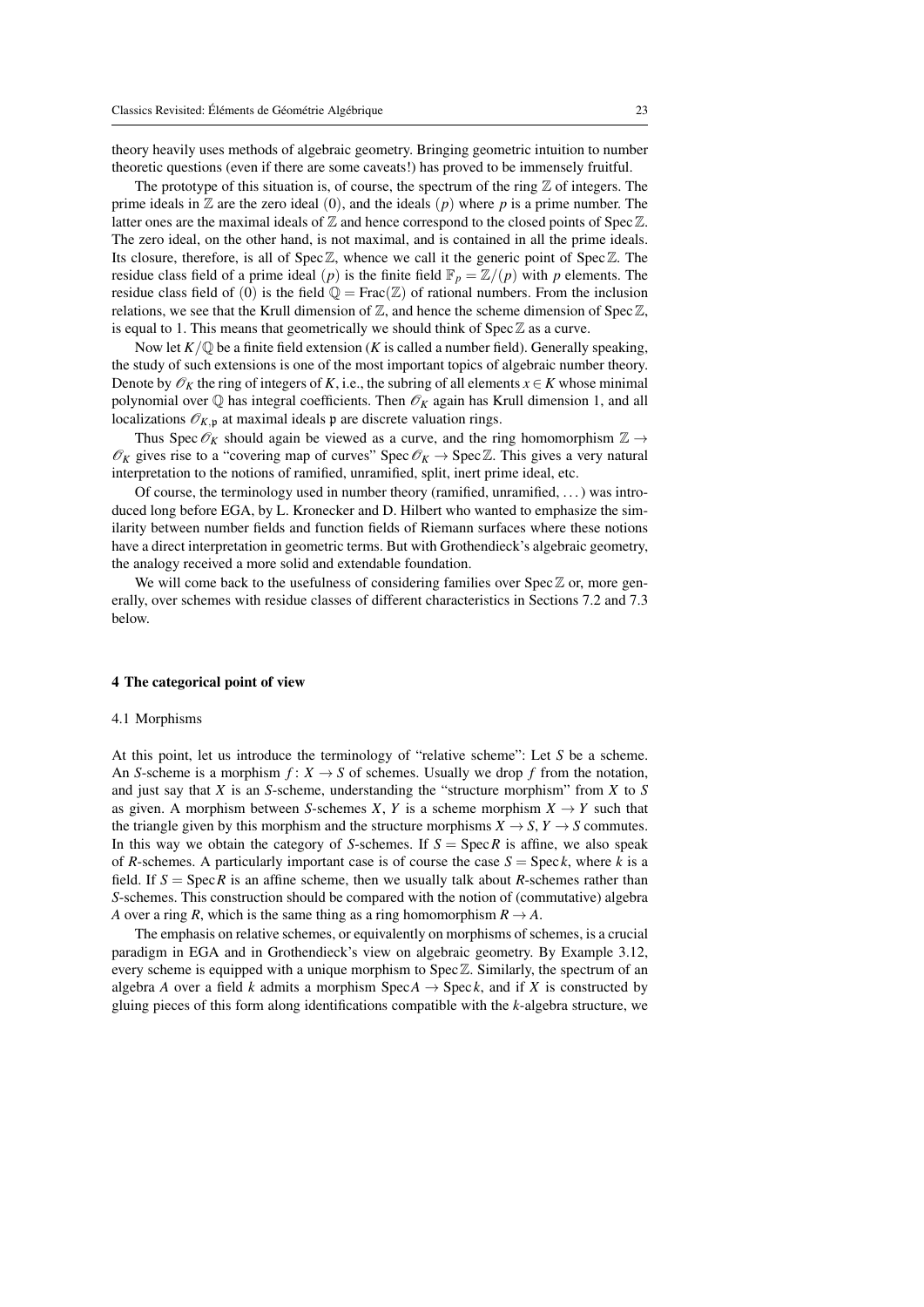theory heavily uses methods of algebraic geometry. Bringing geometric intuition to number theoretic questions (even if there are some caveats!) has proved to be immensely fruitful.

The prototype of this situation is, of course, the spectrum of the ring $\mathbb{Z}$ of integers. The prime ideals in $\mathbb{Z}$ are the zero ideal $(0)$, and the ideals $(p)$ where $p$ is a prime number. The latter ones are the maximal ideals of $\mathbb{Z}$ and hence correspond to the closed points of $\operatorname{Spec}\mathbb{Z}$. The zero ideal, on the other hand, is not maximal, and is contained in all the prime ideals. Its closure, therefore, is all of $\operatorname{Spec}\mathbb{Z}$, whence we call it the generic point of $\operatorname{Spec}\mathbb{Z}$. The residue class field of a prime ideal $(p)$ is the finite field $\mathbb{F}_p = \mathbb{Z}/(p)$ with $p$ elements. The residue class field of $(0)$ is the field $\mathbb{Q} = \operatorname{Frac}(\mathbb{Z})$ of rational numbers. From the inclusion relations, we see that the Krull dimension of $\mathbb{Z}$, and hence the scheme dimension of $\operatorname{Spec}\mathbb{Z}$, is equal to 1. This means that geometrically we should think of $\operatorname{Spec}\mathbb{Z}$ as a curve.

Now let $K/\mathbb{Q}$ be a finite field extension ($K$ is called a number field). Generally speaking, the study of such extensions is one of the most important topics of algebraic number theory. Denote by $\mathscr{O}_K$ the ring of integers of $K$, i.e., the subring of all elements $x \in K$ whose minimal polynomial over $\mathbb{Q}$ has integral coefficients. Then $\mathscr{O}_K$ again has Krull dimension 1, and all localizations $\mathscr{O}_{K,\mathfrak{p}}$ at maximal ideals $\mathfrak{p}$ are discrete valuation rings.

Thus $\operatorname{Spec}\mathscr{O}_K$ should again be viewed as a curve, and the ring homomorphism $\mathbb{Z} \to \mathscr{O}_K$ gives rise to a "covering map of curves" $\operatorname{Spec}\mathscr{O}_K \to \operatorname{Spec}\mathbb{Z}$. This gives a very natural interpretation to the notions of ramified, unramified, split, inert prime ideal, etc.

Of course, the terminology used in number theory (ramified, unramified, ...) was introduced long before EGA, by L. Kronecker and D. Hilbert who wanted to emphasize the similarity between number fields and function fields of Riemann surfaces where these notions have a direct interpretation in geometric terms. But with Grothendieck's algebraic geometry, the analogy received a more solid and extendable foundation.

We will come back to the usefulness of considering families over $\operatorname{Spec}\mathbb{Z}$ or, more generally, over schemes with residue classes of different characteristics in Sections 7.2 and 7.3 below.

## 4 The categorical point of view

### 4.1 Morphisms

At this point, let us introduce the terminology of "relative scheme": Let $S$ be a scheme. An $S$-scheme is a morphism $f: X \to S$ of schemes. Usually we drop $f$ from the notation, and just say that $X$ is an $S$-scheme, understanding the "structure morphism" from $X$ to $S$ as given. A morphism between $S$-schemes $X$, $Y$ is a scheme morphism $X \to Y$ such that the triangle given by this morphism and the structure morphisms $X \to S$, $Y \to S$ commutes. In this way we obtain the category of $S$-schemes. If $S = \operatorname{Spec} R$ is affine, we also speak of $R$-schemes. A particularly important case is of course the case $S = \operatorname{Spec} k$, where $k$ is a field. If $S = \operatorname{Spec} R$ is an affine scheme, then we usually talk about $R$-schemes rather than $S$-schemes. This construction should be compared with the notion of (commutative) algebra $A$ over a ring $R$, which is the same thing as a ring homomorphism $R \to A$.

The emphasis on relative schemes, or equivalently on morphisms of schemes, is a crucial paradigm in EGA and in Grothendieck's view on algebraic geometry. By Example 3.12, every scheme is equipped with a unique morphism to $\operatorname{Spec}\mathbb{Z}$. Similarly, the spectrum of an algebra $A$ over a field $k$ admits a morphism $\operatorname{Spec} A \to \operatorname{Spec} k$, and if $X$ is constructed by gluing pieces of this form along identifications compatible with the $k$-algebra structure, we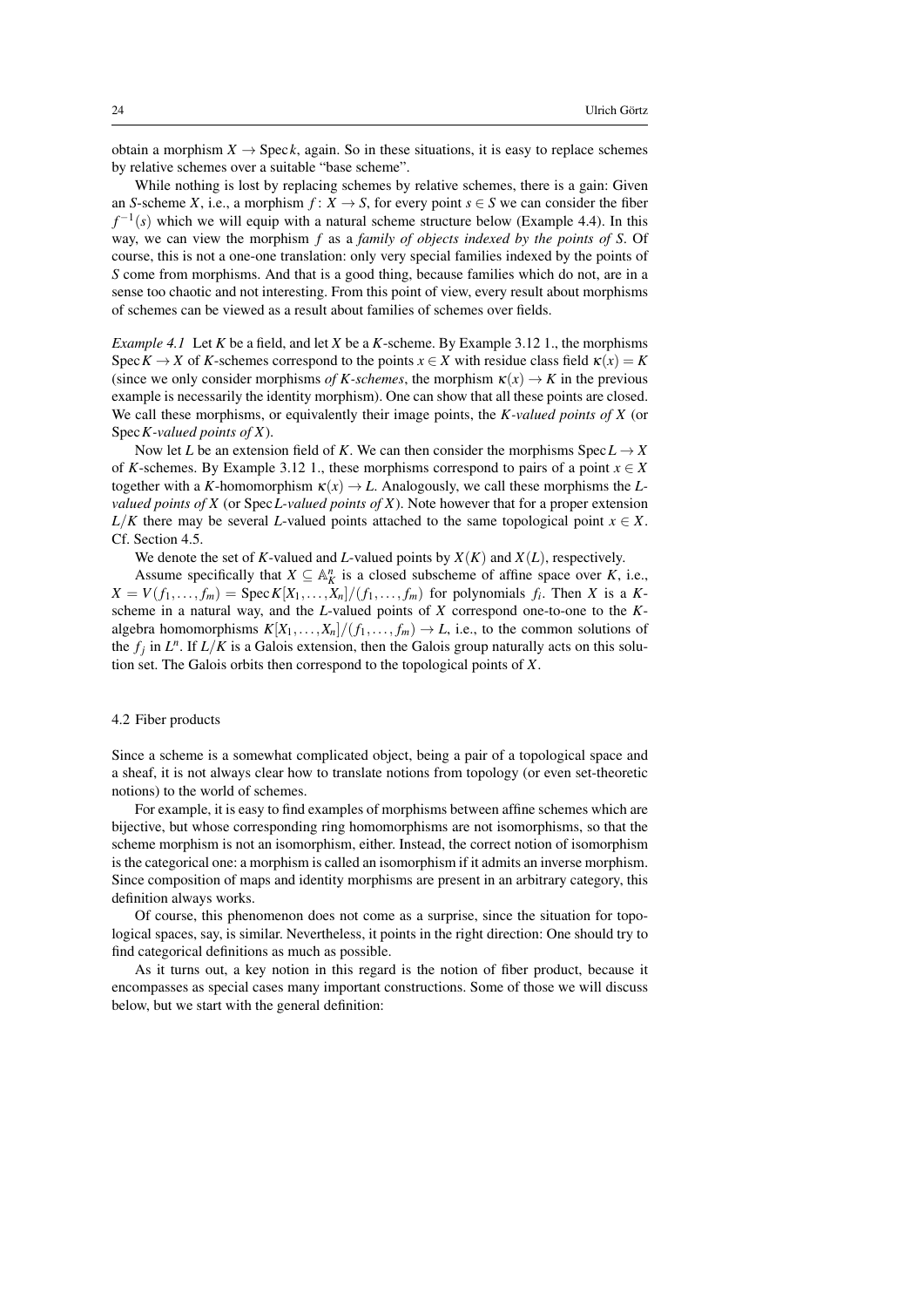obtain a morphism $X \to \operatorname{Spec} k$, again. So in these situations, it is easy to replace schemes by relative schemes over a suitable "base scheme".

While nothing is lost by replacing schemes by relative schemes, there is a gain: Given an $S$-scheme $X$, i.e., a morphism $f\colon X \to S$, for every point $s \in S$ we can consider the fiber $f^{-1}(s)$ which we will equip with a natural scheme structure below (Example 4.4). In this way, we can view the morphism $f$ as a *family of objects indexed by the points of $S$*. Of course, this is not a one-one translation: only very special families indexed by the points of $S$ come from morphisms. And that is a good thing, because families which do not, are in a sense too chaotic and not interesting. From this point of view, every result about morphisms of schemes can be viewed as a result about families of schemes over fields.

*Example 4.1* Let $K$ be a field, and let $X$ be a $K$-scheme. By Example 3.12 1., the morphisms $\operatorname{Spec} K \to X$ of $K$-schemes correspond to the points $x \in X$ with residue class field $\kappa(x) = K$ (since we only consider morphisms *of $K$-schemes*, the morphism $\kappa(x) \to K$ in the previous example is necessarily the identity morphism). One can show that all these points are closed. We call these morphisms, or equivalently their image points, the *$K$-valued points of $X$* (or *$\operatorname{Spec} K$-valued points of $X$*).

Now let $L$ be an extension field of $K$. We can then consider the morphisms $\operatorname{Spec} L \to X$ of $K$-schemes. By Example 3.12 1., these morphisms correspond to pairs of a point $x \in X$ together with a $K$-homomorphism $\kappa(x) \to L$. Analogously, we call these morphisms the *$L$-valued points of $X$* (or *$\operatorname{Spec} L$-valued points of $X$*). Note however that for a proper extension $L/K$ there may be several $L$-valued points attached to the same topological point $x \in X$. Cf. Section 4.5.

We denote the set of $K$-valued and $L$-valued points by $X(K)$ and $X(L)$, respectively.

Assume specifically that $X \subseteq \mathbb{A}^n_K$ is a closed subscheme of affine space over $K$, i.e., $X = V(f_1, \dots, f_m) = \operatorname{Spec} K[X_1, \dots, X_n]/(f_1, \dots, f_m)$ for polynomials $f_i$. Then $X$ is a $K$-scheme in a natural way, and the $L$-valued points of $X$ correspond one-to-one to the $K$-algebra homomorphisms $K[X_1, \dots, X_n]/(f_1, \dots, f_m) \to L$, i.e., to the common solutions of the $f_j$ in $L^n$. If $L/K$ is a Galois extension, then the Galois group naturally acts on this solution set. The Galois orbits then correspond to the topological points of $X$.

## 4.2 Fiber products

Since a scheme is a somewhat complicated object, being a pair of a topological space and a sheaf, it is not always clear how to translate notions from topology (or even set-theoretic notions) to the world of schemes.

For example, it is easy to find examples of morphisms between affine schemes which are bijective, but whose corresponding ring homomorphisms are not isomorphisms, so that the scheme morphism is not an isomorphism, either. Instead, the correct notion of isomorphism is the categorical one: a morphism is called an isomorphism if it admits an inverse morphism. Since composition of maps and identity morphisms are present in an arbitrary category, this definition always works.

Of course, this phenomenon does not come as a surprise, since the situation for topological spaces, say, is similar. Nevertheless, it points in the right direction: One should try to find categorical definitions as much as possible.

As it turns out, a key notion in this regard is the notion of fiber product, because it encompasses as special cases many important constructions. Some of those we will discuss below, but we start with the general definition: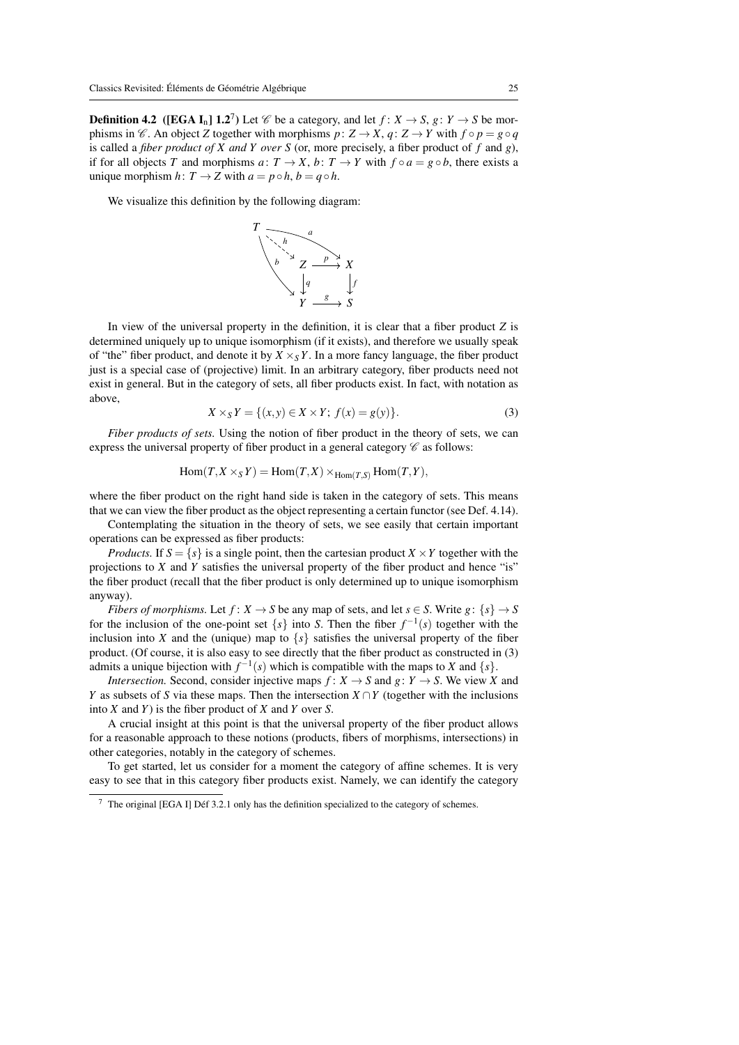**Definition 4.2 ([EGA $I_n$] 1.2[7])** Let $\mathscr{C}$ be a category, and let $f\colon X \to S$, $g\colon Y \to S$ be morphisms in $\mathscr{C}$. An object $Z$ together with morphisms $p\colon Z \to X$, $q\colon Z \to Y$ with $f \circ p = g \circ q$ is called a *fiber product of $X$ and $Y$ over $S$* (or, more precisely, a fiber product of $f$ and $g$), if for all objects $T$ and morphisms $a\colon T \to X$, $b\colon T \to Y$ with $f \circ a = g \circ b$, there exists a unique morphism $h\colon T \to Z$ with $a = p \circ h$, $b = q \circ h$.

We visualize this definition by the following diagram:

$$\begin{array}{ccccc} T & & & & \\ & \overset{h}{\searrow} & & \overset{a}{\searrow} & \\ & \underset{b}{\searrow} & Z & \xrightarrow{p} & X \\ & & \downarrow q & & \downarrow f \\ & & Y & \xrightarrow{g} & S \end{array}$$

In view of the universal property in the definition, it is clear that a fiber product $Z$ is determined uniquely up to unique isomorphism (if it exists), and therefore we usually speak of "the" fiber product, and denote it by $X \times_S Y$. In a more fancy language, the fiber product just is a special case of (projective) limit. In an arbitrary category, fiber products need not exist in general. But in the category of sets, all fiber products exist. In fact, with notation as above,

$$X \times_S Y = \{(x,y) \in X \times Y;\ f(x) = g(y)\}. \tag{3}$$

*Fiber products of sets.* Using the notion of fiber product in the theory of sets, we can express the universal property of fiber product in a general category $\mathscr{C}$ as follows:

$$\operatorname{Hom}(T, X \times_S Y) = \operatorname{Hom}(T,X) \times_{\operatorname{Hom}(T,S)} \operatorname{Hom}(T,Y),$$

where the fiber product on the right hand side is taken in the category of sets. This means that we can view the fiber product as the object representing a certain functor (see Def. 4.14).

Contemplating the situation in the theory of sets, we see easily that certain important operations can be expressed as fiber products:

*Products.* If $S = \{s\}$ is a single point, then the cartesian product $X \times Y$ together with the projections to $X$ and $Y$ satisfies the universal property of the fiber product and hence "is" the fiber product (recall that the fiber product is only determined up to unique isomorphism anyway).

*Fibers of morphisms.* Let $f\colon X \to S$ be any map of sets, and let $s \in S$. Write $g\colon \{s\} \to S$ for the inclusion of the one-point set $\{s\}$ into $S$. Then the fiber $f^{-1}(s)$ together with the inclusion into $X$ and the (unique) map to $\{s\}$ satisfies the universal property of the fiber product. (Of course, it is also easy to see directly that the fiber product as constructed in (3) admits a unique bijection with $f^{-1}(s)$ which is compatible with the maps to $X$ and $\{s\}$.

*Intersection.* Second, consider injective maps $f\colon X \to S$ and $g\colon Y \to S$. We view $X$ and $Y$ as subsets of $S$ via these maps. Then the intersection $X \cap Y$ (together with the inclusions into $X$ and $Y$) is the fiber product of $X$ and $Y$ over $S$.

A crucial insight at this point is that the universal property of the fiber product allows for a reasonable approach to these notions (products, fibers of morphisms, intersections) in other categories, notably in the category of schemes.

To get started, let us consider for a moment the category of affine schemes. It is very easy to see that in this category fiber products exist. Namely, we can identify the category

---

[7] The original [EGA I] Déf 3.2.1 only has the definition specialized to the category of schemes.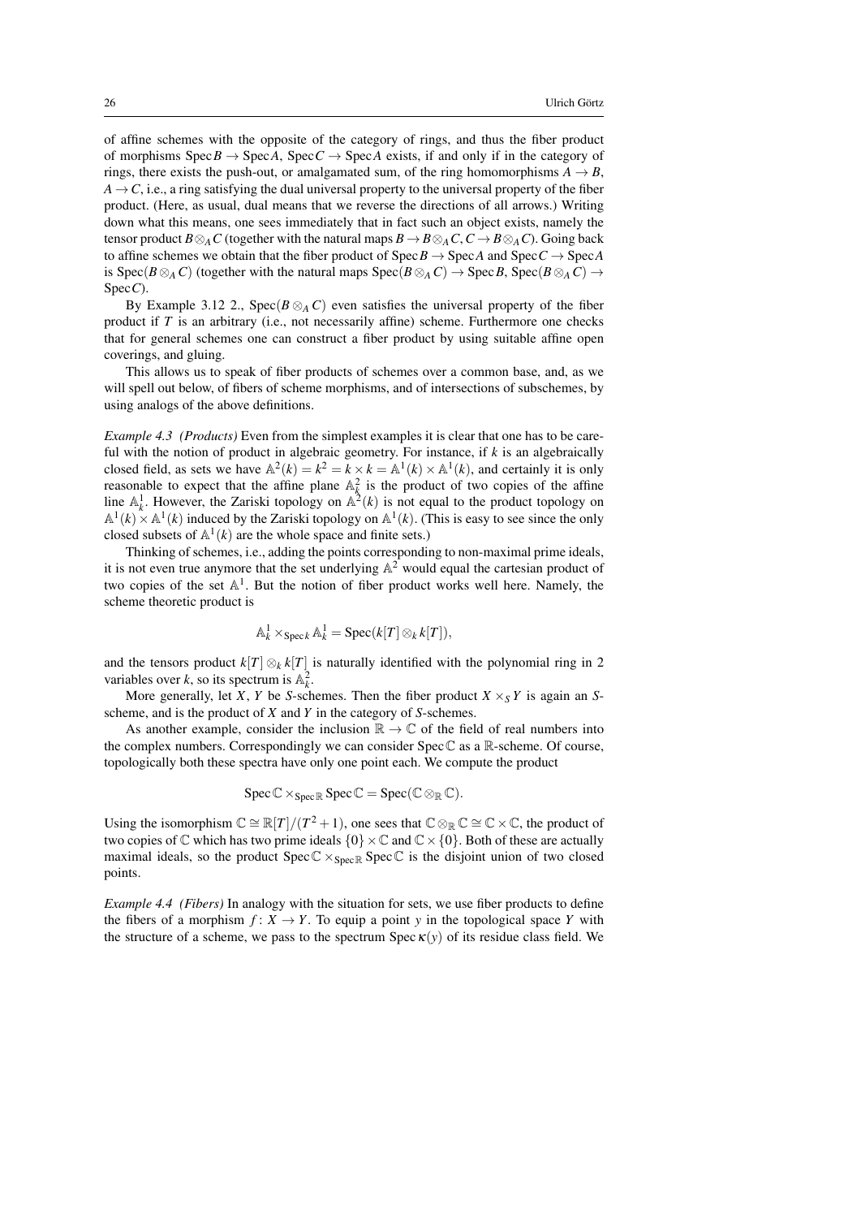of affine schemes with the opposite of the category of rings, and thus the fiber product of morphisms $\operatorname{Spec} B \to \operatorname{Spec} A$, $\operatorname{Spec} C \to \operatorname{Spec} A$ exists, if and only if in the category of rings, there exists the push-out, or amalgamated sum, of the ring homomorphisms $A \to B$, $A \to C$, i.e., a ring satisfying the dual universal property to the universal property of the fiber product. (Here, as usual, dual means that we reverse the directions of all arrows.) Writing down what this means, one sees immediately that in fact such an object exists, namely the tensor product $B \otimes_A C$ (together with the natural maps $B \to B \otimes_A C$, $C \to B \otimes_A C$). Going back to affine schemes we obtain that the fiber product of $\operatorname{Spec} B \to \operatorname{Spec} A$ and $\operatorname{Spec} C \to \operatorname{Spec} A$ is $\operatorname{Spec}(B \otimes_A C)$ (together with the natural maps $\operatorname{Spec}(B \otimes_A C) \to \operatorname{Spec} B$, $\operatorname{Spec}(B \otimes_A C) \to \operatorname{Spec} C$).

By Example 3.12 2., $\operatorname{Spec}(B \otimes_A C)$ even satisfies the universal property of the fiber product if $T$ is an arbitrary (i.e., not necessarily affine) scheme. Furthermore one checks that for general schemes one can construct a fiber product by using suitable affine open coverings, and gluing.

This allows us to speak of fiber products of schemes over a common base, and, as we will spell out below, of fibers of scheme morphisms, and of intersections of subschemes, by using analogs of the above definitions.

*Example 4.3 (Products)* Even from the simplest examples it is clear that one has to be careful with the notion of product in algebraic geometry. For instance, if $k$ is an algebraically closed field, as sets we have $\mathbb{A}^2(k) = k^2 = k \times k = \mathbb{A}^1(k) \times \mathbb{A}^1(k)$, and certainly it is only reasonable to expect that the affine plane $\mathbb{A}^2_k$ is the product of two copies of the affine line $\mathbb{A}^1_k$. However, the Zariski topology on $\mathbb{A}^2(k)$ is not equal to the product topology on $\mathbb{A}^1(k) \times \mathbb{A}^1(k)$ induced by the Zariski topology on $\mathbb{A}^1(k)$. (This is easy to see since the only closed subsets of $\mathbb{A}^1(k)$ are the whole space and finite sets.)

Thinking of schemes, i.e., adding the points corresponding to non-maximal prime ideals, it is not even true anymore that the set underlying $\mathbb{A}^2$ would equal the cartesian product of two copies of the set $\mathbb{A}^1$. But the notion of fiber product works well here. Namely, the scheme theoretic product is

$$\mathbb{A}^1_k \times_{\operatorname{Spec} k} \mathbb{A}^1_k = \operatorname{Spec}(k[T] \otimes_k k[T]),$$

and the tensors product $k[T] \otimes_k k[T]$ is naturally identified with the polynomial ring in 2 variables over $k$, so its spectrum is $\mathbb{A}^2_k$.

More generally, let $X$, $Y$ be $S$-schemes. Then the fiber product $X \times_S Y$ is again an $S$-scheme, and is the product of $X$ and $Y$ in the category of $S$-schemes.

As another example, consider the inclusion $\mathbb{R} \to \mathbb{C}$ of the field of real numbers into the complex numbers. Correspondingly we can consider $\operatorname{Spec} \mathbb{C}$ as a $\mathbb{R}$-scheme. Of course, topologically both these spectra have only one point each. We compute the product

$$\operatorname{Spec} \mathbb{C} \times_{\operatorname{Spec} \mathbb{R}} \operatorname{Spec} \mathbb{C} = \operatorname{Spec}(\mathbb{C} \otimes_{\mathbb{R}} \mathbb{C}).$$

Using the isomorphism $\mathbb{C} \cong \mathbb{R}[T]/(T^2+1)$, one sees that $\mathbb{C} \otimes_{\mathbb{R}} \mathbb{C} \cong \mathbb{C} \times \mathbb{C}$, the product of two copies of $\mathbb{C}$ which has two prime ideals $\{0\} \times \mathbb{C}$ and $\mathbb{C} \times \{0\}$. Both of these are actually maximal ideals, so the product $\operatorname{Spec} \mathbb{C} \times_{\operatorname{Spec} \mathbb{R}} \operatorname{Spec} \mathbb{C}$ is the disjoint union of two closed points.

*Example 4.4 (Fibers)* In analogy with the situation for sets, we use fiber products to define the fibers of a morphism $f\colon X \to Y$. To equip a point $y$ in the topological space $Y$ with the structure of a scheme, we pass to the spectrum $\operatorname{Spec} \kappa(y)$ of its residue class field. We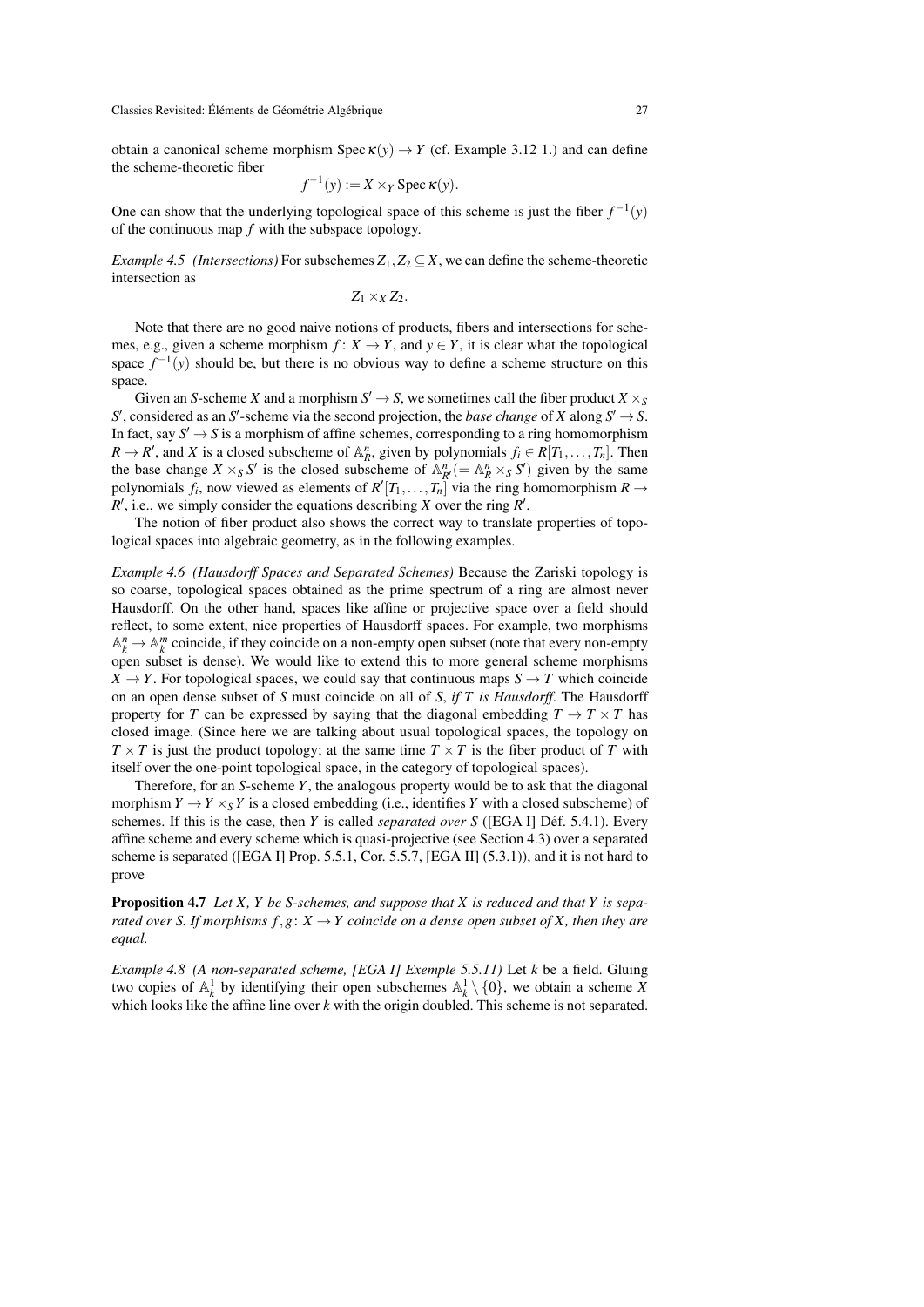obtain a canonical scheme morphism $\operatorname{Spec}\kappa(y) \to Y$ (cf. Example 3.12 1.) and can define the scheme-theoretic fiber

$$f^{-1}(y) := X \times_Y \operatorname{Spec}\kappa(y).$$

One can show that the underlying topological space of this scheme is just the fiber $f^{-1}(y)$ of the continuous map $f$ with the subspace topology.

*Example 4.5 (Intersections)* For subschemes $Z_1, Z_2 \subseteq X$, we can define the scheme-theoretic intersection as

$$Z_1 \times_X Z_2.$$

Note that there are no good naive notions of products, fibers and intersections for schemes, e.g., given a scheme morphism $f\colon X \to Y$, and $y \in Y$, it is clear what the topological space $f^{-1}(y)$ should be, but there is no obvious way to define a scheme structure on this space.

Given an $S$-scheme $X$ and a morphism $S' \to S$, we sometimes call the fiber product $X \times_S S'$, considered as an $S'$-scheme via the second projection, the *base change* of $X$ along $S' \to S$. In fact, say $S' \to S$ is a morphism of affine schemes, corresponding to a ring homomorphism $R \to R'$, and $X$ is a closed subscheme of $\mathbb{A}^n_R$, given by polynomials $f_i \in R[T_1, \dots, T_n]$. Then the base change $X \times_S S'$ is the closed subscheme of $\mathbb{A}^n_{R'} (= \mathbb{A}^n_R \times_S S')$ given by the same polynomials $f_i$, now viewed as elements of $R'[T_1, \dots, T_n]$ via the ring homomorphism $R \to R'$, i.e., we simply consider the equations describing $X$ over the ring $R'$.

The notion of fiber product also shows the correct way to translate properties of topological spaces into algebraic geometry, as in the following examples.

*Example 4.6 (Hausdorff Spaces and Separated Schemes)* Because the Zariski topology is so coarse, topological spaces obtained as the prime spectrum of a ring are almost never Hausdorff. On the other hand, spaces like affine or projective space over a field should reflect, to some extent, nice properties of Hausdorff spaces. For example, two morphisms $\mathbb{A}^n_k \to \mathbb{A}^m_k$ coincide, if they coincide on a non-empty open subset (note that every non-empty open subset is dense). We would like to extend this to more general scheme morphisms $X \to Y$. For topological spaces, we could say that continuous maps $S \to T$ which coincide on an open dense subset of $S$ must coincide on all of $S$, *if $T$ is Hausdorff*. The Hausdorff property for $T$ can be expressed by saying that the diagonal embedding $T \to T \times T$ has closed image. (Since here we are talking about usual topological spaces, the topology on $T \times T$ is just the product topology; at the same time $T \times T$ is the fiber product of $T$ with itself over the one-point topological space, in the category of topological spaces).

Therefore, for an $S$-scheme $Y$, the analogous property would be to ask that the diagonal morphism $Y \to Y \times_S Y$ is a closed embedding (i.e., identifies $Y$ with a closed subscheme) of schemes. If this is the case, then $Y$ is called *separated over $S$* ([EGA I] Déf. 5.4.1). Every affine scheme and every scheme which is quasi-projective (see Section 4.3) over a separated scheme is separated ([EGA I] Prop. 5.5.1, Cor. 5.5.7, [EGA II] (5.3.1)), and it is not hard to prove

**Proposition 4.7** *Let $X$, $Y$ be $S$-schemes, and suppose that $X$ is reduced and that $Y$ is separated over $S$. If morphisms $f, g\colon X \to Y$ coincide on a dense open subset of $X$, then they are equal.*

*Example 4.8 (A non-separated scheme, [EGA I] Exemple 5.5.11)* Let $k$ be a field. Gluing two copies of $\mathbb{A}^1_k$ by identifying their open subschemes $\mathbb{A}^1_k \setminus \{0\}$, we obtain a scheme $X$ which looks like the affine line over $k$ with the origin doubled. This scheme is not separated.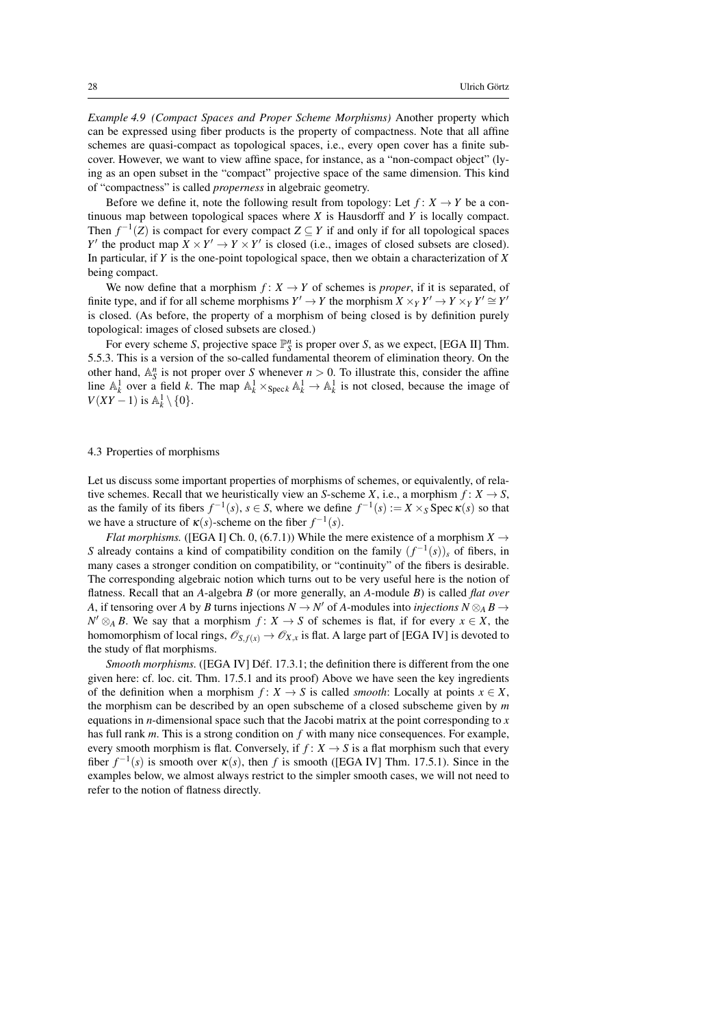*Example 4.9 (Compact Spaces and Proper Scheme Morphisms)* Another property which can be expressed using fiber products is the property of compactness. Note that all affine schemes are quasi-compact as topological spaces, i.e., every open cover has a finite subcover. However, we want to view affine space, for instance, as a "non-compact object" (lying as an open subset in the "compact" projective space of the same dimension. This kind of "compactness" is called *properness* in algebraic geometry.

Before we define it, note the following result from topology: Let $f\colon X \to Y$ be a continuous map between topological spaces where $X$ is Hausdorff and $Y$ is locally compact. Then $f^{-1}(Z)$ is compact for every compact $Z \subseteq Y$ if and only if for all topological spaces $Y'$ the product map $X \times Y' \to Y \times Y'$ is closed (i.e., images of closed subsets are closed). In particular, if $Y$ is the one-point topological space, then we obtain a characterization of $X$ being compact.

We now define that a morphism $f\colon X \to Y$ of schemes is *proper*, if it is separated, of finite type, and if for all scheme morphisms $Y' \to Y$ the morphism $X \times_Y Y' \to Y \times_Y Y' \cong Y'$ is closed. (As before, the property of a morphism of being closed is by definition purely topological: images of closed subsets are closed.)

For every scheme $S$, projective space $\mathbb{P}^n_S$ is proper over $S$, as we expect, [EGA II] Thm. 5.5.3. This is a version of the so-called fundamental theorem of elimination theory. On the other hand, $\mathbb{A}^n_S$ is not proper over $S$ whenever $n > 0$. To illustrate this, consider the affine line $\mathbb{A}^1_k$ over a field $k$. The map $\mathbb{A}^1_k \times_{\operatorname{Spec} k} \mathbb{A}^1_k \to \mathbb{A}^1_k$ is not closed, because the image of $V(XY-1)$ is $\mathbb{A}^1_k \setminus \{0\}$.

## 4.3 Properties of morphisms

Let us discuss some important properties of morphisms of schemes, or equivalently, of relative schemes. Recall that we heuristically view an $S$-scheme $X$, i.e., a morphism $f\colon X \to S$, as the family of its fibers $f^{-1}(s)$, $s \in S$, where we define $f^{-1}(s) := X \times_S \operatorname{Spec} \kappa(s)$ so that we have a structure of $\kappa(s)$-scheme on the fiber $f^{-1}(s)$.

*Flat morphisms.* ([EGA I] Ch. 0, (6.7.1)) While the mere existence of a morphism $X \to S$ already contains a kind of compatibility condition on the family $(f^{-1}(s))_s$ of fibers, in many cases a stronger condition on compatibility, or "continuity" of the fibers is desirable. The corresponding algebraic notion which turns out to be very useful here is the notion of flatness. Recall that an $A$-algebra $B$ (or more generally, an $A$-module $B$) is called *flat over* $A$, if tensoring over $A$ by $B$ turns injections $N \to N'$ of $A$-modules into *injections* $N \otimes_A B \to N' \otimes_A B$. We say that a morphism $f\colon X \to S$ of schemes is flat, if for every $x \in X$, the homomorphism of local rings, $\mathscr{O}_{S,f(x)} \to \mathscr{O}_{X,x}$ is flat. A large part of [EGA IV] is devoted to the study of flat morphisms.

*Smooth morphisms.* ([EGA IV] Déf. 17.3.1; the definition there is different from the one given here: cf. loc. cit. Thm. 17.5.1 and its proof) Above we have seen the key ingredients of the definition when a morphism $f\colon X \to S$ is called *smooth*: Locally at points $x \in X$, the morphism can be described by an open subscheme of a closed subscheme given by $m$ equations in $n$-dimensional space such that the Jacobi matrix at the point corresponding to $x$ has full rank $m$. This is a strong condition on $f$ with many nice consequences. For example, every smooth morphism is flat. Conversely, if $f\colon X \to S$ is a flat morphism such that every fiber $f^{-1}(s)$ is smooth over $\kappa(s)$, then $f$ is smooth ([EGA IV] Thm. 17.5.1). Since in the examples below, we almost always restrict to the simpler smooth cases, we will not need to refer to the notion of flatness directly.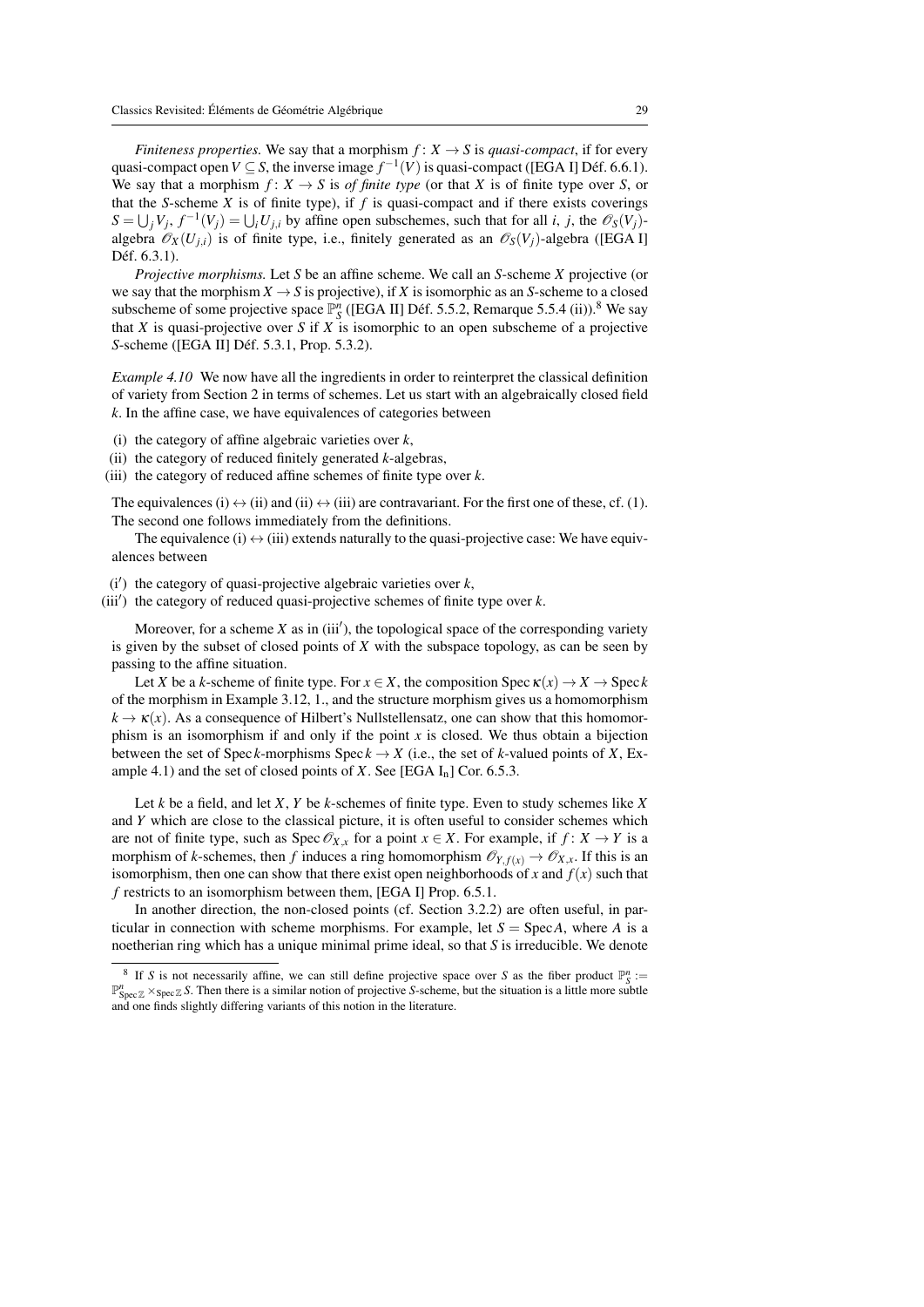*Finiteness properties.* We say that a morphism $f\colon X \to S$ is *quasi-compact*, if for every quasi-compact open $V \subseteq S$, the inverse image $f^{-1}(V)$ is quasi-compact ([EGA I] Déf. 6.6.1). We say that a morphism $f\colon X \to S$ is *of finite type* (or that $X$ is of finite type over $S$, or that the $S$-scheme $X$ is of finite type), if $f$ is quasi-compact and if there exists coverings $S = \bigcup_j V_j$, $f^{-1}(V_j) = \bigcup_i U_{j,i}$ by affine open subschemes, such that for all $i$, $j$, the $\mathscr{O}_S(V_j)$-algebra $\mathscr{O}_X(U_{j,i})$ is of finite type, i.e., finitely generated as an $\mathscr{O}_S(V_j)$-algebra ([EGA I] Déf. 6.3.1).

*Projective morphisms.* Let $S$ be an affine scheme. We call an $S$-scheme $X$ projective (or we say that the morphism $X \to S$ is projective), if $X$ is isomorphic as an $S$-scheme to a closed subscheme of some projective space $\mathbb{P}^n_S$ ([EGA II] Déf. 5.5.2, Remarque 5.5.4 (ii)).[8] We say that $X$ is quasi-projective over $S$ if $X$ is isomorphic to an open subscheme of a projective $S$-scheme ([EGA II] Déf. 5.3.1, Prop. 5.3.2).

*Example 4.10* We now have all the ingredients in order to reinterpret the classical definition of variety from Section 2 in terms of schemes. Let us start with an algebraically closed field $k$. In the affine case, we have equivalences of categories between

(i) the category of affine algebraic varieties over $k$,
(ii) the category of reduced finitely generated $k$-algebras,
(iii) the category of reduced affine schemes of finite type over $k$.

The equivalences (i) $\leftrightarrow$ (ii) and (ii) $\leftrightarrow$ (iii) are contravariant. For the first one of these, cf. (1). The second one follows immediately from the definitions.

The equivalence (i) $\leftrightarrow$ (iii) extends naturally to the quasi-projective case: We have equivalences between

(i′) the category of quasi-projective algebraic varieties over $k$,
(iii′) the category of reduced quasi-projective schemes of finite type over $k$.

Moreover, for a scheme $X$ as in (iii′), the topological space of the corresponding variety is given by the subset of closed points of $X$ with the subspace topology, as can be seen by passing to the affine situation.

Let $X$ be a $k$-scheme of finite type. For $x \in X$, the composition $\operatorname{Spec} \kappa(x) \to X \to \operatorname{Spec} k$ of the morphism in Example 3.12, 1., and the structure morphism gives us a homomorphism $k \to \kappa(x)$. As a consequence of Hilbert's Nullstellensatz, one can show that this homomorphism is an isomorphism if and only if the point $x$ is closed. We thus obtain a bijection between the set of $\operatorname{Spec} k$-morphisms $\operatorname{Spec} k \to X$ (i.e., the set of $k$-valued points of $X$, Example 4.1) and the set of closed points of $X$. See [EGA $\mathrm{I_n}$] Cor. 6.5.3.

Let $k$ be a field, and let $X$, $Y$ be $k$-schemes of finite type. Even to study schemes like $X$ and $Y$ which are close to the classical picture, it is often useful to consider schemes which are not of finite type, such as $\operatorname{Spec} \mathscr{O}_{X,x}$ for a point $x \in X$. For example, if $f\colon X \to Y$ is a morphism of $k$-schemes, then $f$ induces a ring homomorphism $\mathscr{O}_{Y,f(x)} \to \mathscr{O}_{X,x}$. If this is an isomorphism, then one can show that there exist open neighborhoods of $x$ and $f(x)$ such that $f$ restricts to an isomorphism between them, [EGA I] Prop. 6.5.1.

In another direction, the non-closed points (cf. Section 3.2.2) are often useful, in particular in connection with scheme morphisms. For example, let $S = \operatorname{Spec} A$, where $A$ is a noetherian ring which has a unique minimal prime ideal, so that $S$ is irreducible. We denote

---

[8] If $S$ is not necessarily affine, we can still define projective space over $S$ as the fiber product $\mathbb{P}^n_S := \mathbb{P}^n_{\operatorname{Spec}\mathbb{Z}} \times_{\operatorname{Spec}\mathbb{Z}} S$. Then there is a similar notion of projective $S$-scheme, but the situation is a little more subtle and one finds slightly differing variants of this notion in the literature.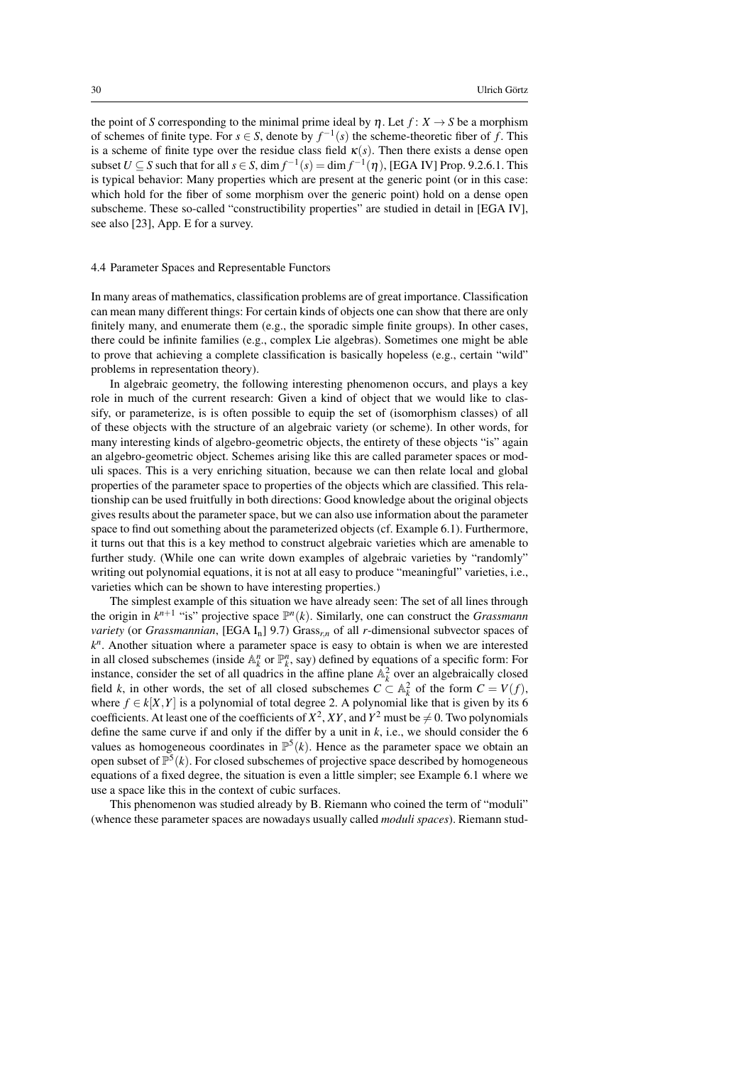the point of $S$ corresponding to the minimal prime ideal by $\eta$. Let $f\colon X \to S$ be a morphism of schemes of finite type. For $s \in S$, denote by $f^{-1}(s)$ the scheme-theoretic fiber of $f$. This is a scheme of finite type over the residue class field $\kappa(s)$. Then there exists a dense open subset $U \subseteq S$ such that for all $s \in S$, $\dim f^{-1}(s) = \dim f^{-1}(\eta)$, [EGA IV] Prop. 9.2.6.1. This is typical behavior: Many properties which are present at the generic point (or in this case: which hold for the fiber of some morphism over the generic point) hold on a dense open subscheme. These so-called "constructibility properties" are studied in detail in [EGA IV], see also [23], App. E for a survey.

### 4.4 Parameter Spaces and Representable Functors

In many areas of mathematics, classification problems are of great importance. Classification can mean many different things: For certain kinds of objects one can show that there are only finitely many, and enumerate them (e.g., the sporadic simple finite groups). In other cases, there could be infinite families (e.g., complex Lie algebras). Sometimes one might be able to prove that achieving a complete classification is basically hopeless (e.g., certain "wild" problems in representation theory).

In algebraic geometry, the following interesting phenomenon occurs, and plays a key role in much of the current research: Given a kind of object that we would like to classify, or parameterize, is is often possible to equip the set of (isomorphism classes) of all of these objects with the structure of an algebraic variety (or scheme). In other words, for many interesting kinds of algebro-geometric objects, the entirety of these objects "is" again an algebro-geometric object. Schemes arising like this are called parameter spaces or moduli spaces. This is a very enriching situation, because we can then relate local and global properties of the parameter space to properties of the objects which are classified. This relationship can be used fruitfully in both directions: Good knowledge about the original objects gives results about the parameter space, but we can also use information about the parameter space to find out something about the parameterized objects (cf. Example 6.1). Furthermore, it turns out that this is a key method to construct algebraic varieties which are amenable to further study. (While one can write down examples of algebraic varieties by "randomly" writing out polynomial equations, it is not at all easy to produce "meaningful" varieties, i.e., varieties which can be shown to have interesting properties.)

The simplest example of this situation we have already seen: The set of all lines through the origin in $k^{n+1}$ "is" projective space $\mathbb{P}^n(k)$. Similarly, one can construct the *Grassmann variety* (or *Grassmannian*, [EGA $\mathrm{I_n}$] 9.7) $\mathrm{Grass}_{r,n}$ of all $r$-dimensional subvector spaces of $k^n$. Another situation where a parameter space is easy to obtain is when we are interested in all closed subschemes (inside $\mathbb{A}^n_k$ or $\mathbb{P}^n_k$, say) defined by equations of a specific form: For instance, consider the set of all quadrics in the affine plane $\mathbb{A}^2_k$ over an algebraically closed field $k$, in other words, the set of all closed subschemes $C \subset \mathbb{A}^2_k$ of the form $C = V(f)$, where $f \in k[X,Y]$ is a polynomial of total degree 2. A polynomial like that is given by its 6 coefficients. At least one of the coefficients of $X^2$, $XY$, and $Y^2$ must be $\neq 0$. Two polynomials define the same curve if and only if the differ by a unit in $k$, i.e., we should consider the 6 values as homogeneous coordinates in $\mathbb{P}^5(k)$. Hence as the parameter space we obtain an open subset of $\mathbb{P}^5(k)$. For closed subschemes of projective space described by homogeneous equations of a fixed degree, the situation is even a little simpler; see Example 6.1 where we use a space like this in the context of cubic surfaces.

This phenomenon was studied already by B. Riemann who coined the term of "moduli" (whence these parameter spaces are nowadays usually called *moduli spaces*). Riemann stud-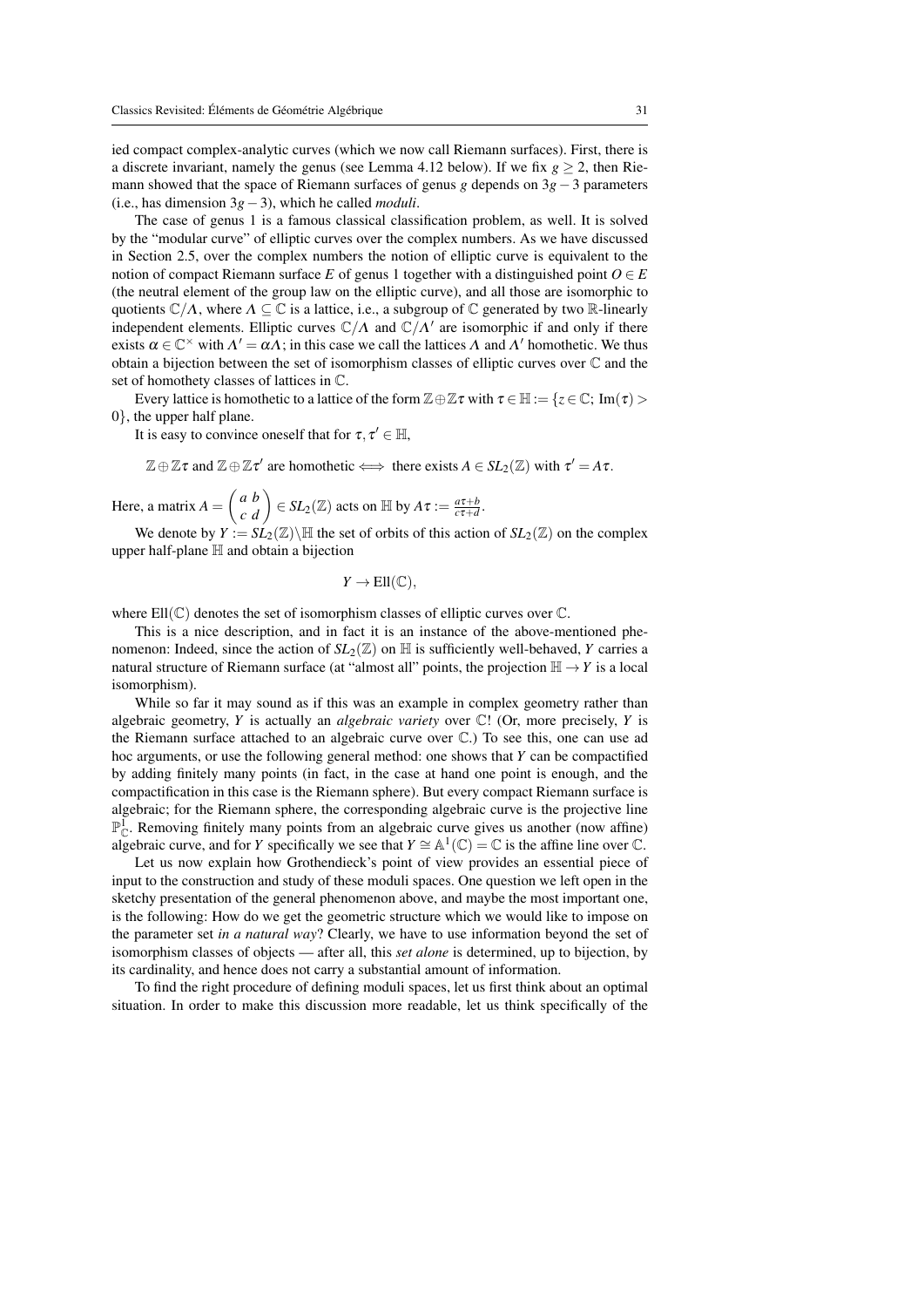ied compact complex-analytic curves (which we now call Riemann surfaces). First, there is a discrete invariant, namely the genus (see Lemma 4.12 below). If we fix $g \geq 2$, then Riemann showed that the space of Riemann surfaces of genus $g$ depends on $3g-3$ parameters (i.e., has dimension $3g-3$), which he called *moduli*.

The case of genus 1 is a famous classical classification problem, as well. It is solved by the "modular curve" of elliptic curves over the complex numbers. As we have discussed in Section 2.5, over the complex numbers the notion of elliptic curve is equivalent to the notion of compact Riemann surface $E$ of genus 1 together with a distinguished point $O \in E$ (the neutral element of the group law on the elliptic curve), and all those are isomorphic to quotients $\mathbb{C}/\Lambda$, where $\Lambda \subseteq \mathbb{C}$ is a lattice, i.e., a subgroup of $\mathbb{C}$ generated by two $\mathbb{R}$-linearly independent elements. Elliptic curves $\mathbb{C}/\Lambda$ and $\mathbb{C}/\Lambda'$ are isomorphic if and only if there exists $\alpha \in \mathbb{C}^\times$ with $\Lambda' = \alpha\Lambda$; in this case we call the lattices $\Lambda$ and $\Lambda'$ homothetic. We thus obtain a bijection between the set of isomorphism classes of elliptic curves over $\mathbb{C}$ and the set of homothety classes of lattices in $\mathbb{C}$.

Every lattice is homothetic to a lattice of the form $\mathbb{Z} \oplus \mathbb{Z}\tau$ with $\tau \in \mathbb{H} := \{z \in \mathbb{C};\ \mathrm{Im}(\tau) > 0\}$, the upper half plane.

It is easy to convince oneself that for $\tau, \tau' \in \mathbb{H}$,

$$\mathbb{Z} \oplus \mathbb{Z}\tau \text{ and } \mathbb{Z} \oplus \mathbb{Z}\tau' \text{ are homothetic} \iff \text{there exists } A \in SL_2(\mathbb{Z}) \text{ with } \tau' = A\tau.$$

Here, a matrix $A = \begin{pmatrix} a & b \\ c & d \end{pmatrix} \in SL_2(\mathbb{Z})$ acts on $\mathbb{H}$ by $A\tau := \frac{a\tau + b}{c\tau + d}$.

We denote by $Y := SL_2(\mathbb{Z})\backslash\mathbb{H}$ the set of orbits of this action of $SL_2(\mathbb{Z})$ on the complex upper half-plane $\mathbb{H}$ and obtain a bijection

$$Y \to \mathrm{Ell}(\mathbb{C}),$$

where $\mathrm{Ell}(\mathbb{C})$ denotes the set of isomorphism classes of elliptic curves over $\mathbb{C}$.

This is a nice description, and in fact it is an instance of the above-mentioned phenomenon: Indeed, since the action of $SL_2(\mathbb{Z})$ on $\mathbb{H}$ is sufficiently well-behaved, $Y$ carries a natural structure of Riemann surface (at "almost all" points, the projection $\mathbb{H} \to Y$ is a local isomorphism).

While so far it may sound as if this was an example in complex geometry rather than algebraic geometry, $Y$ is actually an *algebraic variety* over $\mathbb{C}$! (Or, more precisely, $Y$ is the Riemann surface attached to an algebraic curve over $\mathbb{C}$.) To see this, one can use ad hoc arguments, or use the following general method: one shows that $Y$ can be compactified by adding finitely many points (in fact, in the case at hand one point is enough, and the compactification in this case is the Riemann sphere). But every compact Riemann surface is algebraic; for the Riemann sphere, the corresponding algebraic curve is the projective line $\mathbb{P}^1_{\mathbb{C}}$. Removing finitely many points from an algebraic curve gives us another (now affine) algebraic curve, and for $Y$ specifically we see that $Y \cong \mathbb{A}^1(\mathbb{C}) = \mathbb{C}$ is the affine line over $\mathbb{C}$.

Let us now explain how Grothendieck's point of view provides an essential piece of input to the construction and study of these moduli spaces. One question we left open in the sketchy presentation of the general phenomenon above, and maybe the most important one, is the following: How do we get the geometric structure which we would like to impose on the parameter set *in a natural way*? Clearly, we have to use information beyond the set of isomorphism classes of objects — after all, this *set alone* is determined, up to bijection, by its cardinality, and hence does not carry a substantial amount of information.

To find the right procedure of defining moduli spaces, let us first think about an optimal situation. In order to make this discussion more readable, let us think specifically of the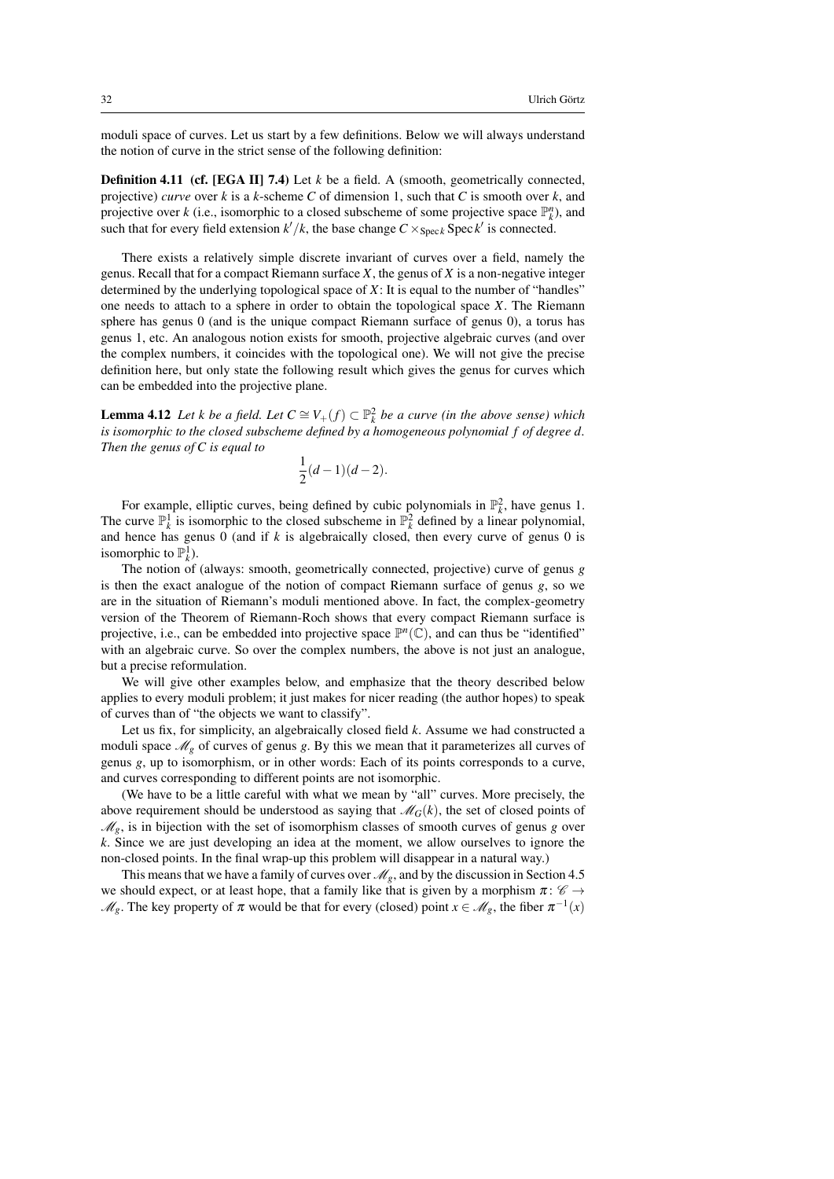moduli space of curves. Let us start by a few definitions. Below we will always understand the notion of curve in the strict sense of the following definition:

**Definition 4.11 (cf. [EGA II] 7.4)** Let $k$ be a field. A (smooth, geometrically connected, projective) *curve* over $k$ is a $k$-scheme $C$ of dimension 1, such that $C$ is smooth over $k$, and projective over $k$ (i.e., isomorphic to a closed subscheme of some projective space $\mathbb{P}^n_k$), and such that for every field extension $k'/k$, the base change $C \times_{\operatorname{Spec} k} \operatorname{Spec} k'$ is connected.

There exists a relatively simple discrete invariant of curves over a field, namely the genus. Recall that for a compact Riemann surface $X$, the genus of $X$ is a non-negative integer determined by the underlying topological space of $X$: It is equal to the number of "handles" one needs to attach to a sphere in order to obtain the topological space $X$. The Riemann sphere has genus 0 (and is the unique compact Riemann surface of genus 0), a torus has genus 1, etc. An analogous notion exists for smooth, projective algebraic curves (and over the complex numbers, it coincides with the topological one). We will not give the precise definition here, but only state the following result which gives the genus for curves which can be embedded into the projective plane.

**Lemma 4.12** *Let $k$ be a field. Let $C \cong V_+(f) \subset \mathbb{P}^2_k$ be a curve (in the above sense) which is isomorphic to the closed subscheme defined by a homogeneous polynomial $f$ of degree $d$. Then the genus of $C$ is equal to*

$$\frac{1}{2}(d-1)(d-2).$$

For example, elliptic curves, being defined by cubic polynomials in $\mathbb{P}^2_k$, have genus 1. The curve $\mathbb{P}^1_k$ is isomorphic to the closed subscheme in $\mathbb{P}^2_k$ defined by a linear polynomial, and hence has genus 0 (and if $k$ is algebraically closed, then every curve of genus 0 is isomorphic to $\mathbb{P}^1_k$).

The notion of (always: smooth, geometrically connected, projective) curve of genus $g$ is then the exact analogue of the notion of compact Riemann surface of genus $g$, so we are in the situation of Riemann's moduli mentioned above. In fact, the complex-geometry version of the Theorem of Riemann-Roch shows that every compact Riemann surface is projective, i.e., can be embedded into projective space $\mathbb{P}^n(\mathbb{C})$, and can thus be "identified" with an algebraic curve. So over the complex numbers, the above is not just an analogue, but a precise reformulation.

We will give other examples below, and emphasize that the theory described below applies to every moduli problem; it just makes for nicer reading (the author hopes) to speak of curves than of "the objects we want to classify".

Let us fix, for simplicity, an algebraically closed field $k$. Assume we had constructed a moduli space $\mathscr{M}_g$ of curves of genus $g$. By this we mean that it parameterizes all curves of genus $g$, up to isomorphism, or in other words: Each of its points corresponds to a curve, and curves corresponding to different points are not isomorphic.

(We have to be a little careful with what we mean by "all" curves. More precisely, the above requirement should be understood as saying that $\mathscr{M}_G(k)$, the set of closed points of $\mathscr{M}_g$, is in bijection with the set of isomorphism classes of smooth curves of genus $g$ over $k$. Since we are just developing an idea at the moment, we allow ourselves to ignore the non-closed points. In the final wrap-up this problem will disappear in a natural way.)

This means that we have a family of curves over $\mathscr{M}_g$, and by the discussion in Section 4.5 we should expect, or at least hope, that a family like that is given by a morphism $\pi\colon \mathscr{C} \to \mathscr{M}_g$. The key property of $\pi$ would be that for every (closed) point $x \in \mathscr{M}_g$, the fiber $\pi^{-1}(x)$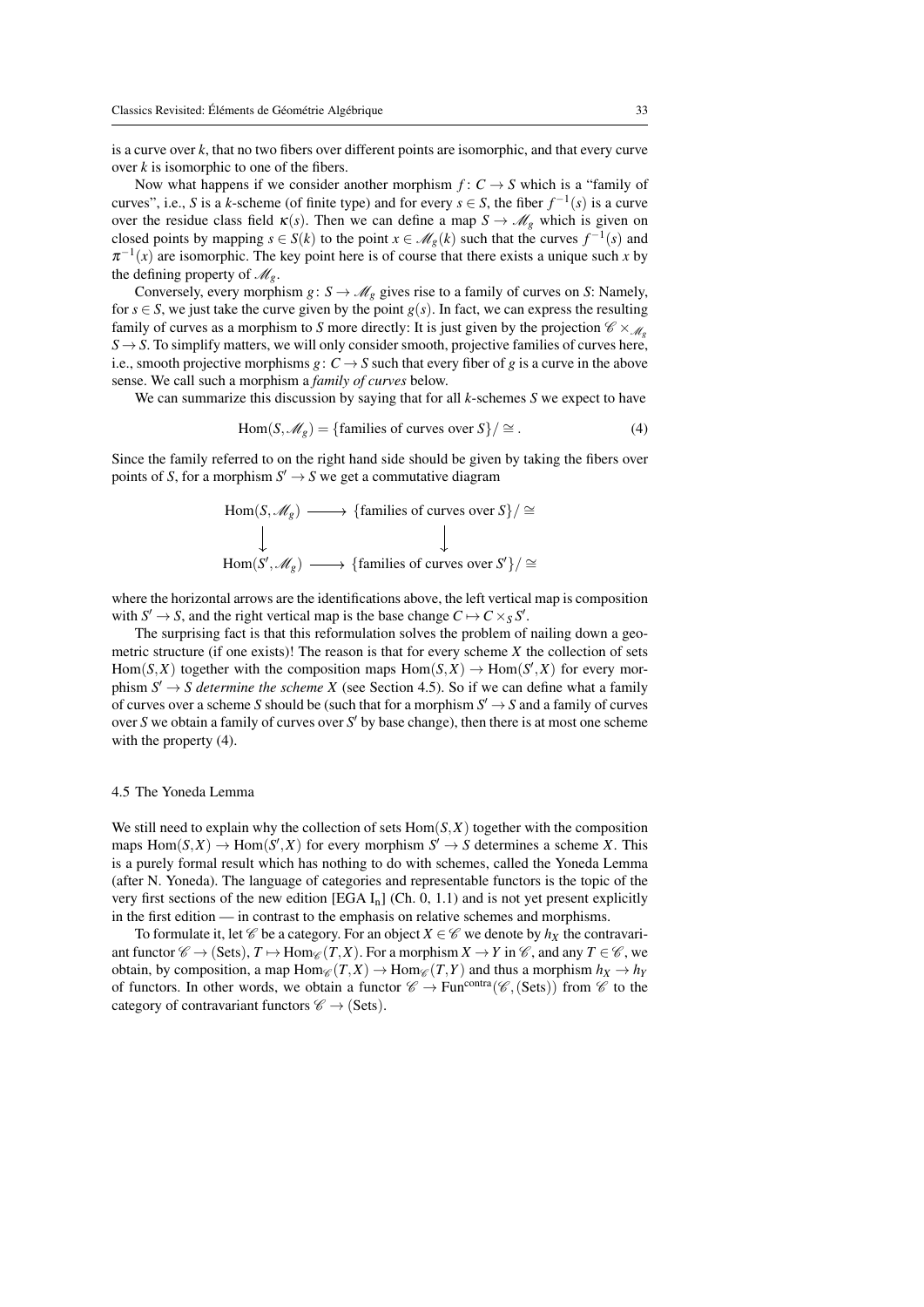is a curve over $k$, that no two fibers over different points are isomorphic, and that every curve over $k$ is isomorphic to one of the fibers.

Now what happens if we consider another morphism $f\colon C \to S$ which is a "family of curves", i.e., $S$ is a $k$-scheme (of finite type) and for every $s \in S$, the fiber $f^{-1}(s)$ is a curve over the residue class field $\kappa(s)$. Then we can define a map $S \to \mathscr{M}_g$ which is given on closed points by mapping $s \in S(k)$ to the point $x \in \mathscr{M}_g(k)$ such that the curves $f^{-1}(s)$ and $\pi^{-1}(x)$ are isomorphic. The key point here is of course that there exists a unique such $x$ by the defining property of $\mathscr{M}_g$.

Conversely, every morphism $g\colon S \to \mathscr{M}_g$ gives rise to a family of curves on $S$: Namely, for $s \in S$, we just take the curve given by the point $g(s)$. In fact, we can express the resulting family of curves as a morphism to $S$ more directly: It is just given by the projection $\mathscr{C} \times_{\mathscr{M}_g} S \to S$. To simplify matters, we will only consider smooth, projective families of curves here, i.e., smooth projective morphisms $g\colon C \to S$ such that every fiber of $g$ is a curve in the above sense. We call such a morphism a *family of curves* below.

We can summarize this discussion by saying that for all $k$-schemes $S$ we expect to have

$$\mathrm{Hom}(S, \mathscr{M}_g) = \{\text{families of curves over } S\}/\cong. \tag{4}$$

Since the family referred to on the right hand side should be given by taking the fibers over points of $S$, for a morphism $S' \to S$ we get a commutative diagram

$$\begin{array}{ccc} \mathrm{Hom}(S, \mathscr{M}_g) & \longrightarrow & \{\text{families of curves over } S\}/\cong \\ \downarrow & & \downarrow \\ \mathrm{Hom}(S', \mathscr{M}_g) & \longrightarrow & \{\text{families of curves over } S'\}/\cong \end{array}$$

where the horizontal arrows are the identifications above, the left vertical map is composition with $S' \to S$, and the right vertical map is the base change $C \mapsto C \times_S S'$.

The surprising fact is that this reformulation solves the problem of nailing down a geometric structure (if one exists)! The reason is that for every scheme $X$ the collection of sets $\mathrm{Hom}(S,X)$ together with the composition maps $\mathrm{Hom}(S,X) \to \mathrm{Hom}(S',X)$ for every morphism $S' \to S$ *determine the scheme* $X$ (see Section 4.5). So if we can define what a family of curves over a scheme $S$ should be (such that for a morphism $S' \to S$ and a family of curves over $S$ we obtain a family of curves over $S'$ by base change), then there is at most one scheme with the property (4).

## 4.5 The Yoneda Lemma

We still need to explain why the collection of sets $\mathrm{Hom}(S,X)$ together with the composition maps $\mathrm{Hom}(S,X) \to \mathrm{Hom}(S',X)$ for every morphism $S' \to S$ determines a scheme $X$. This is a purely formal result which has nothing to do with schemes, called the Yoneda Lemma (after N. Yoneda). The language of categories and representable functors is the topic of the very first sections of the new edition [EGA $\mathrm{I_n}$] (Ch. 0, 1.1) and is not yet present explicitly in the first edition — in contrast to the emphasis on relative schemes and morphisms.

To formulate it, let $\mathscr{C}$ be a category. For an object $X \in \mathscr{C}$ we denote by $h_X$ the contravariant functor $\mathscr{C} \to (\mathrm{Sets})$, $T \mapsto \mathrm{Hom}_{\mathscr{C}}(T,X)$. For a morphism $X \to Y$ in $\mathscr{C}$, and any $T \in \mathscr{C}$, we obtain, by composition, a map $\mathrm{Hom}_{\mathscr{C}}(T,X) \to \mathrm{Hom}_{\mathscr{C}}(T,Y)$ and thus a morphism $h_X \to h_Y$ of functors. In other words, we obtain a functor $\mathscr{C} \to \mathrm{Fun}^{\mathrm{contra}}(\mathscr{C}, (\mathrm{Sets}))$ from $\mathscr{C}$ to the category of contravariant functors $\mathscr{C} \to (\mathrm{Sets})$.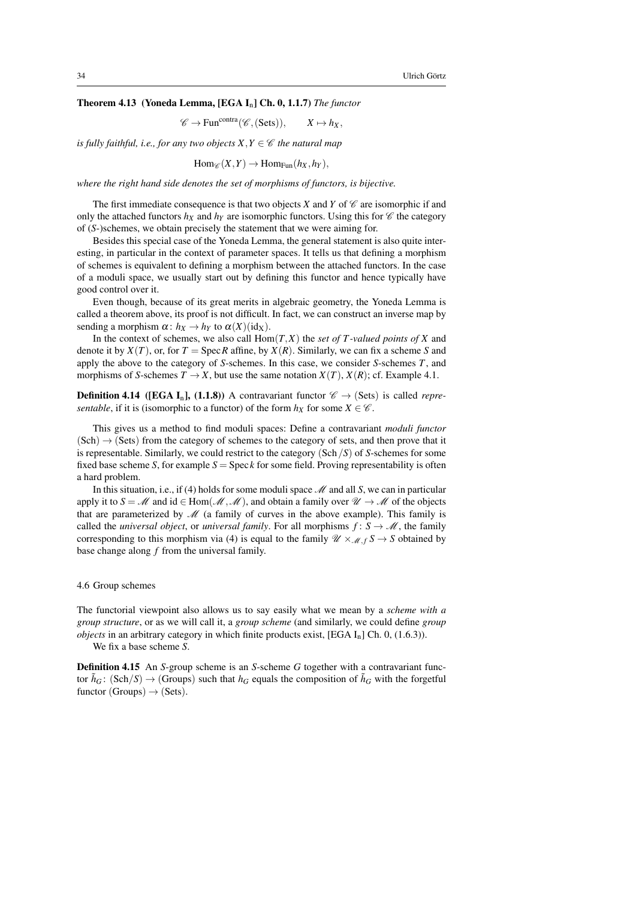**Theorem 4.13 (Yoneda Lemma, [EGA $\mathrm{I_n}$] Ch. 0, 1.1.7)** *The functor*

$$\mathscr{C} \to \mathrm{Fun}^{\mathrm{contra}}(\mathscr{C}, (\mathrm{Sets})), \qquad X \mapsto h_X,$$

*is fully faithful, i.e., for any two objects $X, Y \in \mathscr{C}$ the natural map*

$$\mathrm{Hom}_{\mathscr{C}}(X,Y) \to \mathrm{Hom}_{\mathrm{Fun}}(h_X, h_Y),$$

*where the right hand side denotes the set of morphisms of functors, is bijective.*

The first immediate consequence is that two objects $X$ and $Y$ of $\mathscr{C}$ are isomorphic if and only the attached functors $h_X$ and $h_Y$ are isomorphic functors. Using this for $\mathscr{C}$ the category of ($S$-)schemes, we obtain precisely the statement that we were aiming for.

Besides this special case of the Yoneda Lemma, the general statement is also quite interesting, in particular in the context of parameter spaces. It tells us that defining a morphism of schemes is equivalent to defining a morphism between the attached functors. In the case of a moduli space, we usually start out by defining this functor and hence typically have good control over it.

Even though, because of its great merits in algebraic geometry, the Yoneda Lemma is called a theorem above, its proof is not difficult. In fact, we can construct an inverse map by sending a morphism $\alpha\colon h_X \to h_Y$ to $\alpha(X)(\mathrm{id}_X)$.

In the context of schemes, we also call $\mathrm{Hom}(T,X)$ the *set of $T$-valued points of $X$* and denote it by $X(T)$, or, for $T = \operatorname{Spec} R$ affine, by $X(R)$. Similarly, we can fix a scheme $S$ and apply the above to the category of $S$-schemes. In this case, we consider $S$-schemes $T$, and morphisms of $S$-schemes $T \to X$, but use the same notation $X(T)$, $X(R)$; cf. Example 4.1.

**Definition 4.14 ([EGA $\mathrm{I_n}$], (1.1.8))** A contravariant functor $\mathscr{C} \to (\mathrm{Sets})$ is called *representable*, if it is (isomorphic to a functor) of the form $h_X$ for some $X \in \mathscr{C}$.

This gives us a method to find moduli spaces: Define a contravariant *moduli functor* $(\mathrm{Sch}) \to (\mathrm{Sets})$ from the category of schemes to the category of sets, and then prove that it is representable. Similarly, we could restrict to the category $(\mathrm{Sch}/S)$ of $S$-schemes for some fixed base scheme $S$, for example $S = \operatorname{Spec} k$ for some field. Proving representability is often a hard problem.

In this situation, i.e., if (4) holds for some moduli space $\mathscr{M}$ and all $S$, we can in particular apply it to $S = \mathscr{M}$ and $\mathrm{id} \in \mathrm{Hom}(\mathscr{M}, \mathscr{M})$, and obtain a family over $\mathscr{U} \to \mathscr{M}$ of the objects that are parameterized by $\mathscr{M}$ (a family of curves in the above example). This family is called the *universal object*, or *universal family*. For all morphisms $f\colon S \to \mathscr{M}$, the family corresponding to this morphism via (4) is equal to the family $\mathscr{U} \times_{\mathscr{M},f} S \to S$ obtained by base change along $f$ from the universal family.

### 4.6 Group schemes

The functorial viewpoint also allows us to say easily what we mean by a *scheme with a group structure*, or as we will call it, a *group scheme* (and similarly, we could define *group objects* in an arbitrary category in which finite products exist, [EGA $\mathrm{I_n}$] Ch. 0, (1.6.3)).

We fix a base scheme $S$.

**Definition 4.15** An $S$-group scheme is an $S$-scheme $G$ together with a contravariant functor $\tilde{h}_G\colon (\mathrm{Sch}/S) \to (\mathrm{Groups})$ such that $h_G$ equals the composition of $\tilde{h}_G$ with the forgetful functor $(\mathrm{Groups}) \to (\mathrm{Sets})$.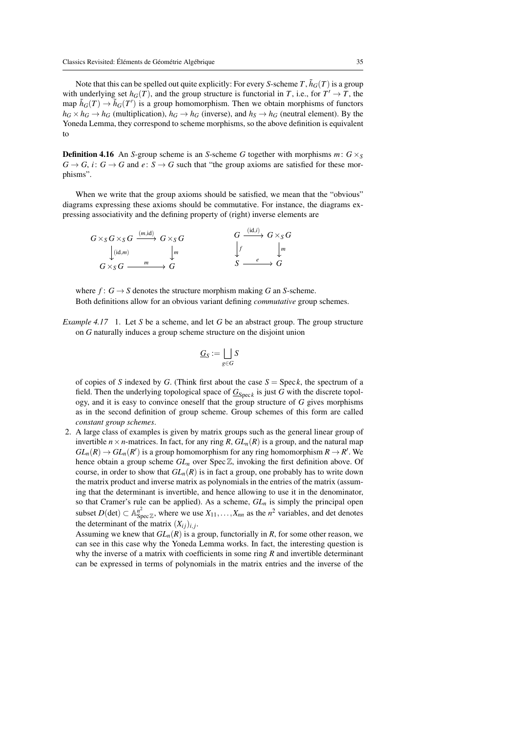Note that this can be spelled out quite explicitly: For every $S$-scheme $T$, $\tilde{h}_G(T)$ is a group with underlying set $h_G(T)$, and the group structure is functorial in $T$, i.e., for $T' \to T$, the map $\tilde{h}_G(T) \to \tilde{h}_G(T')$ is a group homomorphism. Then we obtain morphisms of functors $h_G \times h_G \to h_G$ (multiplication), $h_G \to h_G$ (inverse), and $h_S \to h_G$ (neutral element). By the Yoneda Lemma, they correspond to scheme morphisms, so the above definition is equivalent to

**Definition 4.16** An $S$-group scheme is an $S$-scheme $G$ together with morphisms $m\colon G \times_S G \to G$, $i\colon G \to G$ and $e\colon S \to G$ such that "the group axioms are satisfied for these morphisms".

When we write that the group axioms should be satisfied, we mean that the "obvious" diagrams expressing these axioms should be commutative. For instance, the diagrams expressing associativity and the defining property of (right) inverse elements are

$$\begin{array}{ccc} G \times_S G \times_S G & \xrightarrow{(m,\mathrm{id})} & G \times_S G \\ \big\downarrow{\scriptstyle (\mathrm{id},m)} & & \big\downarrow{\scriptstyle m} \\ G \times_S G & \xrightarrow{m} & G \end{array} \qquad \begin{array}{ccc} G & \xrightarrow{(\mathrm{id},i)} & G \times_S G \\ \big\downarrow{\scriptstyle f} & & \big\downarrow{\scriptstyle m} \\ S & \xrightarrow{e} & G \end{array}$$

where $f\colon G \to S$ denotes the structure morphism making $G$ an $S$-scheme.
Both definitions allow for an obvious variant defining *commutative* group schemes.

*Example 4.17* 1. Let $S$ be a scheme, and let $G$ be an abstract group. The group structure on $G$ naturally induces a group scheme structure on the disjoint union

$$\underline{G}_S := \bigsqcup_{g \in G} S$$

of copies of $S$ indexed by $G$. (Think first about the case $S = \operatorname{Spec} k$, the spectrum of a field. Then the underlying topological space of $\underline{G}_{\operatorname{Spec} k}$ is just $G$ with the discrete topology, and it is easy to convince oneself that the group structure of $G$ gives morphisms as in the second definition of group scheme. Group schemes of this form are called *constant group schemes*.

2. A large class of examples is given by matrix groups such as the general linear group of invertible $n \times n$-matrices. In fact, for any ring $R$, $GL_n(R)$ is a group, and the natural map $GL_n(R) \to GL_n(R')$ is a group homomorphism for any ring homomorphism $R \to R'$. We hence obtain a group scheme $GL_n$ over $\operatorname{Spec} \mathbb{Z}$, invoking the first definition above. Of course, in order to show that $GL_n(R)$ is in fact a group, one probably has to write down the matrix product and inverse matrix as polynomials in the entries of the matrix (assuming that the determinant is invertible, and hence allowing to use it in the denominator, so that Cramer's rule can be applied). As a scheme, $GL_n$ is simply the principal open subset $D(\det) \subset \mathbb{A}^{n^2}_{\operatorname{Spec}\mathbb{Z}}$, where we use $X_{11}, \dots, X_{nn}$ as the $n^2$ variables, and det denotes the determinant of the matrix $(X_{ij})_{i,j}$.
Assuming we knew that $GL_n(R)$ is a group, functorially in $R$, for some other reason, we can see in this case why the Yoneda Lemma works. In fact, the interesting question is why the inverse of a matrix with coefficients in some ring $R$ and invertible determinant can be expressed in terms of polynomials in the matrix entries and the inverse of the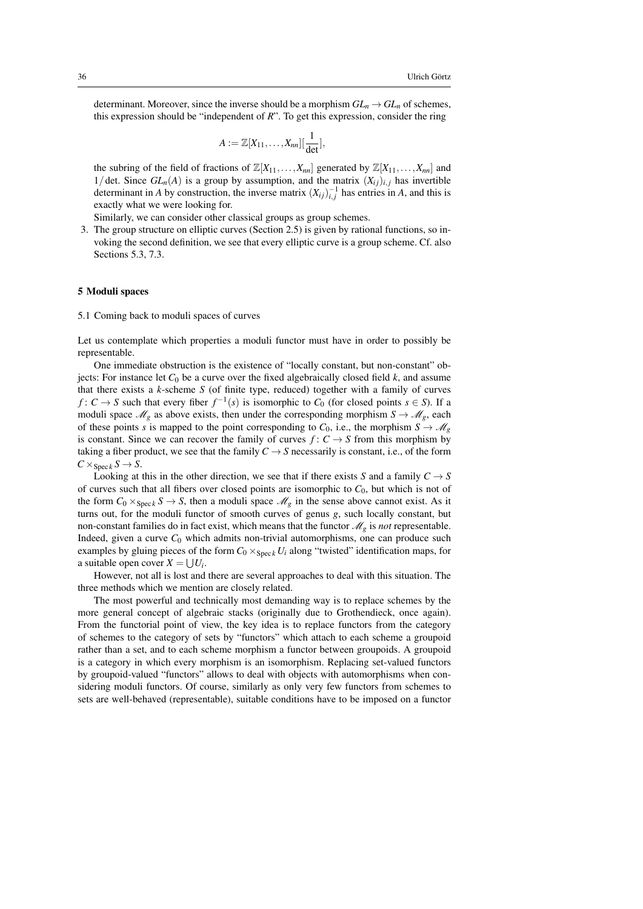determinant. Moreover, since the inverse should be a morphism $GL_n \to GL_n$ of schemes, this expression should be "independent of $R$". To get this expression, consider the ring

$$A := \mathbb{Z}[X_{11}, \dots, X_{nn}][\frac{1}{\det}],$$

the subring of the field of fractions of $\mathbb{Z}[X_{11}, \dots, X_{nn}]$ generated by $\mathbb{Z}[X_{11}, \dots, X_{nn}]$ and $1/\det$. Since $GL_n(A)$ is a group by assumption, and the matrix $(X_{ij})_{i,j}$ has invertible determinant in $A$ by construction, the inverse matrix $(X_{ij})_{i,j}^{-1}$ has entries in $A$, and this is exactly what we were looking for.

Similarly, we can consider other classical groups as group schemes.

3. The group structure on elliptic curves (Section 2.5) is given by rational functions, so invoking the second definition, we see that every elliptic curve is a group scheme. Cf. also Sections 5.3, 7.3.

## 5 Moduli spaces

### 5.1 Coming back to moduli spaces of curves

Let us contemplate which properties a moduli functor must have in order to possibly be representable.

One immediate obstruction is the existence of "locally constant, but non-constant" objects: For instance let $C_0$ be a curve over the fixed algebraically closed field $k$, and assume that there exists a $k$-scheme $S$ (of finite type, reduced) together with a family of curves $f\colon C \to S$ such that every fiber $f^{-1}(s)$ is isomorphic to $C_0$ (for closed points $s \in S$). If a moduli space $\mathscr{M}_g$ as above exists, then under the corresponding morphism $S \to \mathscr{M}_g$, each of these points $s$ is mapped to the point corresponding to $C_0$, i.e., the morphism $S \to \mathscr{M}_g$ is constant. Since we can recover the family of curves $f\colon C \to S$ from this morphism by taking a fiber product, we see that the family $C \to S$ necessarily is constant, i.e., of the form $C \times_{\operatorname{Spec} k} S \to S$.

Looking at this in the other direction, we see that if there exists $S$ and a family $C \to S$ of curves such that all fibers over closed points are isomorphic to $C_0$, but which is not of the form $C_0 \times_{\operatorname{Spec} k} S \to S$, then a moduli space $\mathscr{M}_g$ in the sense above cannot exist. As it turns out, for the moduli functor of smooth curves of genus $g$, such locally constant, but non-constant families do in fact exist, which means that the functor $\mathscr{M}_g$ is *not* representable. Indeed, given a curve $C_0$ which admits non-trivial automorphisms, one can produce such examples by gluing pieces of the form $C_0 \times_{\operatorname{Spec} k} U_i$ along "twisted" identification maps, for a suitable open cover $X = \bigcup U_i$.

However, not all is lost and there are several approaches to deal with this situation. The three methods which we mention are closely related.

The most powerful and technically most demanding way is to replace schemes by the more general concept of algebraic stacks (originally due to Grothendieck, once again). From the functorial point of view, the key idea is to replace functors from the category of schemes to the category of sets by "functors" which attach to each scheme a groupoid rather than a set, and to each scheme morphism a functor between groupoids. A groupoid is a category in which every morphism is an isomorphism. Replacing set-valued functors by groupoid-valued "functors" allows to deal with objects with automorphisms when considering moduli functors. Of course, similarly as only very few functors from schemes to sets are well-behaved (representable), suitable conditions have to be imposed on a functor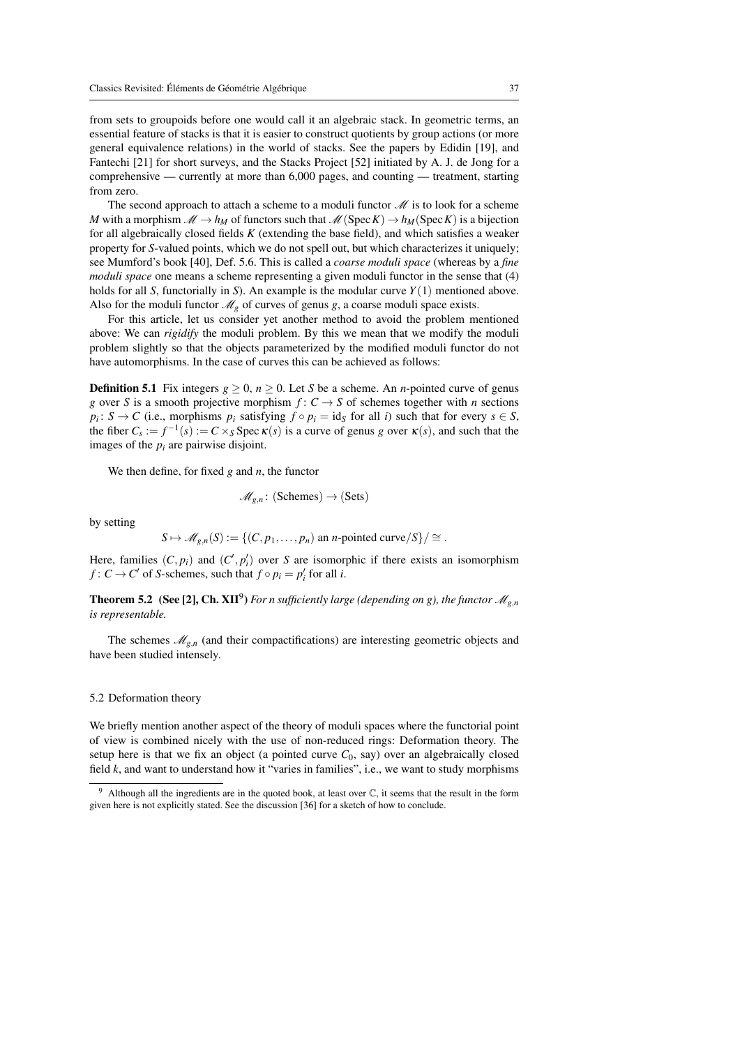from sets to groupoids before one would call it an algebraic stack. In geometric terms, an essential feature of stacks is that it is easier to construct quotients by group actions (or more general equivalence relations) in the world of stacks. See the papers by Edidin [19], and Fantechi [21] for short surveys, and the Stacks Project [52] initiated by A. J. de Jong for a comprehensive — currently at more than 6,000 pages, and counting — treatment, starting from zero.

The second approach to attach a scheme to a moduli functor $\mathscr{M}$ is to look for a scheme $M$ with a morphism $\mathscr{M} \to h_M$ of functors such that $\mathscr{M}(\operatorname{Spec} K) \to h_M(\operatorname{Spec} K)$ is a bijection for all algebraically closed fields $K$ (extending the base field), and which satisfies a weaker property for $S$-valued points, which we do not spell out, but which characterizes it uniquely; see Mumford's book [40], Def. 5.6. This is called a *coarse moduli space* (whereas by a *fine moduli space* one means a scheme representing a given moduli functor in the sense that (4) holds for all $S$, functorially in $S$). An example is the modular curve $Y(1)$ mentioned above. Also for the moduli functor $\mathscr{M}_g$ of curves of genus $g$, a coarse moduli space exists.

For this article, let us consider yet another method to avoid the problem mentioned above: We can *rigidify* the moduli problem. By this we mean that we modify the moduli problem slightly so that the objects parameterized by the modified moduli functor do not have automorphisms. In the case of curves this can be achieved as follows:

**Definition 5.1** Fix integers $g \geq 0$, $n \geq 0$. Let $S$ be a scheme. An $n$-pointed curve of genus $g$ over $S$ is a smooth projective morphism $f\colon C \to S$ of schemes together with $n$ sections $p_i\colon S \to C$ (i.e., morphisms $p_i$ satisfying $f \circ p_i = \mathrm{id}_S$ for all $i$) such that for every $s \in S$, the fiber $C_s := f^{-1}(s) := C \times_S \operatorname{Spec} \kappa(s)$ is a curve of genus $g$ over $\kappa(s)$, and such that the images of the $p_i$ are pairwise disjoint.

We then define, for fixed $g$ and $n$, the functor

$$\mathscr{M}_{g,n}\colon (\text{Schemes}) \to (\text{Sets})$$

by setting

$$S \mapsto \mathscr{M}_{g,n}(S) := \{(C, p_1, \ldots, p_n) \text{ an } n\text{-pointed curve}/S\}/\cong.$$

Here, families $(C, p_i)$ and $(C', p_i')$ over $S$ are isomorphic if there exists an isomorphism $f\colon C \to C'$ of $S$-schemes, such that $f \circ p_i = p_i'$ for all $i$.

**Theorem 5.2 (See [2], Ch. XII[9])** *For $n$ sufficiently large (depending on $g$), the functor $\mathscr{M}_{g,n}$ is representable.*

The schemes $\mathscr{M}_{g,n}$ (and their compactifications) are interesting geometric objects and have been studied intensely.

### 5.2 Deformation theory

We briefly mention another aspect of the theory of moduli spaces where the functorial point of view is combined nicely with the use of non-reduced rings: Deformation theory. The setup here is that we fix an object (a pointed curve $C_0$, say) over an algebraically closed field $k$, and want to understand how it "varies in families", i.e., we want to study morphisms

---

[9] Although all the ingredients are in the quoted book, at least over $\mathbb{C}$, it seems that the result in the form given here is not explicitly stated. See the discussion [36] for a sketch of how to conclude.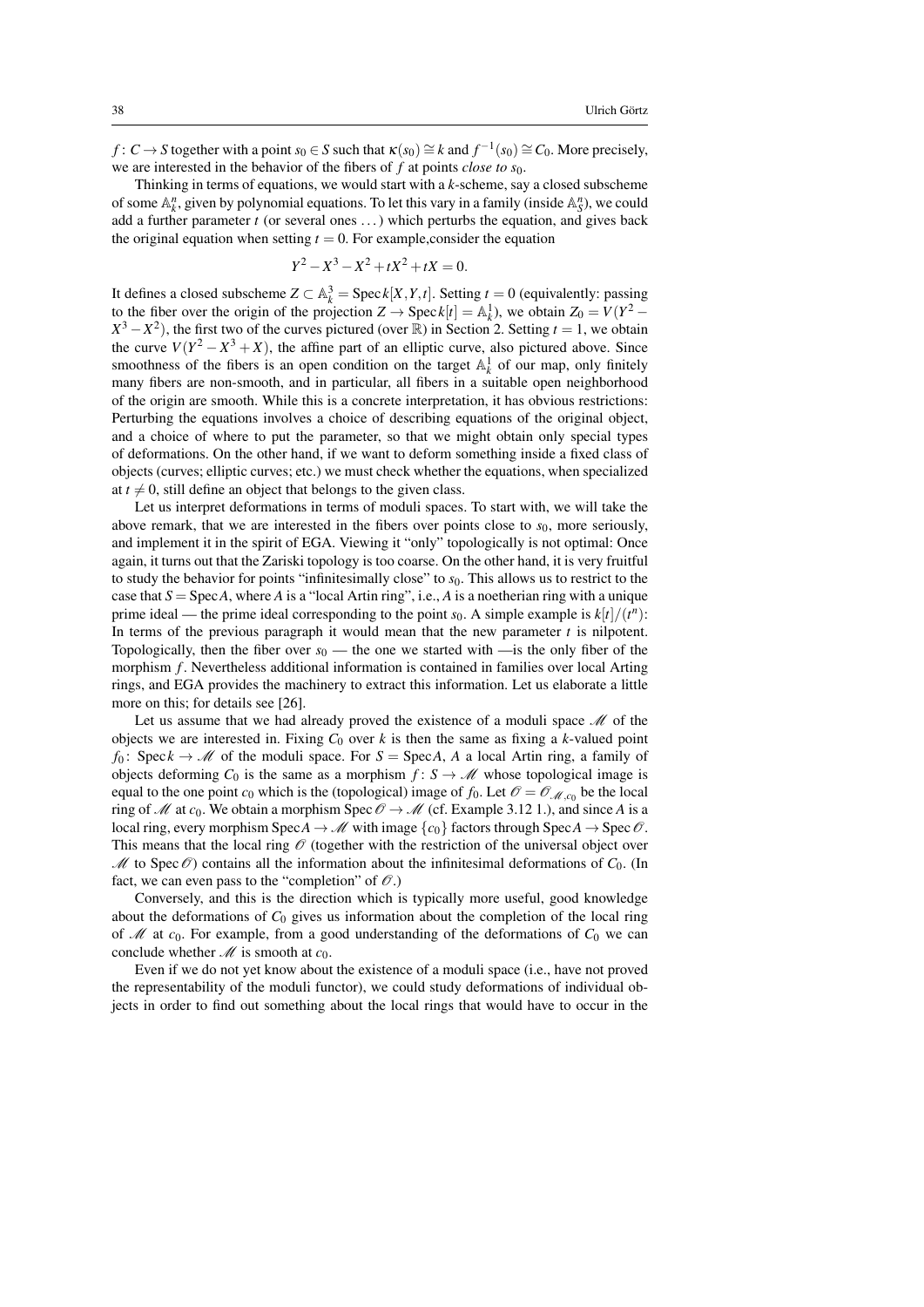$f\colon C \to S$ together with a point $s_0 \in S$ such that $\kappa(s_0) \cong k$ and $f^{-1}(s_0) \cong C_0$. More precisely, we are interested in the behavior of the fibers of $f$ at points *close to* $s_0$.

Thinking in terms of equations, we would start with a $k$-scheme, say a closed subscheme of some $\mathbb{A}^n_k$, given by polynomial equations. To let this vary in a family (inside $\mathbb{A}^n_S$), we could add a further parameter $t$ (or several ones ...) which perturbs the equation, and gives back the original equation when setting $t = 0$. For example,consider the equation

$$Y^2 - X^3 - X^2 + tX^2 + tX = 0.$$

It defines a closed subscheme $Z \subset \mathbb{A}^3_k = \operatorname{Spec} k[X,Y,t]$. Setting $t = 0$ (equivalently: passing to the fiber over the origin of the projection $Z \to \operatorname{Spec} k[t] = \mathbb{A}^1_k$), we obtain $Z_0 = V(Y^2 - X^3 - X^2)$, the first two of the curves pictured (over $\mathbb{R}$) in Section 2. Setting $t = 1$, we obtain the curve $V(Y^2 - X^3 + X)$, the affine part of an elliptic curve, also pictured above. Since smoothness of the fibers is an open condition on the target $\mathbb{A}^1_k$ of our map, only finitely many fibers are non-smooth, and in particular, all fibers in a suitable open neighborhood of the origin are smooth. While this is a concrete interpretation, it has obvious restrictions: Perturbing the equations involves a choice of describing equations of the original object, and a choice of where to put the parameter, so that we might obtain only special types of deformations. On the other hand, if we want to deform something inside a fixed class of objects (curves; elliptic curves; etc.) we must check whether the equations, when specialized at $t \neq 0$, still define an object that belongs to the given class.

Let us interpret deformations in terms of moduli spaces. To start with, we will take the above remark, that we are interested in the fibers over points close to $s_0$, more seriously, and implement it in the spirit of EGA. Viewing it "only" topologically is not optimal: Once again, it turns out that the Zariski topology is too coarse. On the other hand, it is very fruitful to study the behavior for points "infinitesimally close" to $s_0$. This allows us to restrict to the case that $S = \operatorname{Spec} A$, where $A$ is a "local Artin ring", i.e., $A$ is a noetherian ring with a unique prime ideal — the prime ideal corresponding to the point $s_0$. A simple example is $k[t]/(t^n)$: In terms of the previous paragraph it would mean that the new parameter $t$ is nilpotent. Topologically, then the fiber over $s_0$ — the one we started with —is the only fiber of the morphism $f$. Nevertheless additional information is contained in families over local Arting rings, and EGA provides the machinery to extract this information. Let us elaborate a little more on this; for details see [26].

Let us assume that we had already proved the existence of a moduli space $\mathscr{M}$ of the objects we are interested in. Fixing $C_0$ over $k$ is then the same as fixing a $k$-valued point $f_0\colon \operatorname{Spec} k \to \mathscr{M}$ of the moduli space. For $S = \operatorname{Spec} A$, $A$ a local Artin ring, a family of objects deforming $C_0$ is the same as a morphism $f\colon S \to \mathscr{M}$ whose topological image is equal to the one point $c_0$ which is the (topological) image of $f_0$. Let $\mathscr{O} = \mathscr{O}_{\mathscr{M},c_0}$ be the local ring of $\mathscr{M}$ at $c_0$. We obtain a morphism $\operatorname{Spec} \mathscr{O} \to \mathscr{M}$ (cf. Example 3.12 1.), and since $A$ is a local ring, every morphism $\operatorname{Spec} A \to \mathscr{M}$ with image $\{c_0\}$ factors through $\operatorname{Spec} A \to \operatorname{Spec} \mathscr{O}$. This means that the local ring $\mathscr{O}$ (together with the restriction of the universal object over $\mathscr{M}$ to $\operatorname{Spec} \mathscr{O}$) contains all the information about the infinitesimal deformations of $C_0$. (In fact, we can even pass to the "completion" of $\mathscr{O}$.)

Conversely, and this is the direction which is typically more useful, good knowledge about the deformations of $C_0$ gives us information about the completion of the local ring of $\mathscr{M}$ at $c_0$. For example, from a good understanding of the deformations of $C_0$ we can conclude whether $\mathscr{M}$ is smooth at $c_0$.

Even if we do not yet know about the existence of a moduli space (i.e., have not proved the representability of the moduli functor), we could study deformations of individual objects in order to find out something about the local rings that would have to occur in the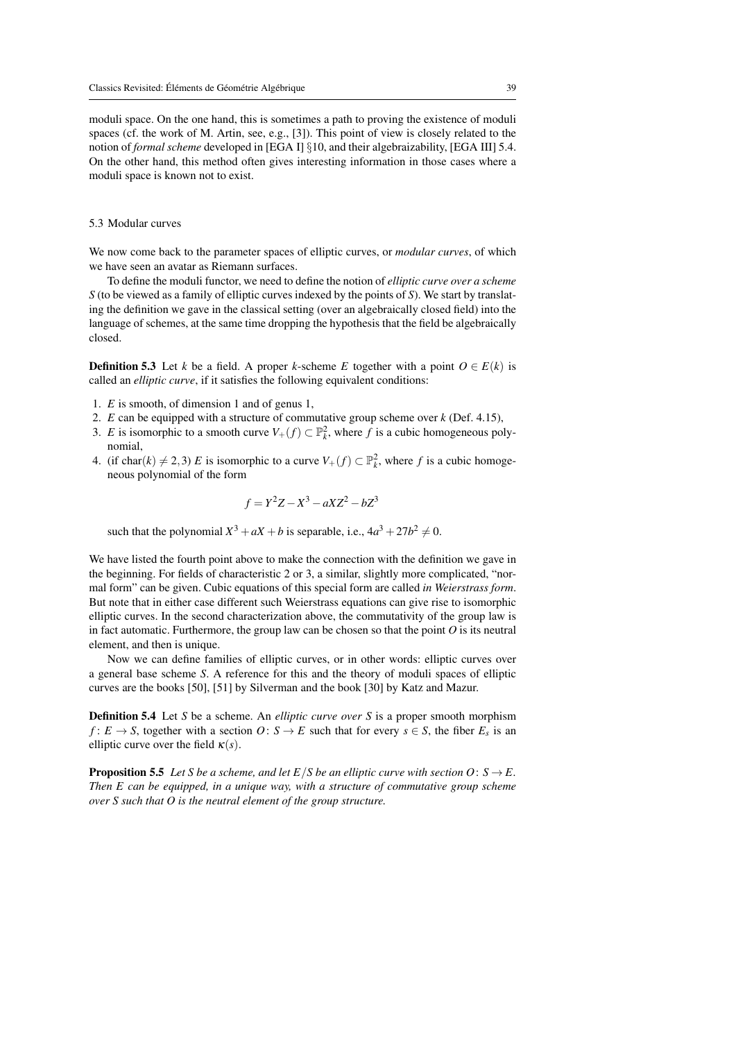moduli space. On the one hand, this is sometimes a path to proving the existence of moduli spaces (cf. the work of M. Artin, see, e.g., [3]). This point of view is closely related to the notion of *formal scheme* developed in [EGA I] §10, and their algebraizability, [EGA III] 5.4. On the other hand, this method often gives interesting information in those cases where a moduli space is known not to exist.

### 5.3 Modular curves

We now come back to the parameter spaces of elliptic curves, or *modular curves*, of which we have seen an avatar as Riemann surfaces.

To define the moduli functor, we need to define the notion of *elliptic curve over a scheme S* (to be viewed as a family of elliptic curves indexed by the points of $S$). We start by translating the definition we gave in the classical setting (over an algebraically closed field) into the language of schemes, at the same time dropping the hypothesis that the field be algebraically closed.

**Definition 5.3** Let $k$ be a field. A proper $k$-scheme $E$ together with a point $O \in E(k)$ is called an *elliptic curve*, if it satisfies the following equivalent conditions:

1. $E$ is smooth, of dimension 1 and of genus 1,
2. $E$ can be equipped with a structure of commutative group scheme over $k$ (Def. 4.15),
3. $E$ is isomorphic to a smooth curve $V_+(f) \subset \mathbb{P}^2_k$, where $f$ is a cubic homogeneous polynomial,
4. (if $\mathrm{char}(k) \neq 2,3$) $E$ is isomorphic to a curve $V_+(f) \subset \mathbb{P}^2_k$, where $f$ is a cubic homogeneous polynomial of the form
$$f = Y^2Z - X^3 - aXZ^2 - bZ^3$$
such that the polynomial $X^3 + aX + b$ is separable, i.e., $4a^3 + 27b^2 \neq 0$.

We have listed the fourth point above to make the connection with the definition we gave in the beginning. For fields of characteristic 2 or 3, a similar, slightly more complicated, "normal form" can be given. Cubic equations of this special form are called *in Weierstrass form*. But note that in either case different such Weierstrass equations can give rise to isomorphic elliptic curves. In the second characterization above, the commutativity of the group law is in fact automatic. Furthermore, the group law can be chosen so that the point $O$ is its neutral element, and then is unique.

Now we can define families of elliptic curves, or in other words: elliptic curves over a general base scheme $S$. A reference for this and the theory of moduli spaces of elliptic curves are the books [50], [51] by Silverman and the book [30] by Katz and Mazur.

**Definition 5.4** Let $S$ be a scheme. An *elliptic curve over S* is a proper smooth morphism $f\colon E \to S$, together with a section $O\colon S \to E$ such that for every $s \in S$, the fiber $E_s$ is an elliptic curve over the field $\kappa(s)$.

**Proposition 5.5** *Let $S$ be a scheme, and let $E/S$ be an elliptic curve with section $O\colon S \to E$. Then $E$ can be equipped, in a unique way, with a structure of commutative group scheme over $S$ such that $O$ is the neutral element of the group structure.*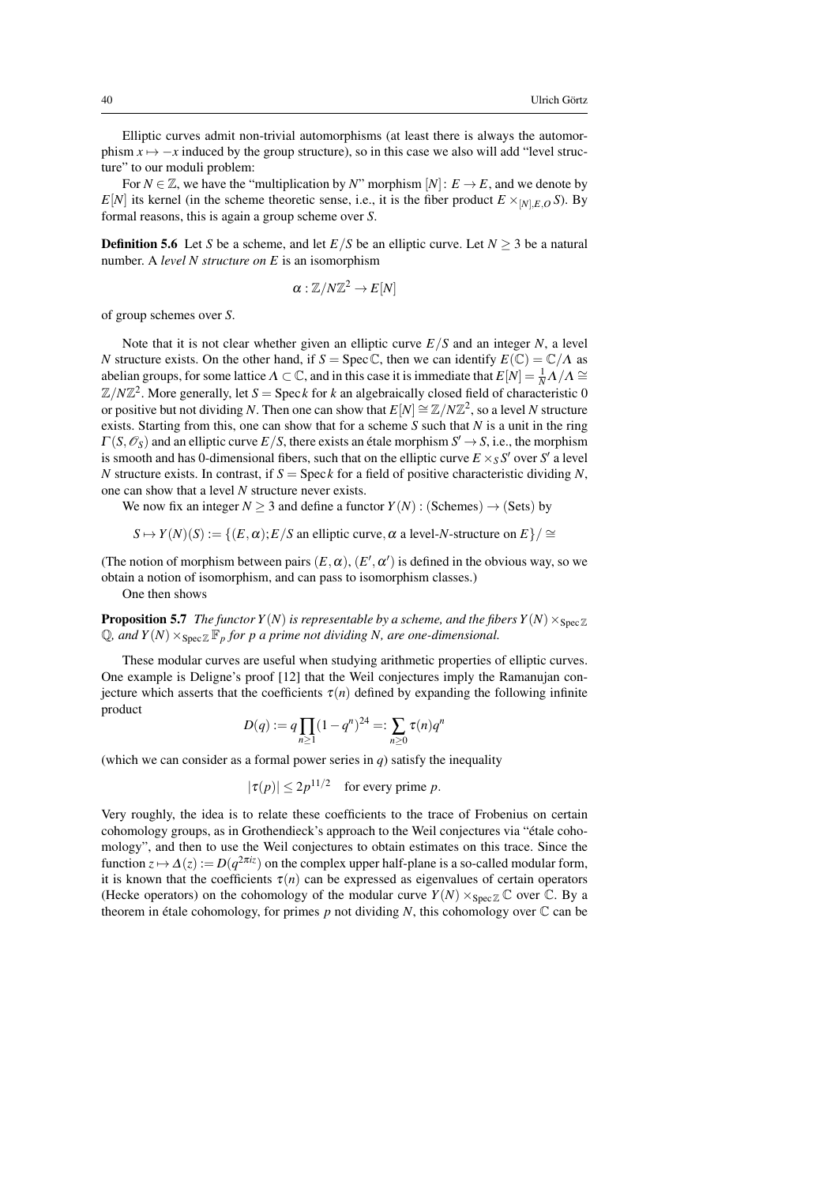Elliptic curves admit non-trivial automorphisms (at least there is always the automorphism $x \mapsto -x$ induced by the group structure), so in this case we also will add "level structure" to our moduli problem:

For $N \in \mathbb{Z}$, we have the "multiplication by $N$" morphism $[N]\colon E \to E$, and we denote by $E[N]$ its kernel (in the scheme theoretic sense, i.e., it is the fiber product $E \times_{[N],E,O} S$). By formal reasons, this is again a group scheme over $S$.

**Definition 5.6** Let $S$ be a scheme, and let $E/S$ be an elliptic curve. Let $N \geq 3$ be a natural number. A *level $N$ structure on $E$* is an isomorphism

$$\alpha : \mathbb{Z}/N\mathbb{Z}^2 \to E[N]$$

of group schemes over $S$.

Note that it is not clear whether given an elliptic curve $E/S$ and an integer $N$, a level $N$ structure exists. On the other hand, if $S = \operatorname{Spec} \mathbb{C}$, then we can identify $E(\mathbb{C}) = \mathbb{C}/\Lambda$ as abelian groups, for some lattice $\Lambda \subset \mathbb{C}$, and in this case it is immediate that $E[N] = \frac{1}{N}\Lambda/\Lambda \cong \mathbb{Z}/N\mathbb{Z}^2$. More generally, let $S = \operatorname{Spec} k$ for $k$ an algebraically closed field of characteristic 0 or positive but not dividing $N$. Then one can show that $E[N] \cong \mathbb{Z}/N\mathbb{Z}^2$, so a level $N$ structure exists. Starting from this, one can show that for a scheme $S$ such that $N$ is a unit in the ring $\Gamma(S, \mathscr{O}_S)$ and an elliptic curve $E/S$, there exists an étale morphism $S' \to S$, i.e., the morphism is smooth and has 0-dimensional fibers, such that on the elliptic curve $E \times_S S'$ over $S'$ a level $N$ structure exists. In contrast, if $S = \operatorname{Spec} k$ for a field of positive characteristic dividing $N$, one can show that a level $N$ structure never exists.

We now fix an integer $N \geq 3$ and define a functor $Y(N) : (\text{Schemes}) \to (\text{Sets})$ by

$$S \mapsto Y(N)(S) := \{(E, \alpha); E/S \text{ an elliptic curve}, \alpha \text{ a level-}N\text{-structure on } E\}/\cong$$

(The notion of morphism between pairs $(E, \alpha)$, $(E', \alpha')$ is defined in the obvious way, so we obtain a notion of isomorphism, and can pass to isomorphism classes.)

One then shows

**Proposition 5.7** *The functor $Y(N)$ is representable by a scheme, and the fibers $Y(N) \times_{\operatorname{Spec} \mathbb{Z}} \mathbb{Q}$, and $Y(N) \times_{\operatorname{Spec} \mathbb{Z}} \mathbb{F}_p$ for $p$ a prime not dividing $N$, are one-dimensional.*

These modular curves are useful when studying arithmetic properties of elliptic curves. One example is Deligne's proof [12] that the Weil conjectures imply the Ramanujan conjecture which asserts that the coefficients $\tau(n)$ defined by expanding the following infinite product

$$D(q) := q \prod_{n \geq 1} (1 - q^n)^{24} =: \sum_{n \geq 0} \tau(n) q^n$$

(which we can consider as a formal power series in $q$) satisfy the inequality

$$|\tau(p)| \leq 2p^{11/2} \quad \text{for every prime } p.$$

Very roughly, the idea is to relate these coefficients to the trace of Frobenius on certain cohomology groups, as in Grothendieck's approach to the Weil conjectures via "étale cohomology", and then to use the Weil conjectures to obtain estimates on this trace. Since the function $z \mapsto \Delta(z) := D(q^{2\pi i z})$ on the complex upper half-plane is a so-called modular form, it is known that the coefficients $\tau(n)$ can be expressed as eigenvalues of certain operators (Hecke operators) on the cohomology of the modular curve $Y(N) \times_{\operatorname{Spec} \mathbb{Z}} \mathbb{C}$ over $\mathbb{C}$. By a theorem in étale cohomology, for primes $p$ not dividing $N$, this cohomology over $\mathbb{C}$ can be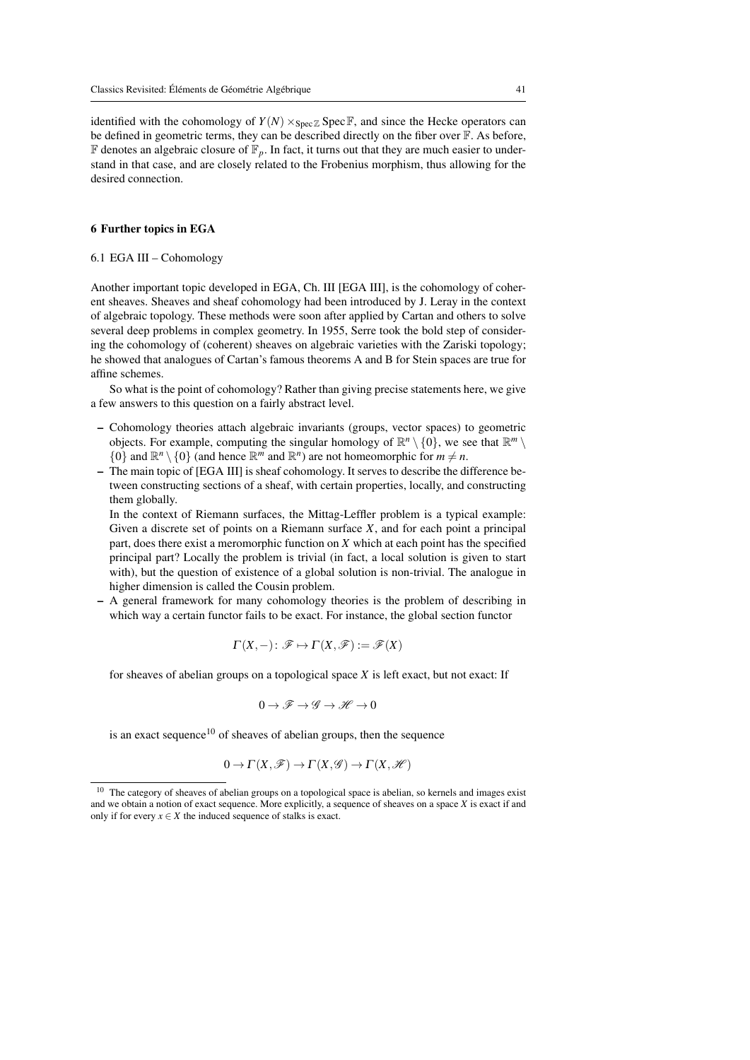identified with the cohomology of $Y(N) \times_{\operatorname{Spec}\mathbb{Z}} \operatorname{Spec}\mathbb{F}$, and since the Hecke operators can be defined in geometric terms, they can be described directly on the fiber over $\mathbb{F}$. As before, $\mathbb{F}$ denotes an algebraic closure of $\mathbb{F}_p$. In fact, it turns out that they are much easier to understand in that case, and are closely related to the Frobenius morphism, thus allowing for the desired connection.

## 6 Further topics in EGA

### 6.1 EGA III – Cohomology

Another important topic developed in EGA, Ch. III [EGA III], is the cohomology of coherent sheaves. Sheaves and sheaf cohomology had been introduced by J. Leray in the context of algebraic topology. These methods were soon after applied by Cartan and others to solve several deep problems in complex geometry. In 1955, Serre took the bold step of considering the cohomology of (coherent) sheaves on algebraic varieties with the Zariski topology; he showed that analogues of Cartan's famous theorems A and B for Stein spaces are true for affine schemes.

So what is the point of cohomology? Rather than giving precise statements here, we give a few answers to this question on a fairly abstract level.

- Cohomology theories attach algebraic invariants (groups, vector spaces) to geometric objects. For example, computing the singular homology of $\mathbb{R}^n \setminus \{0\}$, we see that $\mathbb{R}^m \setminus \{0\}$ and $\mathbb{R}^n \setminus \{0\}$ (and hence $\mathbb{R}^m$ and $\mathbb{R}^n$) are not homeomorphic for $m \neq n$.
- The main topic of [EGA III] is sheaf cohomology. It serves to describe the difference between constructing sections of a sheaf, with certain properties, locally, and constructing them globally.

  In the context of Riemann surfaces, the Mittag-Leffler problem is a typical example: Given a discrete set of points on a Riemann surface $X$, and for each point a principal part, does there exist a meromorphic function on $X$ which at each point has the specified principal part? Locally the problem is trivial (in fact, a local solution is given to start with), but the question of existence of a global solution is non-trivial. The analogue in higher dimension is called the Cousin problem.
- A general framework for many cohomology theories is the problem of describing in which way a certain functor fails to be exact. For instance, the global section functor

  $$\Gamma(X,-)\colon \mathscr{F} \mapsto \Gamma(X,\mathscr{F}) := \mathscr{F}(X)$$

  for sheaves of abelian groups on a topological space $X$ is left exact, but not exact: If

  $$0 \to \mathscr{F} \to \mathscr{G} \to \mathscr{H} \to 0$$

  is an exact sequence[10] of sheaves of abelian groups, then the sequence

  $$0 \to \Gamma(X,\mathscr{F}) \to \Gamma(X,\mathscr{G}) \to \Gamma(X,\mathscr{H})$$

[10] The category of sheaves of abelian groups on a topological space is abelian, so kernels and images exist and we obtain a notion of exact sequence. More explicitly, a sequence of sheaves on a space $X$ is exact if and only if for every $x \in X$ the induced sequence of stalks is exact.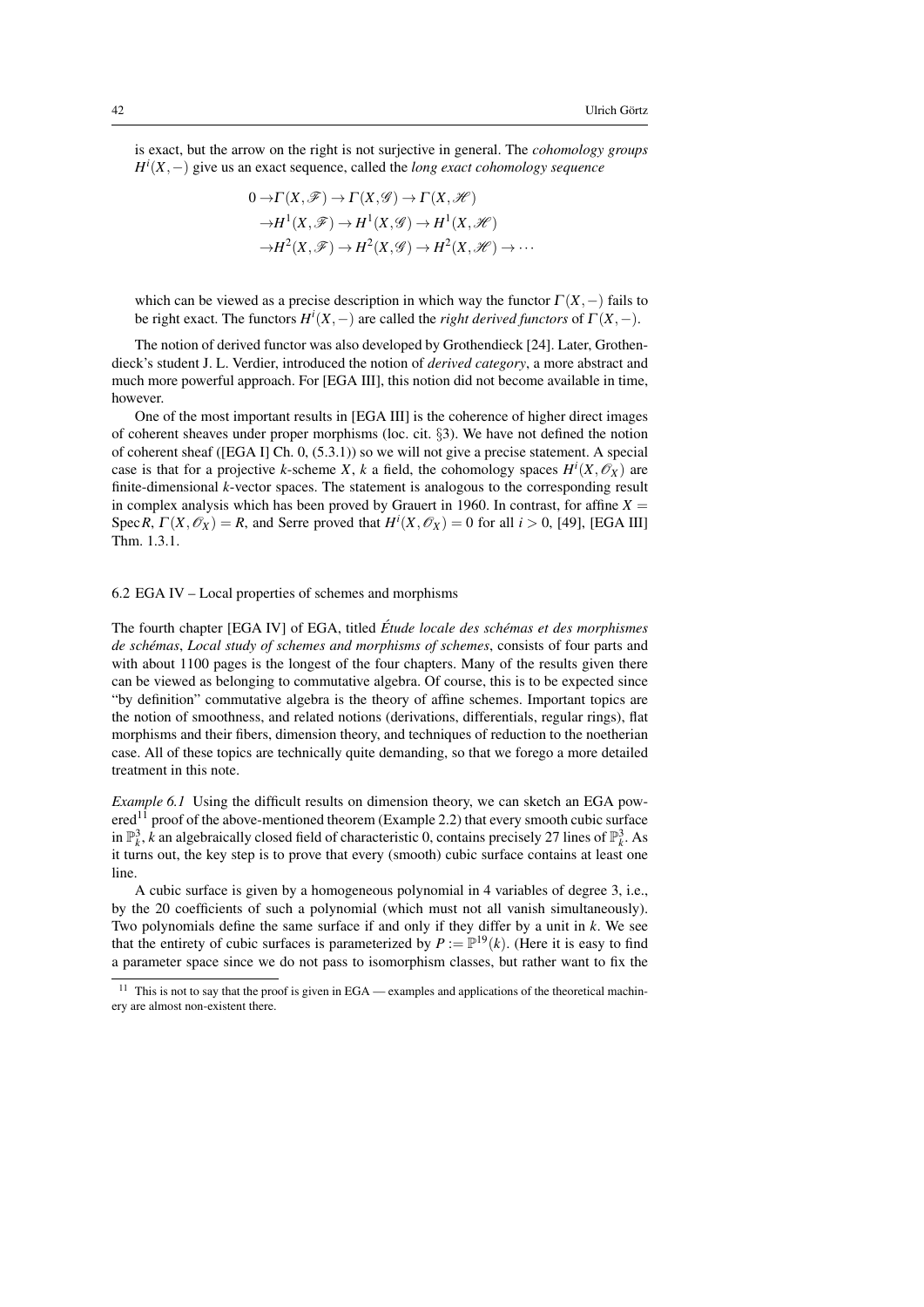is exact, but the arrow on the right is not surjective in general. The *cohomology groups* $H^i(X,-)$ give us an exact sequence, called the *long exact cohomology sequence*

$$
\begin{aligned}
0 \to &\Gamma(X,\mathscr{F}) \to \Gamma(X,\mathscr{G}) \to \Gamma(X,\mathscr{H}) \\
\to &H^1(X,\mathscr{F}) \to H^1(X,\mathscr{G}) \to H^1(X,\mathscr{H}) \\
\to &H^2(X,\mathscr{F}) \to H^2(X,\mathscr{G}) \to H^2(X,\mathscr{H}) \to \cdots
\end{aligned}
$$

which can be viewed as a precise description in which way the functor $\Gamma(X,-)$ fails to be right exact. The functors $H^i(X,-)$ are called the *right derived functors* of $\Gamma(X,-)$.

The notion of derived functor was also developed by Grothendieck [24]. Later, Grothendieck's student J. L. Verdier, introduced the notion of *derived category*, a more abstract and much more powerful approach. For [EGA III], this notion did not become available in time, however.

One of the most important results in [EGA III] is the coherence of higher direct images of coherent sheaves under proper morphisms (loc. cit. §3). We have not defined the notion of coherent sheaf ([EGA I] Ch. 0, (5.3.1)) so we will not give a precise statement. A special case is that for a projective $k$-scheme $X$, $k$ a field, the cohomology spaces $H^i(X,\mathscr{O}_X)$ are finite-dimensional $k$-vector spaces. The statement is analogous to the corresponding result in complex analysis which has been proved by Grauert in 1960. In contrast, for affine $X = \operatorname{Spec} R$, $\Gamma(X,\mathscr{O}_X) = R$, and Serre proved that $H^i(X,\mathscr{O}_X) = 0$ for all $i > 0$, [49], [EGA III] Thm. 1.3.1.

### 6.2 EGA IV – Local properties of schemes and morphisms

The fourth chapter [EGA IV] of EGA, titled *Étude locale des schémas et des morphismes de schémas*, *Local study of schemes and morphisms of schemes*, consists of four parts and with about 1100 pages is the longest of the four chapters. Many of the results given there can be viewed as belonging to commutative algebra. Of course, this is to be expected since "by definition" commutative algebra is the theory of affine schemes. Important topics are the notion of smoothness, and related notions (derivations, differentials, regular rings), flat morphisms and their fibers, dimension theory, and techniques of reduction to the noetherian case. All of these topics are technically quite demanding, so that we forego a more detailed treatment in this note.

*Example 6.1* Using the difficult results on dimension theory, we can sketch an EGA powered[11] proof of the above-mentioned theorem (Example 2.2) that every smooth cubic surface in $\mathbb{P}^3_k$, $k$ an algebraically closed field of characteristic 0, contains precisely 27 lines of $\mathbb{P}^3_k$. As it turns out, the key step is to prove that every (smooth) cubic surface contains at least one line.

A cubic surface is given by a homogeneous polynomial in 4 variables of degree 3, i.e., by the 20 coefficients of such a polynomial (which must not all vanish simultaneously). Two polynomials define the same surface if and only if they differ by a unit in $k$. We see that the entirety of cubic surfaces is parameterized by $P := \mathbb{P}^{19}(k)$. (Here it is easy to find a parameter space since we do not pass to isomorphism classes, but rather want to fix the

[11] This is not to say that the proof is given in EGA — examples and applications of the theoretical machinery are almost non-existent there.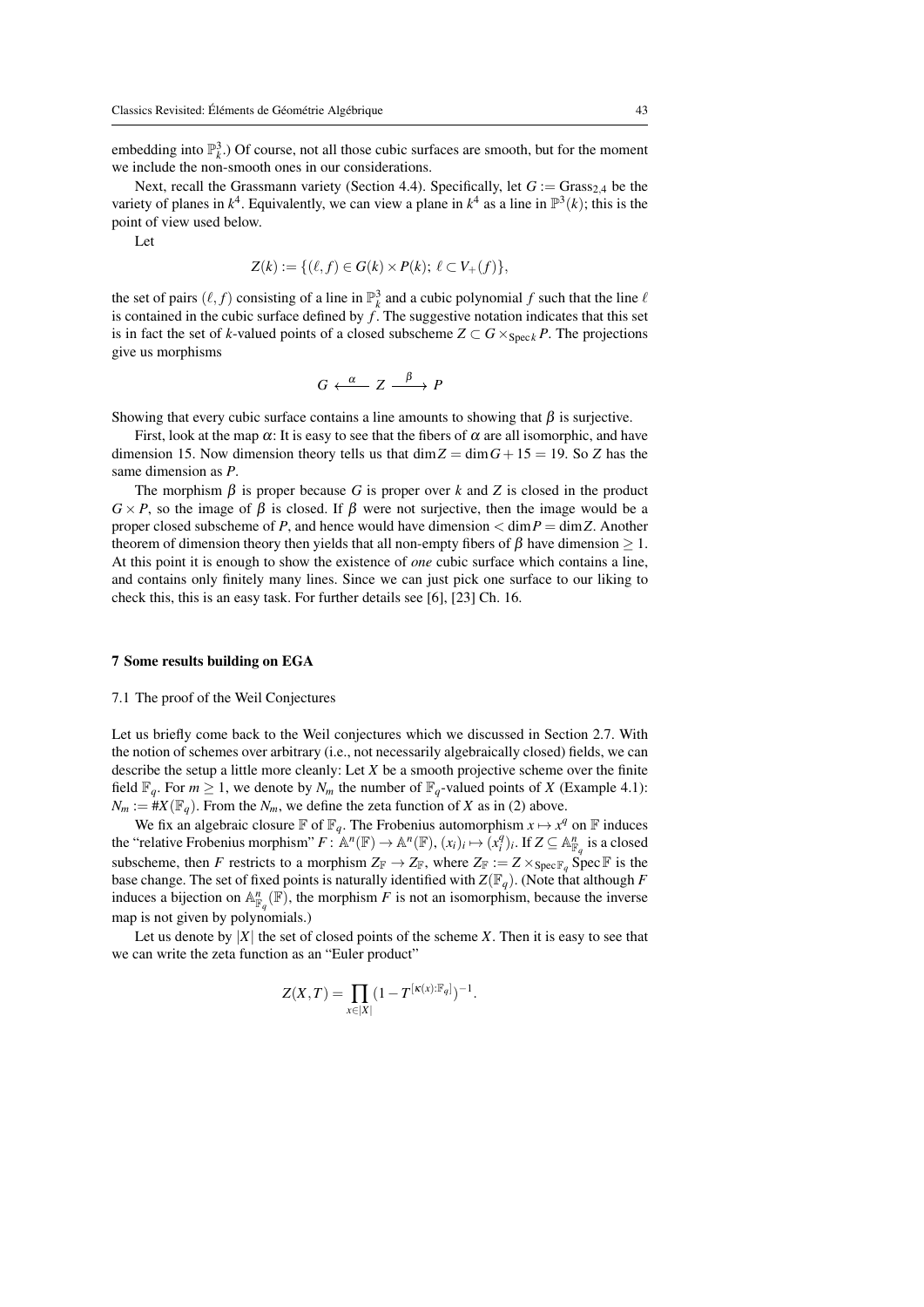embedding into $\mathbb{P}^3_k$.) Of course, not all those cubic surfaces are smooth, but for the moment we include the non-smooth ones in our considerations.

Next, recall the Grassmann variety (Section 4.4). Specifically, let $G := \mathrm{Grass}_{2,4}$ be the variety of planes in $k^4$. Equivalently, we can view a plane in $k^4$ as a line in $\mathbb{P}^3(k)$; this is the point of view used below.

Let

$$Z(k) := \{(\ell, f) \in G(k) \times P(k);\ \ell \subset V_+(f)\},$$

the set of pairs $(\ell, f)$ consisting of a line in $\mathbb{P}^3_k$ and a cubic polynomial $f$ such that the line $\ell$ is contained in the cubic surface defined by $f$. The suggestive notation indicates that this set is in fact the set of $k$-valued points of a closed subscheme $Z \subset G \times_{\operatorname{Spec} k} P$. The projections give us morphisms

$$G \xleftarrow{\ \alpha\ } Z \xrightarrow{\ \beta\ } P$$

Showing that every cubic surface contains a line amounts to showing that $\beta$ is surjective.

First, look at the map $\alpha$: It is easy to see that the fibers of $\alpha$ are all isomorphic, and have dimension 15. Now dimension theory tells us that $\dim Z = \dim G + 15 = 19$. So $Z$ has the same dimension as $P$.

The morphism $\beta$ is proper because $G$ is proper over $k$ and $Z$ is closed in the product $G \times P$, so the image of $\beta$ is closed. If $\beta$ were not surjective, then the image would be a proper closed subscheme of $P$, and hence would have dimension $< \dim P = \dim Z$. Another theorem of dimension theory then yields that all non-empty fibers of $\beta$ have dimension $\geq 1$. At this point it is enough to show the existence of *one* cubic surface which contains a line, and contains only finitely many lines. Since we can just pick one surface to our liking to check this, this is an easy task. For further details see [6], [23] Ch. 16.

## 7 Some results building on EGA

### 7.1 The proof of the Weil Conjectures

Let us briefly come back to the Weil conjectures which we discussed in Section 2.7. With the notion of schemes over arbitrary (i.e., not necessarily algebraically closed) fields, we can describe the setup a little more cleanly: Let $X$ be a smooth projective scheme over the finite field $\mathbb{F}_q$. For $m \geq 1$, we denote by $N_m$ the number of $\mathbb{F}_q$-valued points of $X$ (Example 4.1): $N_m := \#X(\mathbb{F}_q)$. From the $N_m$, we define the zeta function of $X$ as in (2) above.

We fix an algebraic closure $\mathbb{F}$ of $\mathbb{F}_q$. The Frobenius automorphism $x \mapsto x^q$ on $\mathbb{F}$ induces the "relative Frobenius morphism" $F\colon \mathbb{A}^n(\mathbb{F}) \to \mathbb{A}^n(\mathbb{F})$, $(x_i)_i \mapsto (x_i^q)_i$. If $Z \subseteq \mathbb{A}^n_{\mathbb{F}_q}$ is a closed subscheme, then $F$ restricts to a morphism $Z_{\mathbb{F}} \to Z_{\mathbb{F}}$, where $Z_{\mathbb{F}} := Z \times_{\operatorname{Spec} \mathbb{F}_q} \operatorname{Spec} \mathbb{F}$ is the base change. The set of fixed points is naturally identified with $Z(\mathbb{F}_q)$. (Note that although $F$ induces a bijection on $\mathbb{A}^n_{\mathbb{F}_q}(\mathbb{F})$, the morphism $F$ is not an isomorphism, because the inverse map is not given by polynomials.)

Let us denote by $|X|$ the set of closed points of the scheme $X$. Then it is easy to see that we can write the zeta function as an "Euler product"

$$Z(X,T) = \prod_{x \in |X|} (1 - T^{[\kappa(x):\mathbb{F}_q]})^{-1}.$$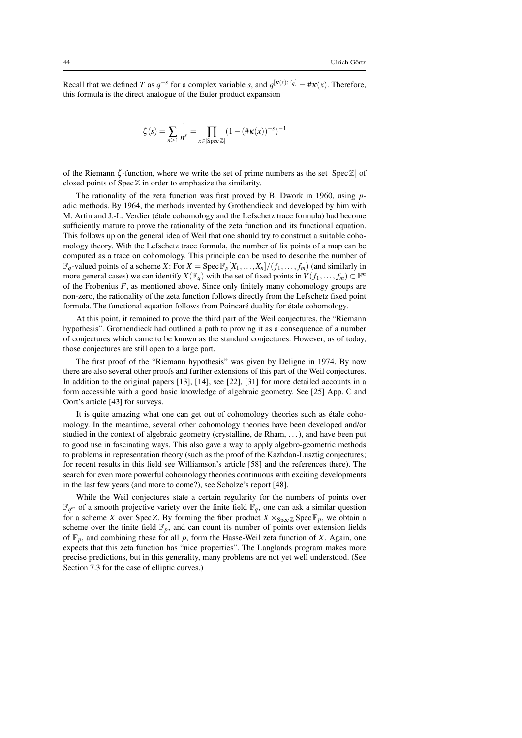Recall that we defined $T$ as $q^{-s}$ for a complex variable $s$, and $q^{[\kappa(x):\mathbb{F}_q]} = \#\kappa(x)$. Therefore, this formula is the direct analogue of the Euler product expansion

$$\zeta(s) = \sum_{n\geq 1} \frac{1}{n^s} = \prod_{x\in|\operatorname{Spec}\mathbb{Z}|} (1-(\#\kappa(x))^{-s})^{-1}$$

of the Riemann $\zeta$-function, where we write the set of prime numbers as the set $|\operatorname{Spec}\mathbb{Z}|$ of closed points of $\operatorname{Spec}\mathbb{Z}$ in order to emphasize the similarity.

The rationality of the zeta function was first proved by B. Dwork in 1960, using $p$-adic methods. By 1964, the methods invented by Grothendieck and developed by him with M. Artin and J.-L. Verdier (étale cohomology and the Lefschetz trace formula) had become sufficiently mature to prove the rationality of the zeta function and its functional equation. This follows up on the general idea of Weil that one should try to construct a suitable cohomology theory. With the Lefschetz trace formula, the number of fix points of a map can be computed as a trace on cohomology. This principle can be used to describe the number of $\mathbb{F}_q$-valued points of a scheme $X$: For $X = \operatorname{Spec}\mathbb{F}_p[X_1,\dots,X_n]/(f_1,\dots,f_m)$ (and similarly in more general cases) we can identify $X(\mathbb{F}_q)$ with the set of fixed points in $V(f_1,\dots,f_m) \subset \mathbb{F}^n$ of the Frobenius $F$, as mentioned above. Since only finitely many cohomology groups are non-zero, the rationality of the zeta function follows directly from the Lefschetz fixed point formula. The functional equation follows from Poincaré duality for étale cohomology.

At this point, it remained to prove the third part of the Weil conjectures, the "Riemann hypothesis". Grothendieck had outlined a path to proving it as a consequence of a number of conjectures which came to be known as the standard conjectures. However, as of today, those conjectures are still open to a large part.

The first proof of the "Riemann hypothesis" was given by Deligne in 1974. By now there are also several other proofs and further extensions of this part of the Weil conjectures. In addition to the original papers [13], [14], see [22], [31] for more detailed accounts in a form accessible with a good basic knowledge of algebraic geometry. See [25] App. C and Oort's article [43] for surveys.

It is quite amazing what one can get out of cohomology theories such as étale cohomology. In the meantime, several other cohomology theories have been developed and/or studied in the context of algebraic geometry (crystalline, de Rham, ...), and have been put to good use in fascinating ways. This also gave a way to apply algebro-geometric methods to problems in representation theory (such as the proof of the Kazhdan-Lusztig conjectures; for recent results in this field see Williamson's article [58] and the references there). The search for even more powerful cohomology theories continuous with exciting developments in the last few years (and more to come?), see Scholze's report [48].

While the Weil conjectures state a certain regularity for the numbers of points over $\mathbb{F}_{q^m}$ of a smooth projective variety over the finite field $\mathbb{F}_q$, one can ask a similar question for a scheme $X$ over $\operatorname{Spec}Z$. By forming the fiber product $X \times_{\operatorname{Spec}\mathbb{Z}} \operatorname{Spec}\mathbb{F}_p$, we obtain a scheme over the finite field $\mathbb{F}_p$, and can count its number of points over extension fields of $\mathbb{F}_p$, and combining these for all $p$, form the Hasse-Weil zeta function of $X$. Again, one expects that this zeta function has "nice properties". The Langlands program makes more precise predictions, but in this generality, many problems are not yet well understood. (See Section 7.3 for the case of elliptic curves.)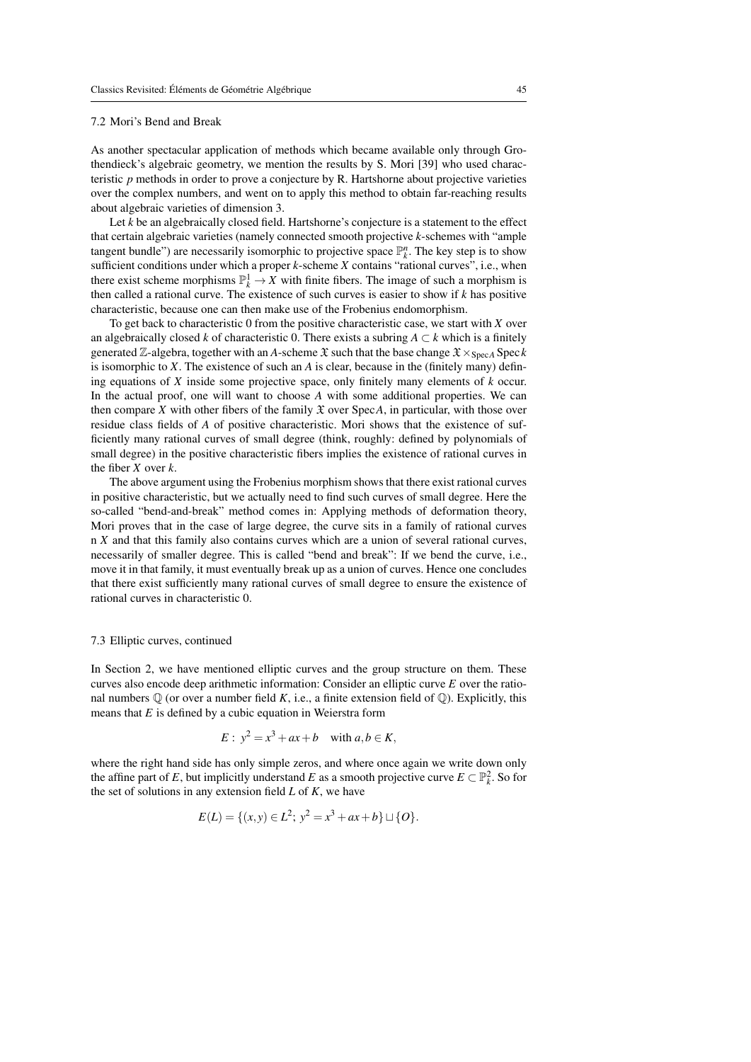### 7.2 Mori's Bend and Break

As another spectacular application of methods which became available only through Grothendieck's algebraic geometry, we mention the results by S. Mori [39] who used characteristic $p$ methods in order to prove a conjecture by R. Hartshorne about projective varieties over the complex numbers, and went on to apply this method to obtain far-reaching results about algebraic varieties of dimension 3.

Let $k$ be an algebraically closed field. Hartshorne's conjecture is a statement to the effect that certain algebraic varieties (namely connected smooth projective $k$-schemes with "ample tangent bundle") are necessarily isomorphic to projective space $\mathbb{P}^n_k$. The key step is to show sufficient conditions under which a proper $k$-scheme $X$ contains "rational curves", i.e., when there exist scheme morphisms $\mathbb{P}^1_k \to X$ with finite fibers. The image of such a morphism is then called a rational curve. The existence of such curves is easier to show if $k$ has positive characteristic, because one can then make use of the Frobenius endomorphism.

To get back to characteristic 0 from the positive characteristic case, we start with $X$ over an algebraically closed $k$ of characteristic 0. There exists a subring $A \subset k$ which is a finitely generated $\mathbb{Z}$-algebra, together with an $A$-scheme $\mathfrak{X}$ such that the base change $\mathfrak{X} \times_{\operatorname{Spec} A} \operatorname{Spec} k$ is isomorphic to $X$. The existence of such an $A$ is clear, because in the (finitely many) defining equations of $X$ inside some projective space, only finitely many elements of $k$ occur. In the actual proof, one will want to choose $A$ with some additional properties. We can then compare $X$ with other fibers of the family $\mathfrak{X}$ over $\operatorname{Spec} A$, in particular, with those over residue class fields of $A$ of positive characteristic. Mori shows that the existence of sufficiently many rational curves of small degree (think, roughly: defined by polynomials of small degree) in the positive characteristic fibers implies the existence of rational curves in the fiber $X$ over $k$.

The above argument using the Frobenius morphism shows that there exist rational curves in positive characteristic, but we actually need to find such curves of small degree. Here the so-called "bend-and-break" method comes in: Applying methods of deformation theory, Mori proves that in the case of large degree, the curve sits in a family of rational curves n $X$ and that this family also contains curves which are a union of several rational curves, necessarily of smaller degree. This is called "bend and break": If we bend the curve, i.e., move it in that family, it must eventually break up as a union of curves. Hence one concludes that there exist sufficiently many rational curves of small degree to ensure the existence of rational curves in characteristic 0.

### 7.3 Elliptic curves, continued

In Section 2, we have mentioned elliptic curves and the group structure on them. These curves also encode deep arithmetic information: Consider an elliptic curve $E$ over the rational numbers $\mathbb{Q}$ (or over a number field $K$, i.e., a finite extension field of $\mathbb{Q}$). Explicitly, this means that $E$ is defined by a cubic equation in Weierstra form

$$E:\ y^2 = x^3 + ax + b \quad \text{with } a, b \in K,$$

where the right hand side has only simple zeros, and where once again we write down only the affine part of $E$, but implicitly understand $E$ as a smooth projective curve $E \subset \mathbb{P}^2_k$. So for the set of solutions in any extension field $L$ of $K$, we have

$$E(L) = \{(x,y) \in L^2;\ y^2 = x^3 + ax + b\} \sqcup \{O\}.$$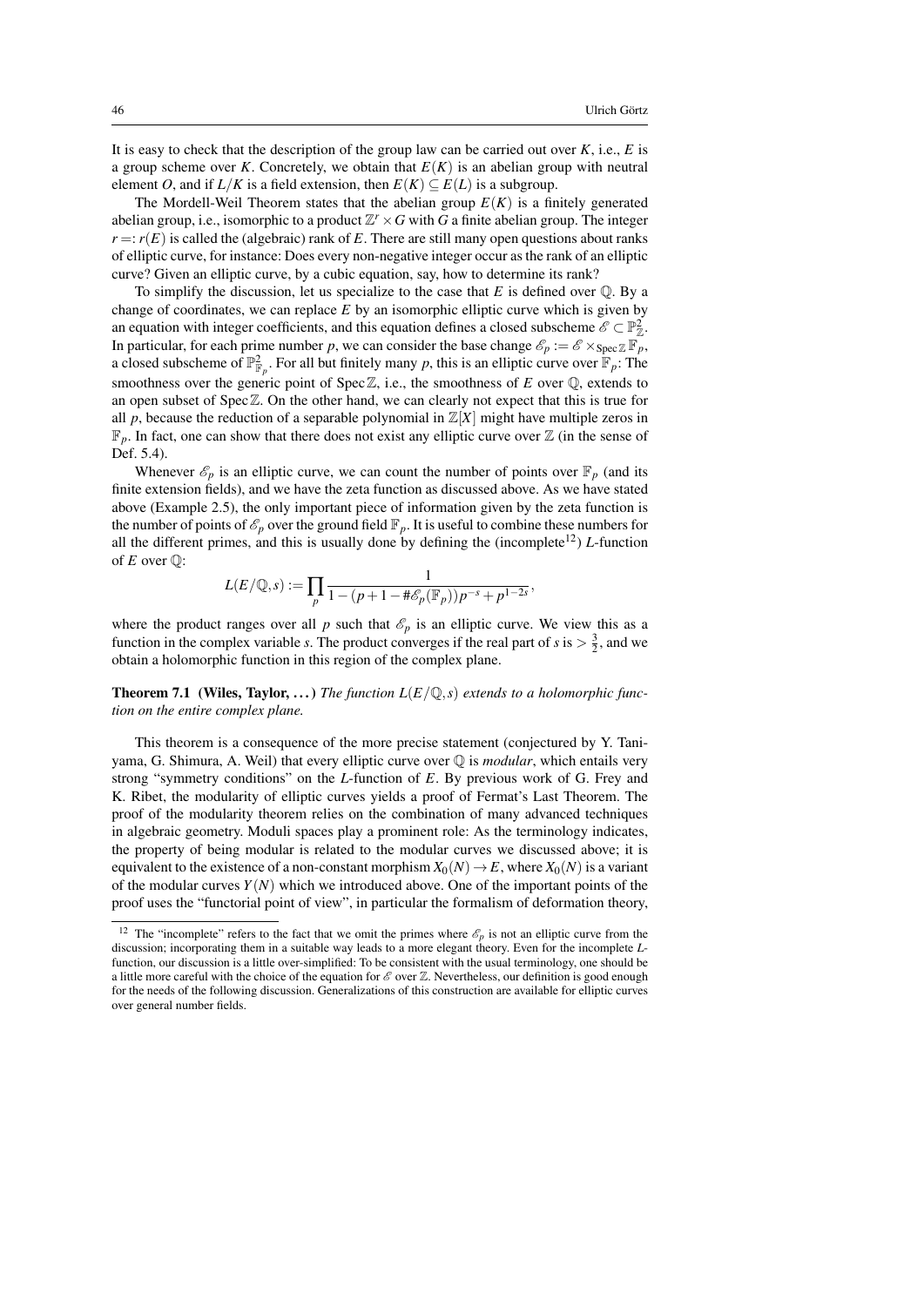It is easy to check that the description of the group law can be carried out over $K$, i.e., $E$ is a group scheme over $K$. Concretely, we obtain that $E(K)$ is an abelian group with neutral element $O$, and if $L/K$ is a field extension, then $E(K) \subseteq E(L)$ is a subgroup.

The Mordell-Weil Theorem states that the abelian group $E(K)$ is a finitely generated abelian group, i.e., isomorphic to a product $\mathbb{Z}^r \times G$ with $G$ a finite abelian group. The integer $r =: r(E)$ is called the (algebraic) rank of $E$. There are still many open questions about ranks of elliptic curve, for instance: Does every non-negative integer occur as the rank of an elliptic curve? Given an elliptic curve, by a cubic equation, say, how to determine its rank?

To simplify the discussion, let us specialize to the case that $E$ is defined over $\mathbb{Q}$. By a change of coordinates, we can replace $E$ by an isomorphic elliptic curve which is given by an equation with integer coefficients, and this equation defines a closed subscheme $\mathscr{E} \subset \mathbb{P}^2_{\mathbb{Z}}$. In particular, for each prime number $p$, we can consider the base change $\mathscr{E}_p := \mathscr{E} \times_{\operatorname{Spec}\mathbb{Z}} \mathbb{F}_p$, a closed subscheme of $\mathbb{P}^2_{\mathbb{F}_p}$. For all but finitely many $p$, this is an elliptic curve over $\mathbb{F}_p$: The smoothness over the generic point of $\operatorname{Spec}\mathbb{Z}$, i.e., the smoothness of $E$ over $\mathbb{Q}$, extends to an open subset of $\operatorname{Spec}\mathbb{Z}$. On the other hand, we can clearly not expect that this is true for all $p$, because the reduction of a separable polynomial in $\mathbb{Z}[X]$ might have multiple zeros in $\mathbb{F}_p$. In fact, one can show that there does not exist any elliptic curve over $\mathbb{Z}$ (in the sense of Def. 5.4).

Whenever $\mathscr{E}_p$ is an elliptic curve, we can count the number of points over $\mathbb{F}_p$ (and its finite extension fields), and we have the zeta function as discussed above. As we have stated above (Example 2.5), the only important piece of information given by the zeta function is the number of points of $\mathscr{E}_p$ over the ground field $\mathbb{F}_p$. It is useful to combine these numbers for all the different primes, and this is usually done by defining the (incomplete[12]) $L$-function of $E$ over $\mathbb{Q}$:

$$L(E/\mathbb{Q}, s) := \prod_p \frac{1}{1 - (p + 1 - \#\mathscr{E}_p(\mathbb{F}_p))p^{-s} + p^{1-2s}},$$

where the product ranges over all $p$ such that $\mathscr{E}_p$ is an elliptic curve. We view this as a function in the complex variable $s$. The product converges if the real part of $s$ is $> \frac{3}{2}$, and we obtain a holomorphic function in this region of the complex plane.

**Theorem 7.1 (Wiles, Taylor, ...)** *The function $L(E/\mathbb{Q}, s)$ extends to a holomorphic function on the entire complex plane.*

This theorem is a consequence of the more precise statement (conjectured by Y. Taniyama, G. Shimura, A. Weil) that every elliptic curve over $\mathbb{Q}$ is *modular*, which entails very strong "symmetry conditions" on the $L$-function of $E$. By previous work of G. Frey and K. Ribet, the modularity of elliptic curves yields a proof of Fermat's Last Theorem. The proof of the modularity theorem relies on the combination of many advanced techniques in algebraic geometry. Moduli spaces play a prominent role: As the terminology indicates, the property of being modular is related to the modular curves we discussed above; it is equivalent to the existence of a non-constant morphism $X_0(N) \to E$, where $X_0(N)$ is a variant of the modular curves $Y(N)$ which we introduced above. One of the important points of the proof uses the "functorial point of view", in particular the formalism of deformation theory,

---

[12] The "incomplete" refers to the fact that we omit the primes where $\mathscr{E}_p$ is not an elliptic curve from the discussion; incorporating them in a suitable way leads to a more elegant theory. Even for the incomplete $L$-function, our discussion is a little over-simplified: To be consistent with the usual terminology, one should be a little more careful with the choice of the equation for $\mathscr{E}$ over $\mathbb{Z}$. Nevertheless, our definition is good enough for the needs of the following discussion. Generalizations of this construction are available for elliptic curves over general number fields.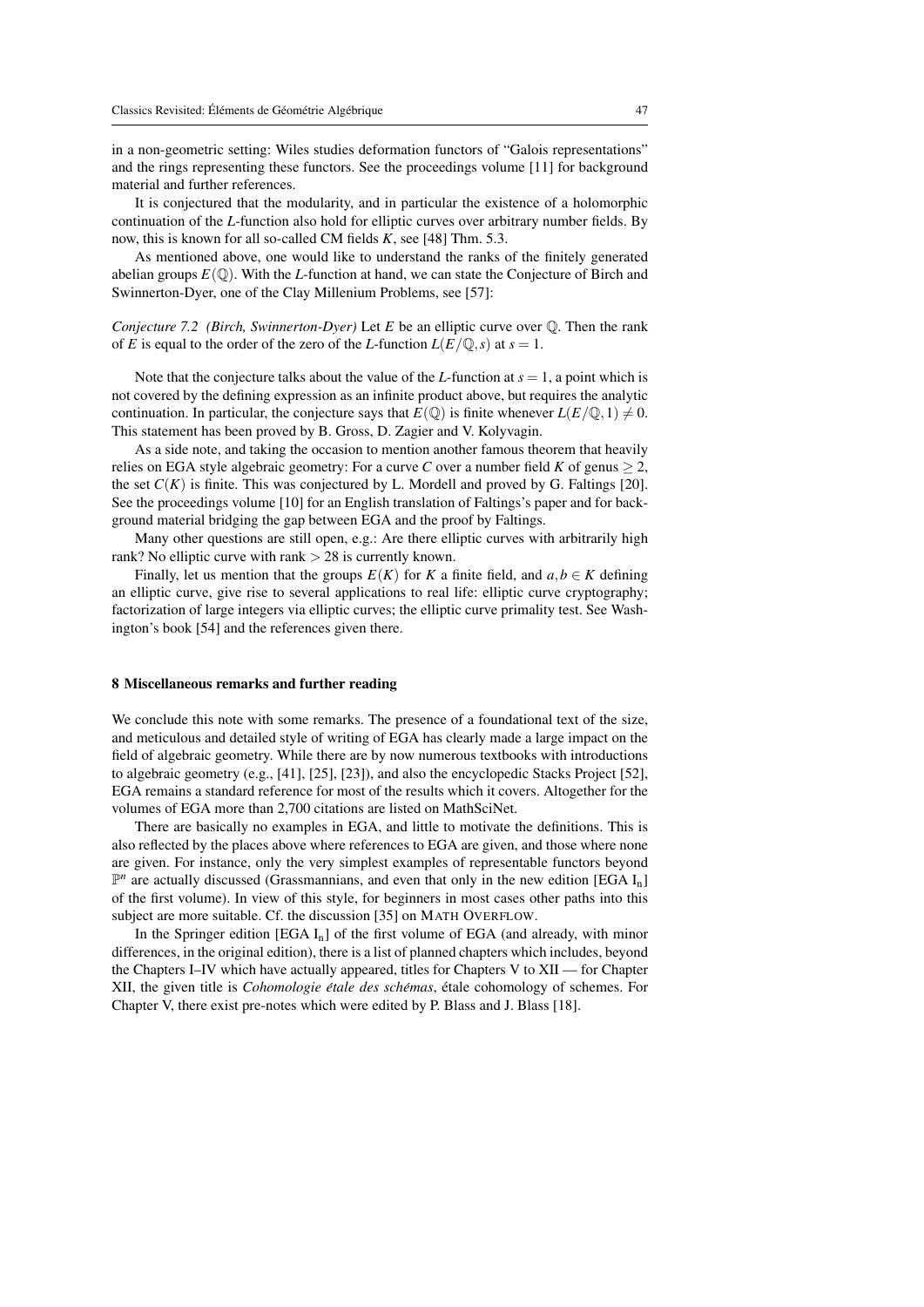in a non-geometric setting: Wiles studies deformation functors of "Galois representations" and the rings representing these functors. See the proceedings volume [11] for background material and further references.

It is conjectured that the modularity, and in particular the existence of a holomorphic continuation of the $L$-function also hold for elliptic curves over arbitrary number fields. By now, this is known for all so-called CM fields $K$, see [48] Thm. 5.3.

As mentioned above, one would like to understand the ranks of the finitely generated abelian groups $E(\mathbb{Q})$. With the $L$-function at hand, we can state the Conjecture of Birch and Swinnerton-Dyer, one of the Clay Millenium Problems, see [57]:

*Conjecture 7.2 (Birch, Swinnerton-Dyer)* Let $E$ be an elliptic curve over $\mathbb{Q}$. Then the rank of $E$ is equal to the order of the zero of the $L$-function $L(E/\mathbb{Q},s)$ at $s=1$.

Note that the conjecture talks about the value of the $L$-function at $s=1$, a point which is not covered by the defining expression as an infinite product above, but requires the analytic continuation. In particular, the conjecture says that $E(\mathbb{Q})$ is finite whenever $L(E/\mathbb{Q},1)\neq 0$. This statement has been proved by B. Gross, D. Zagier and V. Kolyvagin.

As a side note, and taking the occasion to mention another famous theorem that heavily relies on EGA style algebraic geometry: For a curve $C$ over a number field $K$ of genus $\geq 2$, the set $C(K)$ is finite. This was conjectured by L. Mordell and proved by G. Faltings [20]. See the proceedings volume [10] for an English translation of Faltings's paper and for background material bridging the gap between EGA and the proof by Faltings.

Many other questions are still open, e.g.: Are there elliptic curves with arbitrarily high rank? No elliptic curve with rank $> 28$ is currently known.

Finally, let us mention that the groups $E(K)$ for $K$ a finite field, and $a,b\in K$ defining an elliptic curve, give rise to several applications to real life: elliptic curve cryptography; factorization of large integers via elliptic curves; the elliptic curve primality test. See Washington's book [54] and the references given there.

## 8 Miscellaneous remarks and further reading

We conclude this note with some remarks. The presence of a foundational text of the size, and meticulous and detailed style of writing of EGA has clearly made a large impact on the field of algebraic geometry. While there are by now numerous textbooks with introductions to algebraic geometry (e.g., [41], [25], [23]), and also the encyclopedic Stacks Project [52], EGA remains a standard reference for most of the results which it covers. Altogether for the volumes of EGA more than 2,700 citations are listed on MathSciNet.

There are basically no examples in EGA, and little to motivate the definitions. This is also reflected by the places above where references to EGA are given, and those where none are given. For instance, only the very simplest examples of representable functors beyond $\mathbb{P}^n$ are actually discussed (Grassmannians, and even that only in the new edition [EGA $\mathrm{I_n}$] of the first volume). In view of this style, for beginners in most cases other paths into this subject are more suitable. Cf. the discussion [35] on MATH OVERFLOW.

In the Springer edition [EGA $\mathrm{I_n}$] of the first volume of EGA (and already, with minor differences, in the original edition), there is a list of planned chapters which includes, beyond the Chapters I–IV which have actually appeared, titles for Chapters V to XII — for Chapter XII, the given title is *Cohomologie étale des schémas*, étale cohomology of schemes. For Chapter V, there exist pre-notes which were edited by P. Blass and J. Blass [18].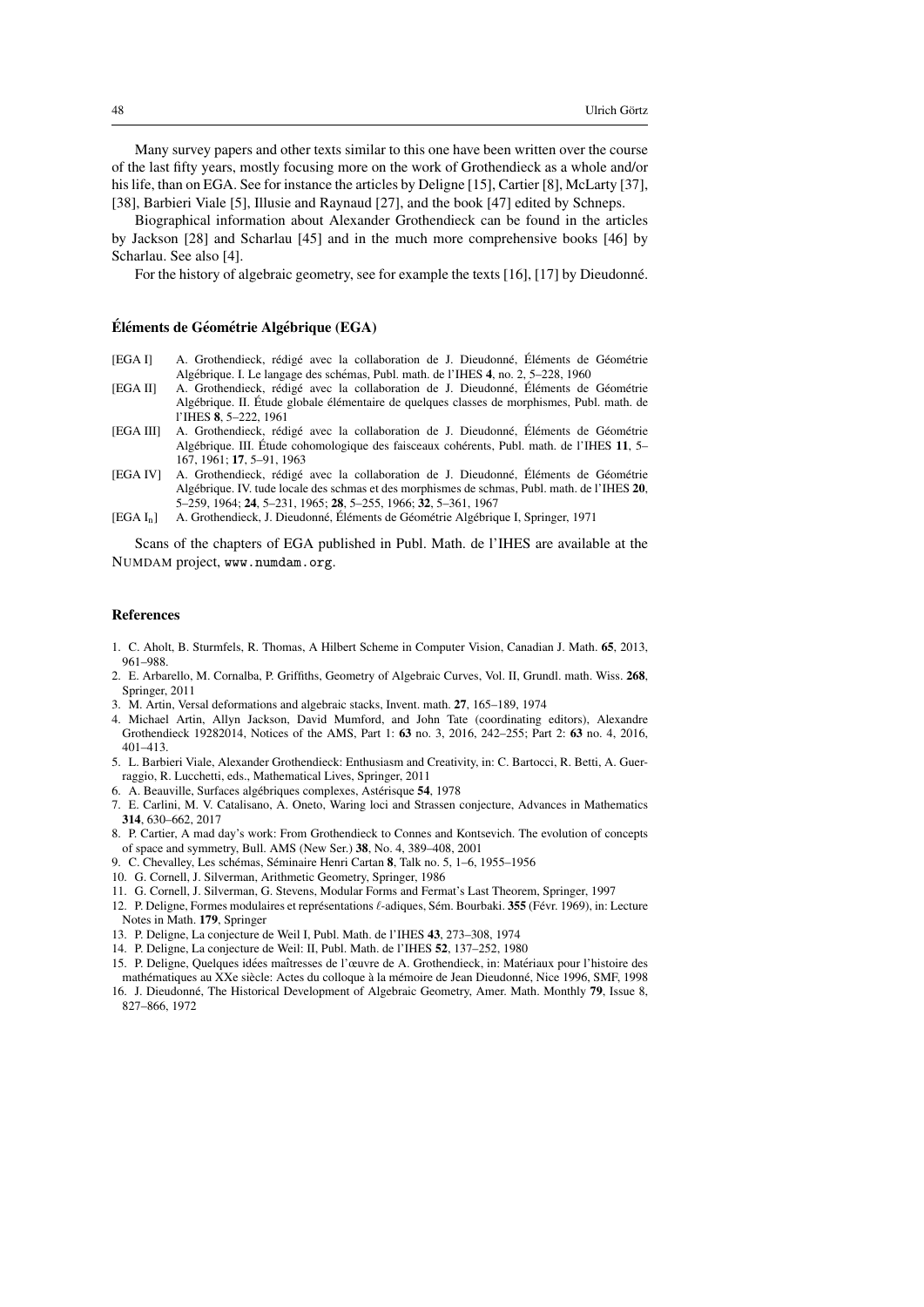Many survey papers and other texts similar to this one have been written over the course of the last fifty years, mostly focusing more on the work of Grothendieck as a whole and/or his life, than on EGA. See for instance the articles by Deligne [15], Cartier [8], McLarty [37], [38], Barbieri Viale [5], Illusie and Raynaud [27], and the book [47] edited by Schneps.

Biographical information about Alexander Grothendieck can be found in the articles by Jackson [28] and Scharlau [45] and in the much more comprehensive books [46] by Scharlau. See also [4].

For the history of algebraic geometry, see for example the texts [16], [17] by Dieudonné.

### Éléments de Géométrie Algébrique (EGA)

- [EGA I] A. Grothendieck, rédigé avec la collaboration de J. Dieudonné, Éléments de Géométrie Algébrique. I. Le langage des schémas, Publ. math. de l'IHES **4**, no. 2, 5–228, 1960
- [EGA II] A. Grothendieck, rédigé avec la collaboration de J. Dieudonné, Éléments de Géométrie Algébrique. II. Étude globale élémentaire de quelques classes de morphismes, Publ. math. de l'IHES **8**, 5–222, 1961
- [EGA III] A. Grothendieck, rédigé avec la collaboration de J. Dieudonné, Éléments de Géométrie Algébrique. III. Étude cohomologique des faisceaux cohérents, Publ. math. de l'IHES **11**, 5–167, 1961; **17**, 5–91, 1963
- [EGA IV] A. Grothendieck, rédigé avec la collaboration de J. Dieudonné, Éléments de Géométrie Algébrique. IV. tude locale des schmas et des morphismes de schmas, Publ. math. de l'IHES **20**, 5–259, 1964; **24**, 5–231, 1965; **28**, 5–255, 1966; **32**, 5–361, 1967
- [EGA $I_n$] A. Grothendieck, J. Dieudonné, Éléments de Géométrie Algébrique I, Springer, 1971

Scans of the chapters of EGA published in Publ. Math. de l'IHES are available at the NUMDAM project, `www.numdam.org`.

### References

1. C. Aholt, B. Sturmfels, R. Thomas, A Hilbert Scheme in Computer Vision, Canadian J. Math. **65**, 2013, 961–988.
2. E. Arbarello, M. Cornalba, P. Griffiths, Geometry of Algebraic Curves, Vol. II, Grundl. math. Wiss. **268**, Springer, 2011
3. M. Artin, Versal deformations and algebraic stacks, Invent. math. **27**, 165–189, 1974
4. Michael Artin, Allyn Jackson, David Mumford, and John Tate (coordinating editors), Alexandre Grothendieck 19282014, Notices of the AMS, Part 1: **63** no. 3, 2016, 242–255; Part 2: **63** no. 4, 2016, 401–413.
5. L. Barbieri Viale, Alexander Grothendieck: Enthusiasm and Creativity, in: C. Bartocci, R. Betti, A. Guerraggio, R. Lucchetti, eds., Mathematical Lives, Springer, 2011
6. A. Beauville, Surfaces algébriques complexes, Astérisque **54**, 1978
7. E. Carlini, M. V. Catalisano, A. Oneto, Waring loci and Strassen conjecture, Advances in Mathematics **314**, 630–662, 2017
8. P. Cartier, A mad day's work: From Grothendieck to Connes and Kontsevich. The evolution of concepts of space and symmetry, Bull. AMS (New Ser.) **38**, No. 4, 389–408, 2001
9. C. Chevalley, Les schémas, Séminaire Henri Cartan **8**, Talk no. 5, 1–6, 1955–1956
10. G. Cornell, J. Silverman, Arithmetic Geometry, Springer, 1986
11. G. Cornell, J. Silverman, G. Stevens, Modular Forms and Fermat's Last Theorem, Springer, 1997
12. P. Deligne, Formes modulaires et représentations $\ell$-adiques, Sém. Bourbaki. **355** (Févr. 1969), in: Lecture Notes in Math. **179**, Springer
13. P. Deligne, La conjecture de Weil I, Publ. Math. de l'IHES **43**, 273–308, 1974
14. P. Deligne, La conjecture de Weil: II, Publ. Math. de l'IHES **52**, 137–252, 1980
15. P. Deligne, Quelques idées maîtresses de l'œuvre de A. Grothendieck, in: Matériaux pour l'histoire des mathématiques au XXe siècle: Actes du colloque à la mémoire de Jean Dieudonné, Nice 1996, SMF, 1998
16. J. Dieudonné, The Historical Development of Algebraic Geometry, Amer. Math. Monthly **79**, Issue 8, 827–866, 1972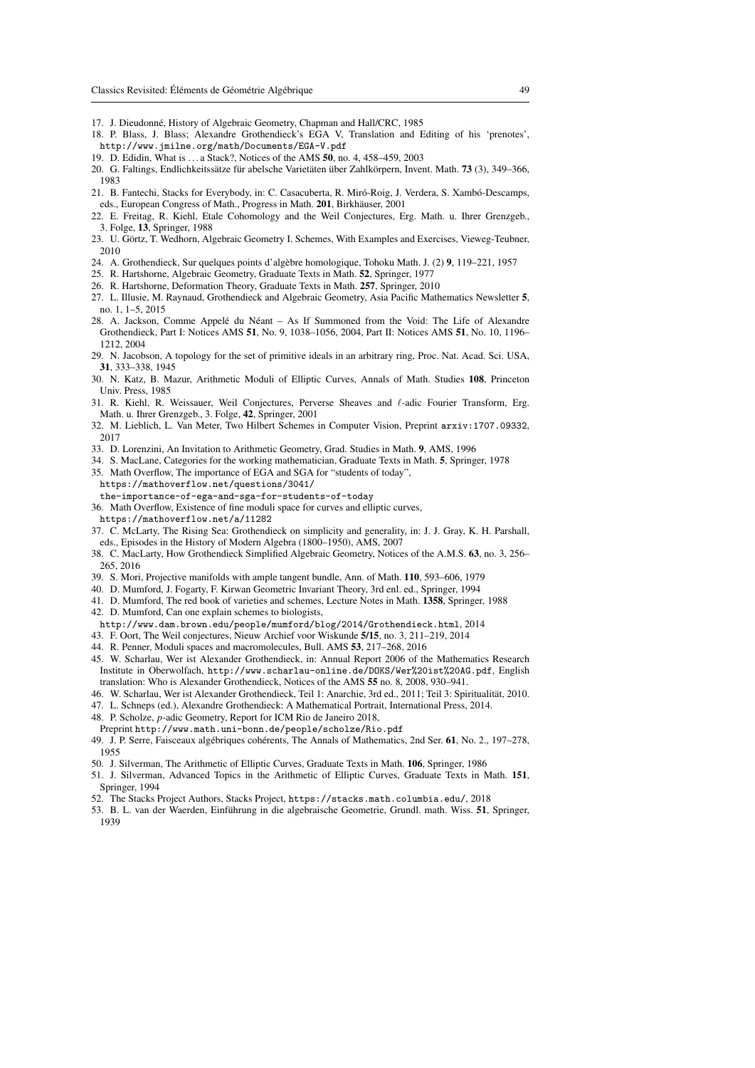17. J. Dieudonné, History of Algebraic Geometry, Chapman and Hall/CRC, 1985
18. P. Blass, J. Blass; Alexandre Grothendieck's EGA V, Translation and Editing of his 'prenotes', http://www.jmilne.org/math/Documents/EGA-V.pdf
19. D. Edidin, What is . . . a Stack?, Notices of the AMS **50**, no. 4, 458–459, 2003
20. G. Faltings, Endlichkeitssätze für abelsche Varietäten über Zahlkörpern, Invent. Math. **73** (3), 349–366, 1983
21. B. Fantechi, Stacks for Everybody, in: C. Casacuberta, R. Miró-Roig, J. Verdera, S. Xambó-Descamps, eds., European Congress of Math., Progress in Math. **201**, Birkhäuser, 2001
22. E. Freitag, R. Kiehl, Etale Cohomology and the Weil Conjectures, Erg. Math. u. Ihrer Grenzgeb., 3. Folge, **13**, Springer, 1988
23. U. Görtz, T. Wedhorn, Algebraic Geometry I. Schemes, With Examples and Exercises, Vieweg-Teubner, 2010
24. A. Grothendieck, Sur quelques points d'algèbre homologique, Tohoku Math. J. (2) **9**, 119–221, 1957
25. R. Hartshorne, Algebraic Geometry, Graduate Texts in Math. **52**, Springer, 1977
26. R. Hartshorne, Deformation Theory, Graduate Texts in Math. **257**, Springer, 2010
27. L. Illusie, M. Raynaud, Grothendieck and Algebraic Geometry, Asia Pacific Mathematics Newsletter **5**, no. 1, 1–5, 2015
28. A. Jackson, Comme Appelé du Néant – As If Summoned from the Void: The Life of Alexandre Grothendieck, Part I: Notices AMS **51**, No. 9, 1038–1056, 2004, Part II: Notices AMS **51**, No. 10, 1196–1212, 2004
29. N. Jacobson, A topology for the set of primitive ideals in an arbitrary ring, Proc. Nat. Acad. Sci. USA, **31**, 333–338, 1945
30. N. Katz, B. Mazur, Arithmetic Moduli of Elliptic Curves, Annals of Math. Studies **108**, Princeton Univ. Press, 1985
31. R. Kiehl, R. Weissauer, Weil Conjectures, Perverse Sheaves and $\ell$-adic Fourier Transform, Erg. Math. u. Ihrer Grenzgeb., 3. Folge, **42**, Springer, 2001
32. M. Lieblich, L. Van Meter, Two Hilbert Schemes in Computer Vision, Preprint arxiv:1707.09332, 2017
33. D. Lorenzini, An Invitation to Arithmetic Geometry, Grad. Studies in Math. **9**, AMS, 1996
34. S. MacLane, Categories for the working mathematician, Graduate Texts in Math. **5**, Springer, 1978
35. Math Overflow, The importance of EGA and SGA for "students of today", https://mathoverflow.net/questions/3041/the-importance-of-ega-and-sga-for-students-of-today
36. Math Overflow, Existence of fine moduli space for curves and elliptic curves, https://mathoverflow.net/a/11282
37. C. McLarty, The Rising Sea: Grothendieck on simplicity and generality, in: J. J. Gray, K. H. Parshall, eds., Episodes in the History of Modern Algebra (1800–1950), AMS, 2007
38. C. MacLarty, How Grothendieck Simplified Algebraic Geometry, Notices of the A.M.S. **63**, no. 3, 256–265, 2016
39. S. Mori, Projective manifolds with ample tangent bundle, Ann. of Math. **110**, 593–606, 1979
40. D. Mumford, J. Fogarty, F. Kirwan Geometric Invariant Theory, 3rd enl. ed., Springer, 1994
41. D. Mumford, The red book of varieties and schemes, Lecture Notes in Math. **1358**, Springer, 1988
42. D. Mumford, Can one explain schemes to biologists, http://www.dam.brown.edu/people/mumford/blog/2014/Grothendieck.html, 2014
43. F. Oort, The Weil conjectures, Nieuw Archief voor Wiskunde **5/15**, no. 3, 211–219, 2014
44. R. Penner, Moduli spaces and macromolecules, Bull. AMS **53**, 217–268, 2016
45. W. Scharlau, Wer ist Alexander Grothendieck, in: Annual Report 2006 of the Mathematics Research Institute in Oberwolfach, http://www.scharlau-online.de/DOKS/Wer%20ist%20AG.pdf, English translation: Who is Alexander Grothendieck, Notices of the AMS **55** no. 8, 2008, 930–941.
46. W. Scharlau, Wer ist Alexander Grothendieck, Teil 1: Anarchie, 3rd ed., 2011; Teil 3: Spiritualität, 2010.
47. L. Schneps (ed.), Alexandre Grothendieck: A Mathematical Portrait, International Press, 2014.
48. P. Scholze, $p$-adic Geometry, Report for ICM Rio de Janeiro 2018, Preprint http://www.math.uni-bonn.de/people/scholze/Rio.pdf
49. J. P. Serre, Faisceaux algébriques cohérents, The Annals of Mathematics, 2nd Ser. **61**, No. 2., 197–278, 1955
50. J. Silverman, The Arithmetic of Elliptic Curves, Graduate Texts in Math. **106**, Springer, 1986
51. J. Silverman, Advanced Topics in the Arithmetic of Elliptic Curves, Graduate Texts in Math. **151**, Springer, 1994
52. The Stacks Project Authors, Stacks Project, https://stacks.math.columbia.edu/, 2018
53. B. L. van der Waerden, Einführung in die algebraische Geometrie, Grundl. math. Wiss. **51**, Springer, 1939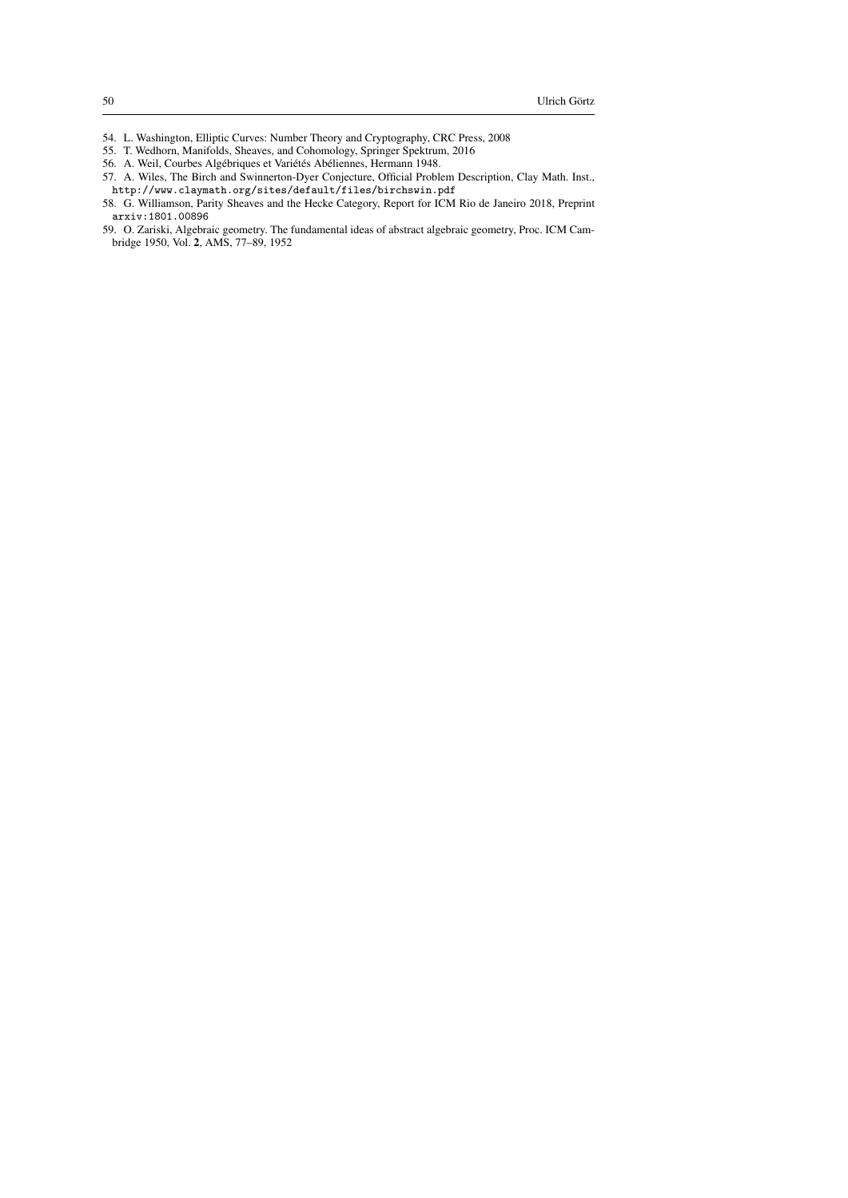54. L. Washington, Elliptic Curves: Number Theory and Cryptography, CRC Press, 2008
55. T. Wedhorn, Manifolds, Sheaves, and Cohomology, Springer Spektrum, 2016
56. A. Weil, Courbes Algébriques et Variétés Abéliennes, Hermann 1948.
57. A. Wiles, The Birch and Swinnerton-Dyer Conjecture, Official Problem Description, Clay Math. Inst., `http://www.claymath.org/sites/default/files/birchswin.pdf`
58. G. Williamson, Parity Sheaves and the Hecke Category, Report for ICM Rio de Janeiro 2018, Preprint `arxiv:1801.00896`
59. O. Zariski, Algebraic geometry. The fundamental ideas of abstract algebraic geometry, Proc. ICM Cambridge 1950, Vol. **2**, AMS, 77–89, 1952